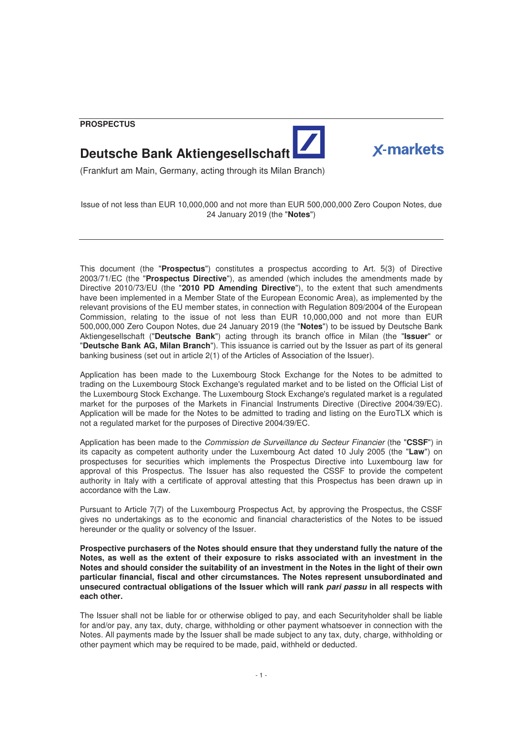**PROSPECTUS**

# Deutsche Bank Aktiengesellschaft

X-markets

(Frankfurt am Main, Germany, acting through its Milan Branch)

Issue of not less than EUR 10,000,000 and not more than EUR 500,000,000 Zero Coupon Notes, due 24 January 2019 (the "**Notes**")

---

This document (the "**Prospectus**") constitutes a prospectus according to Art. 5(3) of Directive 2003/71/EC (the "**Prospectus Directive**"), as amended (which includes the amendments made by Directive 2010/73/EU (the "**2010 PD Amending Directive**"), to the extent that such amendments have been implemented in a Member State of the European Economic Area), as implemented by the relevant provisions of the EU member states, in connection with Regulation 809/2004 of the European Commission, relating to the issue of not less than EUR 10,000,000 and not more than EUR 500,000,000 Zero Coupon Notes, due 24 January 2019 (the "**Notes**") to be issued by Deutsche Bank Aktiengesellschaft ("**Deutsche Bank**") acting through its branch office in Milan (the "**Issuer**" or "**Deutsche Bank AG, Milan Branch**"). This issuance is carried out by the Issuer as part of its general banking business (set out in article 2(1) of the Articles of Association of the Issuer).

Application has been made to the Luxembourg Stock Exchange for the Notes to be admitted to trading on the Luxembourg Stock Exchange's regulated market and to be listed on the Official List of the Luxembourg Stock Exchange. The Luxembourg Stock Exchange's regulated market is a regulated market for the purposes of the Markets in Financial Instruments Directive (Directive 2004/39/EC). Application will be made for the Notes to be admitted to trading and listing on the EuroTLX which is not a regulated market for the purposes of Directive 2004/39/EC.

Application has been made to the *Commission de Surveillance du Secteur Financier* (the "**CSSF**") in its capacity as competent authority under the Luxembourg Act dated 10 July 2005 (the "**Law**") on prospectuses for securities which implements the Prospectus Directive into Luxembourg law for approval of this Prospectus. The Issuer has also requested the CSSF to provide the competent authority in Italy with a certificate of approval attesting that this Prospectus has been drawn up in accordance with the Law.

Pursuant to Article 7(7) of the Luxembourg Prospectus Act, by approving the Prospectus, the CSSF gives no undertakings as to the economic and financial characteristics of the Notes to be issued hereunder or the quality or solvency of the Issuer.

**Prospective purchasers of the Notes should ensure that they understand fully the nature of the Notes, as well as the extent of their exposure to risks associated with an investment in the Notes and should consider the suitability of an investment in the Notes in the light of their own particular financial, fiscal and other circumstances. The Notes represent unsubordinated and unsecured contractual obligations of the Issuer which will rank *pari passu* in all respects with each other.**

The Issuer shall not be liable for or otherwise obliged to pay, and each Securityholder shall be liable for and/or pay, any tax, duty, charge, withholding or other payment whatsoever in connection with the Notes. All payments made by the Issuer shall be made subject to any tax, duty, charge, withholding or other payment which may be required to be made, paid, withheld or deducted.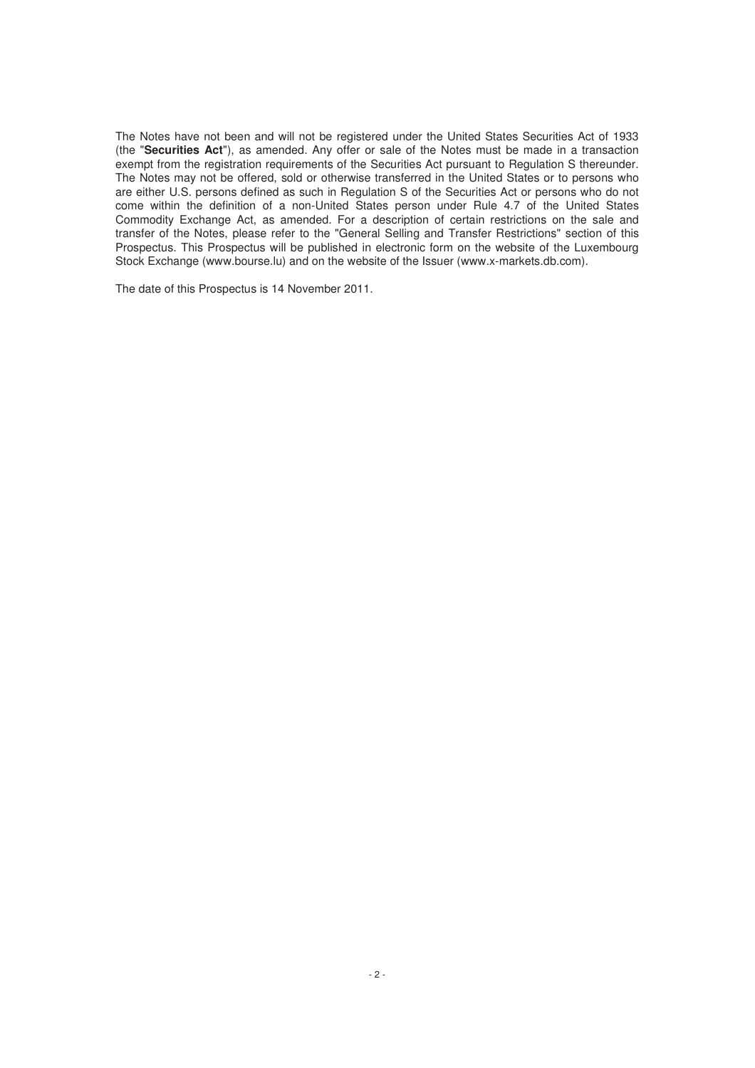The Notes have not been and will not be registered under the United States Securities Act of 1933 (the "**Securities Act**"), as amended. Any offer or sale of the Notes must be made in a transaction exempt from the registration requirements of the Securities Act pursuant to Regulation S thereunder. The Notes may not be offered, sold or otherwise transferred in the United States or to persons who are either U.S. persons defined as such in Regulation S of the Securities Act or persons who do not come within the definition of a non-United States person under Rule 4.7 of the United States Commodity Exchange Act, as amended. For a description of certain restrictions on the sale and transfer of the Notes, please refer to the "General Selling and Transfer Restrictions" section of this Prospectus. This Prospectus will be published in electronic form on the website of the Luxembourg Stock Exchange (www.bourse.lu) and on the website of the Issuer (www.x-markets.db.com).

The date of this Prospectus is 14 November 2011.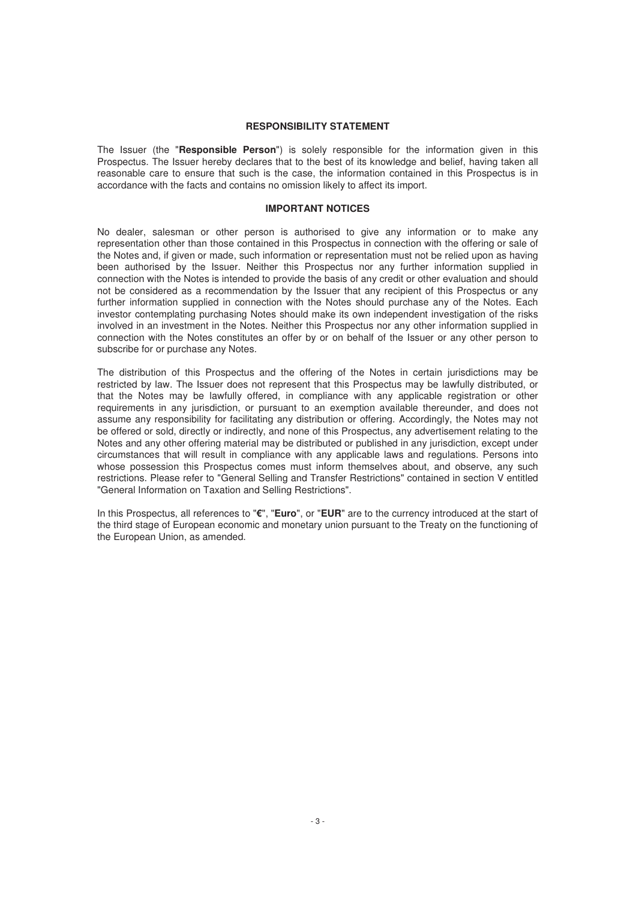## RESPONSIBILITY STATEMENT

The Issuer (the "**Responsible Person**") is solely responsible for the information given in this Prospectus. The Issuer hereby declares that to the best of its knowledge and belief, having taken all reasonable care to ensure that such is the case, the information contained in this Prospectus is in accordance with the facts and contains no omission likely to affect its import.

## IMPORTANT NOTICES

No dealer, salesman or other person is authorised to give any information or to make any representation other than those contained in this Prospectus in connection with the offering or sale of the Notes and, if given or made, such information or representation must not be relied upon as having been authorised by the Issuer. Neither this Prospectus nor any further information supplied in connection with the Notes is intended to provide the basis of any credit or other evaluation and should not be considered as a recommendation by the Issuer that any recipient of this Prospectus or any further information supplied in connection with the Notes should purchase any of the Notes. Each investor contemplating purchasing Notes should make its own independent investigation of the risks involved in an investment in the Notes. Neither this Prospectus nor any other information supplied in connection with the Notes constitutes an offer by or on behalf of the Issuer or any other person to subscribe for or purchase any Notes.

The distribution of this Prospectus and the offering of the Notes in certain jurisdictions may be restricted by law. The Issuer does not represent that this Prospectus may be lawfully distributed, or that the Notes may be lawfully offered, in compliance with any applicable registration or other requirements in any jurisdiction, or pursuant to an exemption available thereunder, and does not assume any responsibility for facilitating any distribution or offering. Accordingly, the Notes may not be offered or sold, directly or indirectly, and none of this Prospectus, any advertisement relating to the Notes and any other offering material may be distributed or published in any jurisdiction, except under circumstances that will result in compliance with any applicable laws and regulations. Persons into whose possession this Prospectus comes must inform themselves about, and observe, any such restrictions. Please refer to "General Selling and Transfer Restrictions" contained in section V entitled "General Information on Taxation and Selling Restrictions".

In this Prospectus, all references to "**€**", "**Euro**", or "**EUR**" are to the currency introduced at the start of the third stage of European economic and monetary union pursuant to the Treaty on the functioning of the European Union, as amended.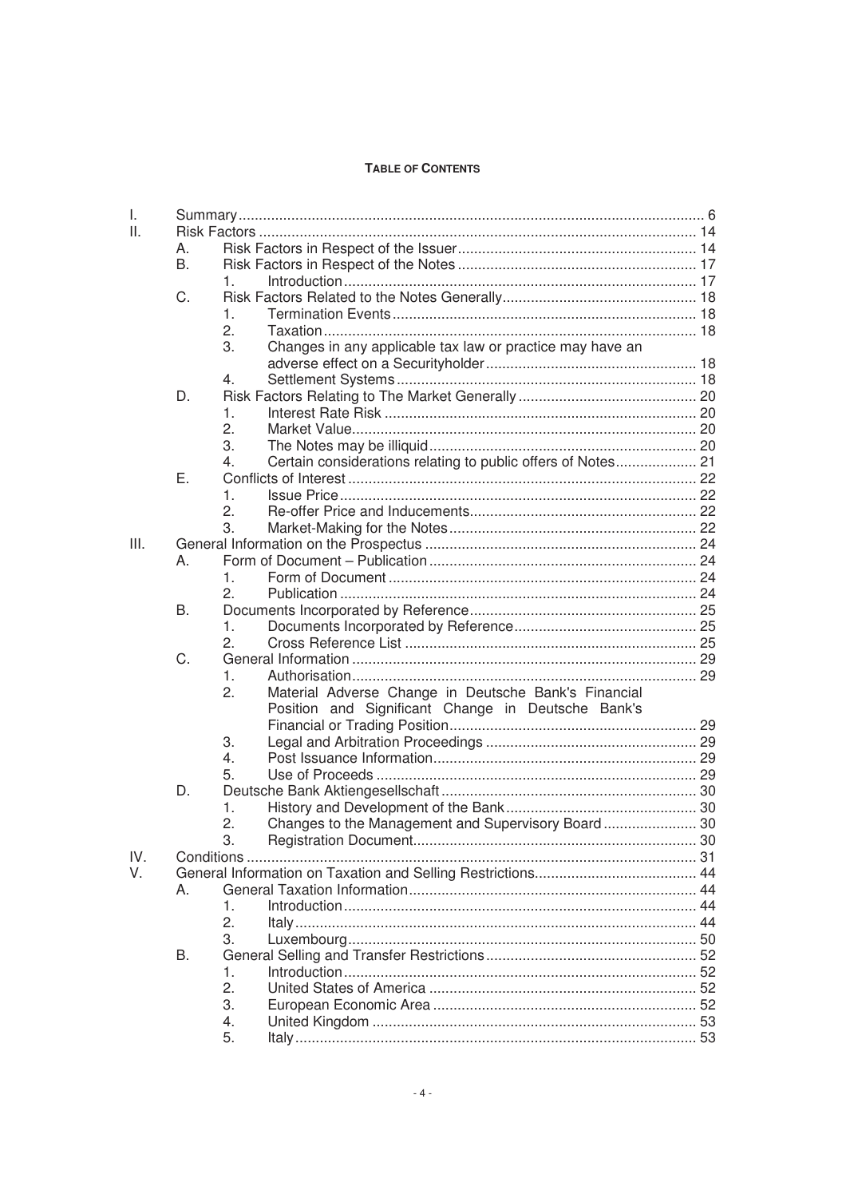**TABLE OF CONTENTS**

| | | | | |
|---|---|---|---|---|
| I. | Summary | | | 6 |
| II. | Risk Factors | | | 14 |
| | A. | Risk Factors in Respect of the Issuer | | 14 |
| | B. | Risk Factors in Respect of the Notes | | 17 |
| | | 1. | Introduction | 17 |
| | C. | Risk Factors Related to the Notes Generally | | 18 |
| | | 1. | Termination Events | 18 |
| | | 2. | Taxation | 18 |
| | | 3. | Changes in any applicable tax law or practice may have an adverse effect on a Securityholder | 18 |
| | | 4. | Settlement Systems | 18 |
| | D. | Risk Factors Relating to The Market Generally | | 20 |
| | | 1. | Interest Rate Risk | 20 |
| | | 2. | Market Value | 20 |
| | | 3. | The Notes may be illiquid | 20 |
| | | 4. | Certain considerations relating to public offers of Notes | 21 |
| | E. | Conflicts of Interest | | 22 |
| | | 1. | Issue Price | 22 |
| | | 2. | Re-offer Price and Inducements | 22 |
| | | 3. | Market-Making for the Notes | 22 |
| III. | General Information on the Prospectus | | | 24 |
| | A. | Form of Document – Publication | | 24 |
| | | 1. | Form of Document | 24 |
| | | 2. | Publication | 24 |
| | B. | Documents Incorporated by Reference | | 25 |
| | | 1. | Documents Incorporated by Reference | 25 |
| | | 2. | Cross Reference List | 25 |
| | C. | General Information | | 29 |
| | | 1. | Authorisation | 29 |
| | | 2. | Material Adverse Change in Deutsche Bank's Financial Position and Significant Change in Deutsche Bank's Financial or Trading Position | 29 |
| | | 3. | Legal and Arbitration Proceedings | 29 |
| | | 4. | Post Issuance Information | 29 |
| | | 5. | Use of Proceeds | 29 |
| | D. | Deutsche Bank Aktiengesellschaft | | 30 |
| | | 1. | History and Development of the Bank | 30 |
| | | 2. | Changes to the Management and Supervisory Board | 30 |
| | | 3. | Registration Document | 30 |
| IV. | Conditions | | | 31 |
| V. | General Information on Taxation and Selling Restrictions | | | 44 |
| | A. | General Taxation Information | | 44 |
| | | 1. | Introduction | 44 |
| | | 2. | Italy | 44 |
| | | 3. | Luxembourg | 50 |
| | B. | General Selling and Transfer Restrictions | | 52 |
| | | 1. | Introduction | 52 |
| | | 2. | United States of America | 52 |
| | | 3. | European Economic Area | 52 |
| | | 4. | United Kingdom | 53 |
| | | 5. | Italy | 53 |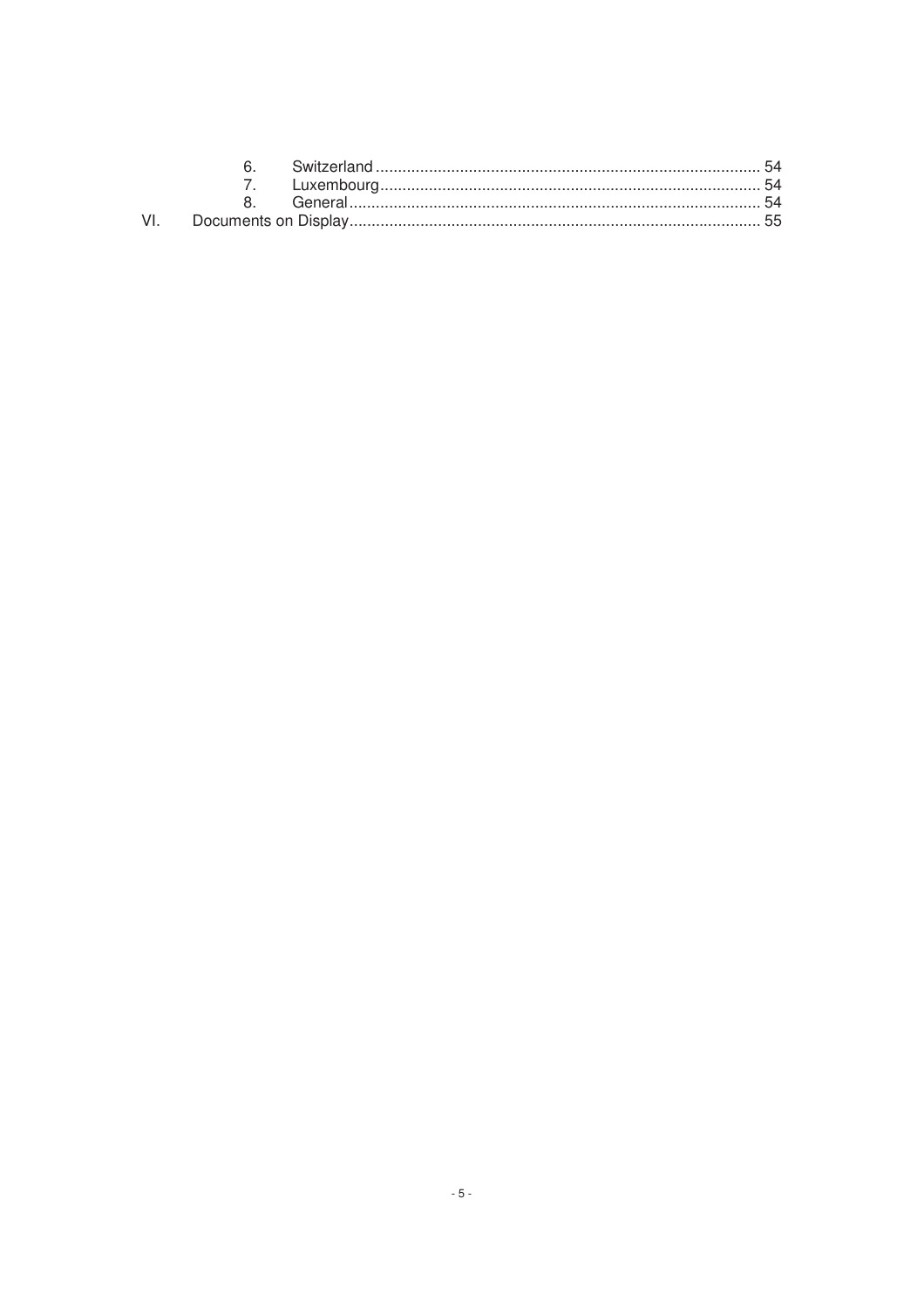6. Switzerland ........................................................................................ 54
7. Luxembourg........................................................................................ 54
8. General ............................................................................................... 54

VI. Documents on Display ............................................................................................ 55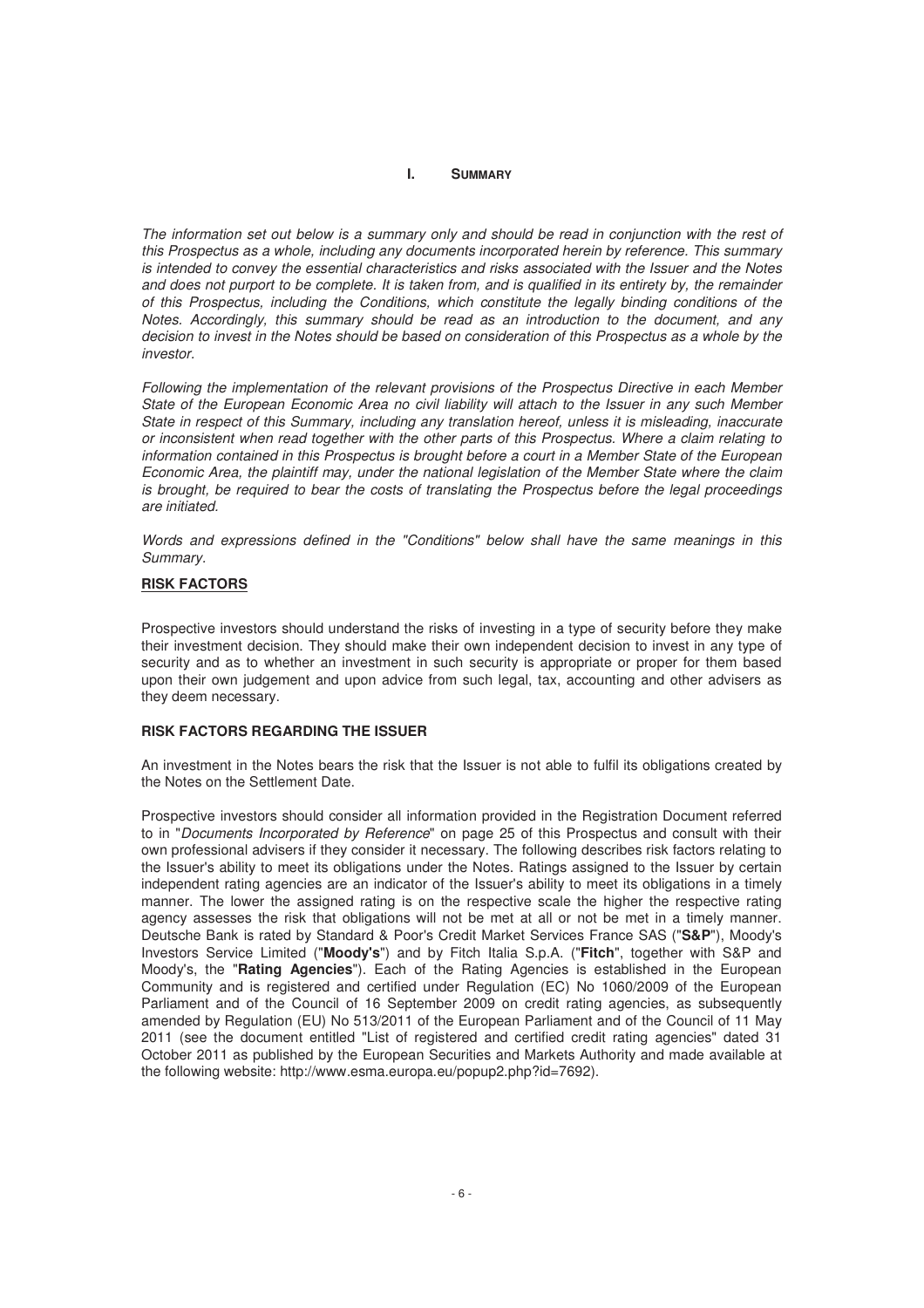# I. SUMMARY

*The information set out below is a summary only and should be read in conjunction with the rest of this Prospectus as a whole, including any documents incorporated herein by reference. This summary is intended to convey the essential characteristics and risks associated with the Issuer and the Notes and does not purport to be complete. It is taken from, and is qualified in its entirety by, the remainder of this Prospectus, including the Conditions, which constitute the legally binding conditions of the Notes. Accordingly, this summary should be read as an introduction to the document, and any decision to invest in the Notes should be based on consideration of this Prospectus as a whole by the investor.*

*Following the implementation of the relevant provisions of the Prospectus Directive in each Member State of the European Economic Area no civil liability will attach to the Issuer in any such Member State in respect of this Summary, including any translation hereof, unless it is misleading, inaccurate or inconsistent when read together with the other parts of this Prospectus. Where a claim relating to information contained in this Prospectus is brought before a court in a Member State of the European Economic Area, the plaintiff may, under the national legislation of the Member State where the claim is brought, be required to bear the costs of translating the Prospectus before the legal proceedings are initiated.*

*Words and expressions defined in the "Conditions" below shall have the same meanings in this Summary.*

## RISK FACTORS

Prospective investors should understand the risks of investing in a type of security before they make their investment decision. They should make their own independent decision to invest in any type of security and as to whether an investment in such security is appropriate or proper for them based upon their own judgement and upon advice from such legal, tax, accounting and other advisers as they deem necessary.

### RISK FACTORS REGARDING THE ISSUER

An investment in the Notes bears the risk that the Issuer is not able to fulfil its obligations created by the Notes on the Settlement Date.

Prospective investors should consider all information provided in the Registration Document referred to in "*Documents Incorporated by Reference*" on page 25 of this Prospectus and consult with their own professional advisers if they consider it necessary. The following describes risk factors relating to the Issuer's ability to meet its obligations under the Notes. Ratings assigned to the Issuer by certain independent rating agencies are an indicator of the Issuer's ability to meet its obligations in a timely manner. The lower the assigned rating is on the respective scale the higher the respective rating agency assesses the risk that obligations will not be met at all or not be met in a timely manner. Deutsche Bank is rated by Standard & Poor's Credit Market Services France SAS ("**S&P**"), Moody's Investors Service Limited ("**Moody's**") and by Fitch Italia S.p.A. ("**Fitch**", together with S&P and Moody's, the "**Rating Agencies**"). Each of the Rating Agencies is established in the European Community and is registered and certified under Regulation (EC) No 1060/2009 of the European Parliament and of the Council of 16 September 2009 on credit rating agencies, as subsequently amended by Regulation (EU) No 513/2011 of the European Parliament and of the Council of 11 May 2011 (see the document entitled "List of registered and certified credit rating agencies" dated 31 October 2011 as published by the European Securities and Markets Authority and made available at the following website: http://www.esma.europa.eu/popup2.php?id=7692).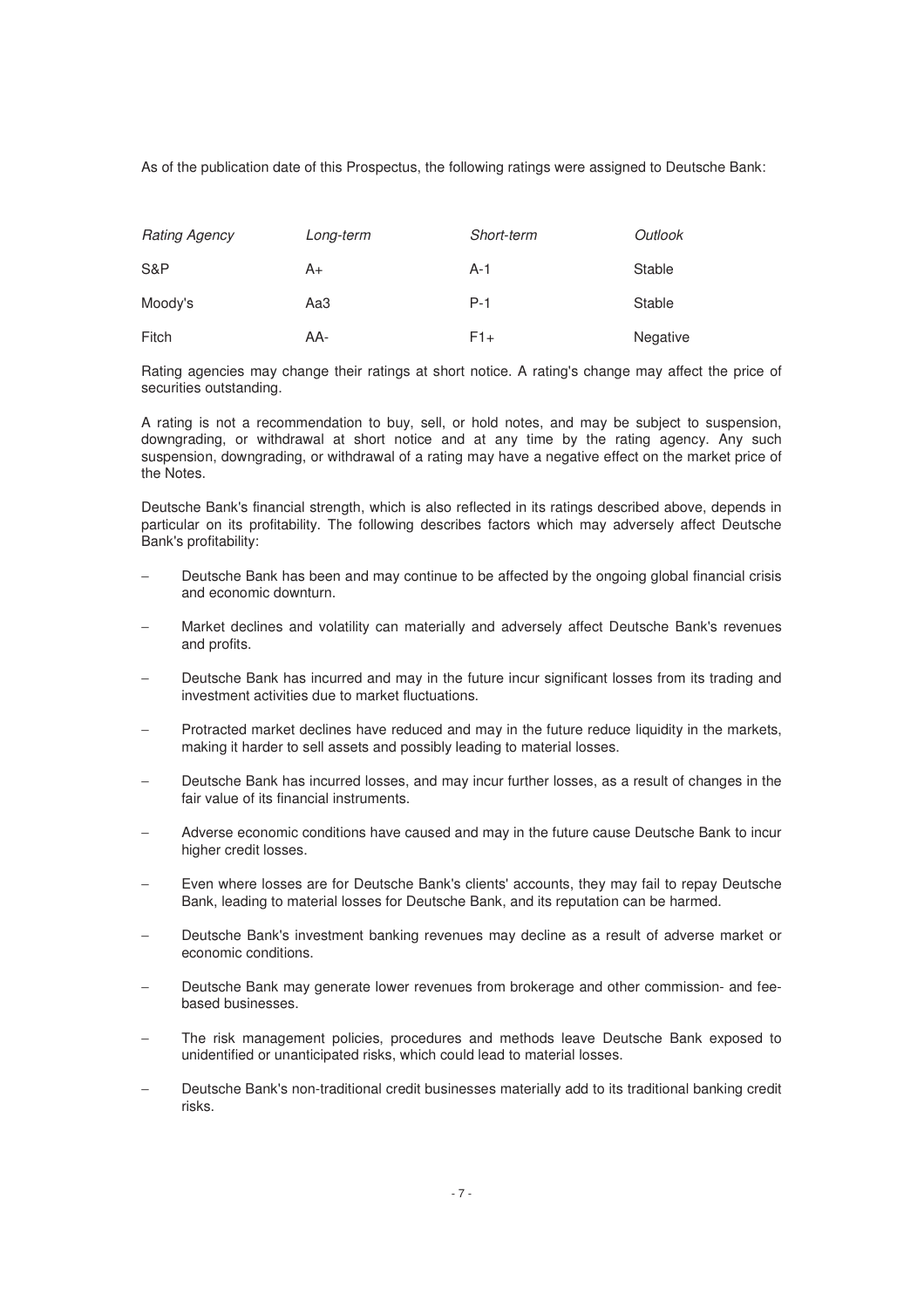As of the publication date of this Prospectus, the following ratings were assigned to Deutsche Bank:

| *Rating Agency* | *Long-term* | *Short-term* | *Outlook* |
|---|---|---|---|
| S&P | A+ | A-1 | Stable |
| Moody's | Aa3 | P-1 | Stable |
| Fitch | AA- | F1+ | Negative |

Rating agencies may change their ratings at short notice. A rating's change may affect the price of securities outstanding.

A rating is not a recommendation to buy, sell, or hold notes, and may be subject to suspension, downgrading, or withdrawal at short notice and at any time by the rating agency. Any such suspension, downgrading, or withdrawal of a rating may have a negative effect on the market price of the Notes.

Deutsche Bank's financial strength, which is also reflected in its ratings described above, depends in particular on its profitability. The following describes factors which may adversely affect Deutsche Bank's profitability:

- Deutsche Bank has been and may continue to be affected by the ongoing global financial crisis and economic downturn.
- Market declines and volatility can materially and adversely affect Deutsche Bank's revenues and profits.
- Deutsche Bank has incurred and may in the future incur significant losses from its trading and investment activities due to market fluctuations.
- Protracted market declines have reduced and may in the future reduce liquidity in the markets, making it harder to sell assets and possibly leading to material losses.
- Deutsche Bank has incurred losses, and may incur further losses, as a result of changes in the fair value of its financial instruments.
- Adverse economic conditions have caused and may in the future cause Deutsche Bank to incur higher credit losses.
- Even where losses are for Deutsche Bank's clients' accounts, they may fail to repay Deutsche Bank, leading to material losses for Deutsche Bank, and its reputation can be harmed.
- Deutsche Bank's investment banking revenues may decline as a result of adverse market or economic conditions.
- Deutsche Bank may generate lower revenues from brokerage and other commission- and fee-based businesses.
- The risk management policies, procedures and methods leave Deutsche Bank exposed to unidentified or unanticipated risks, which could lead to material losses.
- Deutsche Bank's non-traditional credit businesses materially add to its traditional banking credit risks.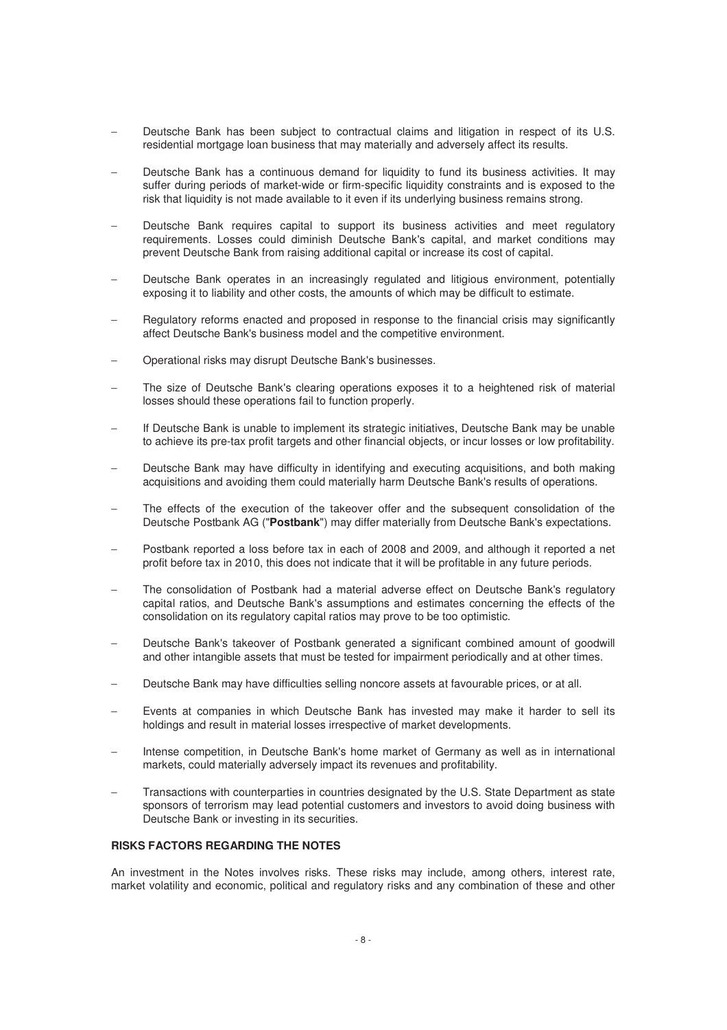- Deutsche Bank has been subject to contractual claims and litigation in respect of its U.S. residential mortgage loan business that may materially and adversely affect its results.
- Deutsche Bank has a continuous demand for liquidity to fund its business activities. It may suffer during periods of market-wide or firm-specific liquidity constraints and is exposed to the risk that liquidity is not made available to it even if its underlying business remains strong.
- Deutsche Bank requires capital to support its business activities and meet regulatory requirements. Losses could diminish Deutsche Bank's capital, and market conditions may prevent Deutsche Bank from raising additional capital or increase its cost of capital.
- Deutsche Bank operates in an increasingly regulated and litigious environment, potentially exposing it to liability and other costs, the amounts of which may be difficult to estimate.
- Regulatory reforms enacted and proposed in response to the financial crisis may significantly affect Deutsche Bank's business model and the competitive environment.
- Operational risks may disrupt Deutsche Bank's businesses.
- The size of Deutsche Bank's clearing operations exposes it to a heightened risk of material losses should these operations fail to function properly.
- If Deutsche Bank is unable to implement its strategic initiatives, Deutsche Bank may be unable to achieve its pre-tax profit targets and other financial objects, or incur losses or low profitability.
- Deutsche Bank may have difficulty in identifying and executing acquisitions, and both making acquisitions and avoiding them could materially harm Deutsche Bank's results of operations.
- The effects of the execution of the takeover offer and the subsequent consolidation of the Deutsche Postbank AG ("**Postbank**") may differ materially from Deutsche Bank's expectations.
- Postbank reported a loss before tax in each of 2008 and 2009, and although it reported a net profit before tax in 2010, this does not indicate that it will be profitable in any future periods.
- The consolidation of Postbank had a material adverse effect on Deutsche Bank's regulatory capital ratios, and Deutsche Bank's assumptions and estimates concerning the effects of the consolidation on its regulatory capital ratios may prove to be too optimistic.
- Deutsche Bank's takeover of Postbank generated a significant combined amount of goodwill and other intangible assets that must be tested for impairment periodically and at other times.
- Deutsche Bank may have difficulties selling noncore assets at favourable prices, or at all.
- Events at companies in which Deutsche Bank has invested may make it harder to sell its holdings and result in material losses irrespective of market developments.
- Intense competition, in Deutsche Bank's home market of Germany as well as in international markets, could materially adversely impact its revenues and profitability.
- Transactions with counterparties in countries designated by the U.S. State Department as state sponsors of terrorism may lead potential customers and investors to avoid doing business with Deutsche Bank or investing in its securities.

**RISKS FACTORS REGARDING THE NOTES**

An investment in the Notes involves risks. These risks may include, among others, interest rate, market volatility and economic, political and regulatory risks and any combination of these and other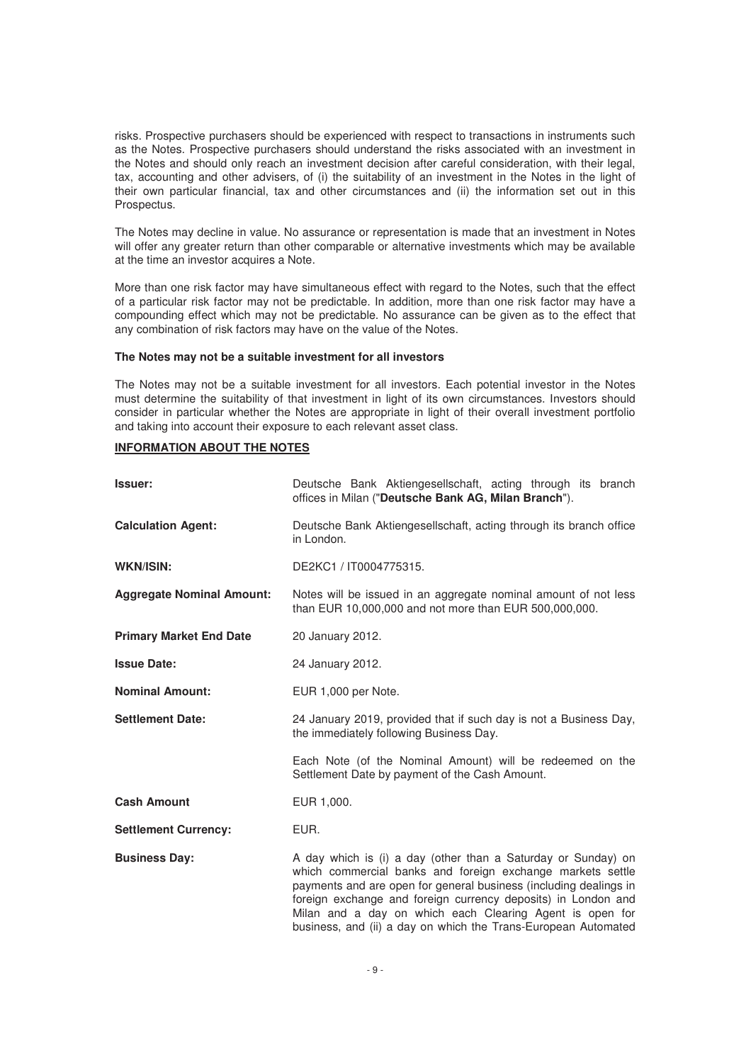risks. Prospective purchasers should be experienced with respect to transactions in instruments such as the Notes. Prospective purchasers should understand the risks associated with an investment in the Notes and should only reach an investment decision after careful consideration, with their legal, tax, accounting and other advisers, of (i) the suitability of an investment in the Notes in the light of their own particular financial, tax and other circumstances and (ii) the information set out in this Prospectus.

The Notes may decline in value. No assurance or representation is made that an investment in Notes will offer any greater return than other comparable or alternative investments which may be available at the time an investor acquires a Note.

More than one risk factor may have simultaneous effect with regard to the Notes, such that the effect of a particular risk factor may not be predictable. In addition, more than one risk factor may have a compounding effect which may not be predictable. No assurance can be given as to the effect that any combination of risk factors may have on the value of the Notes.

**The Notes may not be a suitable investment for all investors**

The Notes may not be a suitable investment for all investors. Each potential investor in the Notes must determine the suitability of that investment in light of its own circumstances. Investors should consider in particular whether the Notes are appropriate in light of their overall investment portfolio and taking into account their exposure to each relevant asset class.

**INFORMATION ABOUT THE NOTES**

| | |
|---|---|
| **Issuer:** | Deutsche Bank Aktiengesellschaft, acting through its branch offices in Milan ("**Deutsche Bank AG, Milan Branch**"). |
| **Calculation Agent:** | Deutsche Bank Aktiengesellschaft, acting through its branch office in London. |
| **WKN/ISIN:** | DE2KC1 / IT0004775315. |
| **Aggregate Nominal Amount:** | Notes will be issued in an aggregate nominal amount of not less than EUR 10,000,000 and not more than EUR 500,000,000. |
| **Primary Market End Date** | 20 January 2012. |
| **Issue Date:** | 24 January 2012. |
| **Nominal Amount:** | EUR 1,000 per Note. |
| **Settlement Date:** | 24 January 2019, provided that if such day is not a Business Day, the immediately following Business Day.<br><br>Each Note (of the Nominal Amount) will be redeemed on the Settlement Date by payment of the Cash Amount. |
| **Cash Amount** | EUR 1,000. |
| **Settlement Currency:** | EUR. |
| **Business Day:** | A day which is (i) a day (other than a Saturday or Sunday) on which commercial banks and foreign exchange markets settle payments and are open for general business (including dealings in foreign exchange and foreign currency deposits) in London and Milan and a day on which each Clearing Agent is open for business, and (ii) a day on which the Trans-European Automated |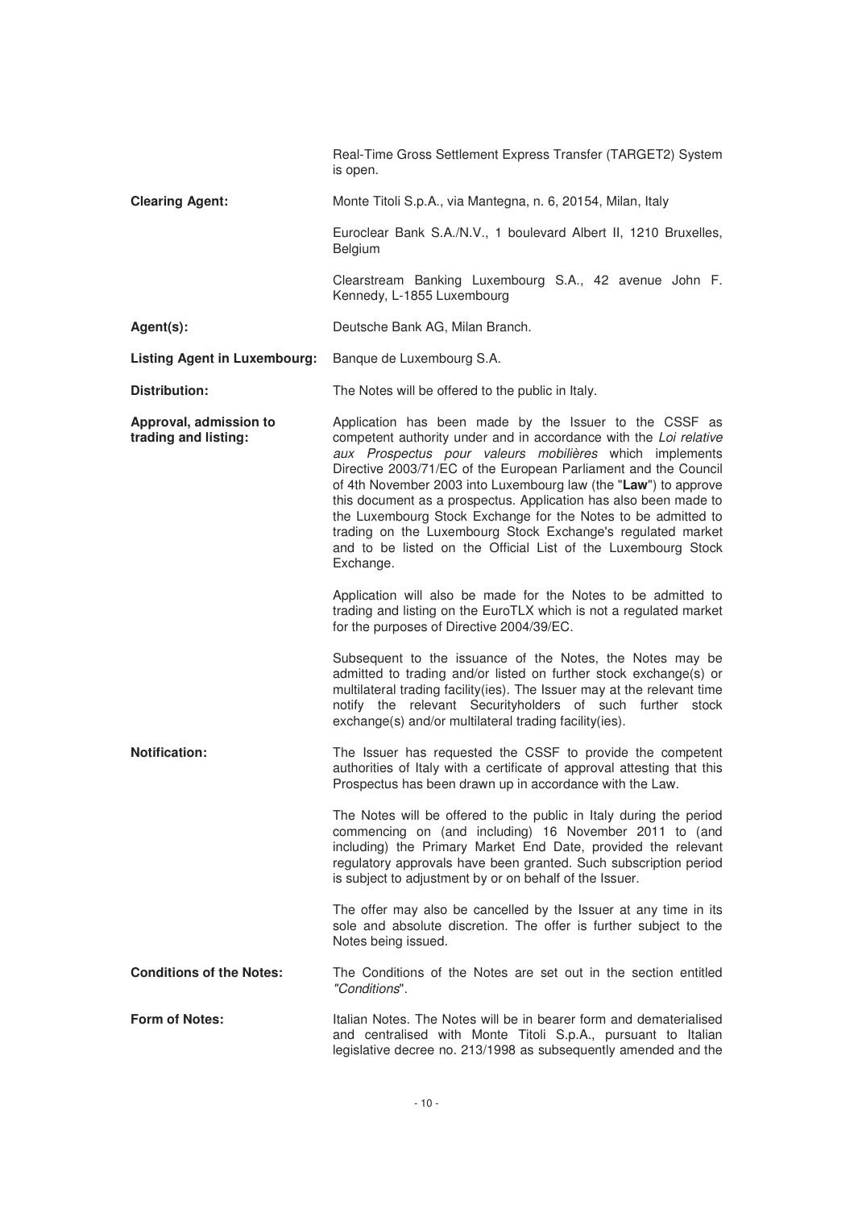| | |
|---|---|
| | Real-Time Gross Settlement Express Transfer (TARGET2) System is open. |
| **Clearing Agent:** | Monte Titoli S.p.A., via Mantegna, n. 6, 20154, Milan, Italy<br><br>Euroclear Bank S.A./N.V., 1 boulevard Albert II, 1210 Bruxelles, Belgium<br><br>Clearstream Banking Luxembourg S.A., 42 avenue John F. Kennedy, L-1855 Luxembourg |
| **Agent(s):** | Deutsche Bank AG, Milan Branch. |
| **Listing Agent in Luxembourg:** | Banque de Luxembourg S.A. |
| **Distribution:** | The Notes will be offered to the public in Italy. |
| **Approval, admission to trading and listing:** | Application has been made by the Issuer to the CSSF as competent authority under and in accordance with the *Loi relative aux Prospectus pour valeurs mobilières* which implements Directive 2003/71/EC of the European Parliament and the Council of 4th November 2003 into Luxembourg law (the "**Law**") to approve this document as a prospectus. Application has also been made to the Luxembourg Stock Exchange for the Notes to be admitted to trading on the Luxembourg Stock Exchange's regulated market and to be listed on the Official List of the Luxembourg Stock Exchange.<br><br>Application will also be made for the Notes to be admitted to trading and listing on the EuroTLX which is not a regulated market for the purposes of Directive 2004/39/EC.<br><br>Subsequent to the issuance of the Notes, the Notes may be admitted to trading and/or listed on further stock exchange(s) or multilateral trading facility(ies). The Issuer may at the relevant time notify the relevant Securityholders of such further stock exchange(s) and/or multilateral trading facility(ies). |
| **Notification:** | The Issuer has requested the CSSF to provide the competent authorities of Italy with a certificate of approval attesting that this Prospectus has been drawn up in accordance with the Law.<br><br>The Notes will be offered to the public in Italy during the period commencing on (and including) 16 November 2011 to (and including) the Primary Market End Date, provided the relevant regulatory approvals have been granted. Such subscription period is subject to adjustment by or on behalf of the Issuer.<br><br>The offer may also be cancelled by the Issuer at any time in its sole and absolute discretion. The offer is further subject to the Notes being issued. |
| **Conditions of the Notes:** | The Conditions of the Notes are set out in the section entitled *"Conditions*". |
| **Form of Notes:** | Italian Notes. The Notes will be in bearer form and dematerialised and centralised with Monte Titoli S.p.A., pursuant to Italian legislative decree no. 213/1998 as subsequently amended and the |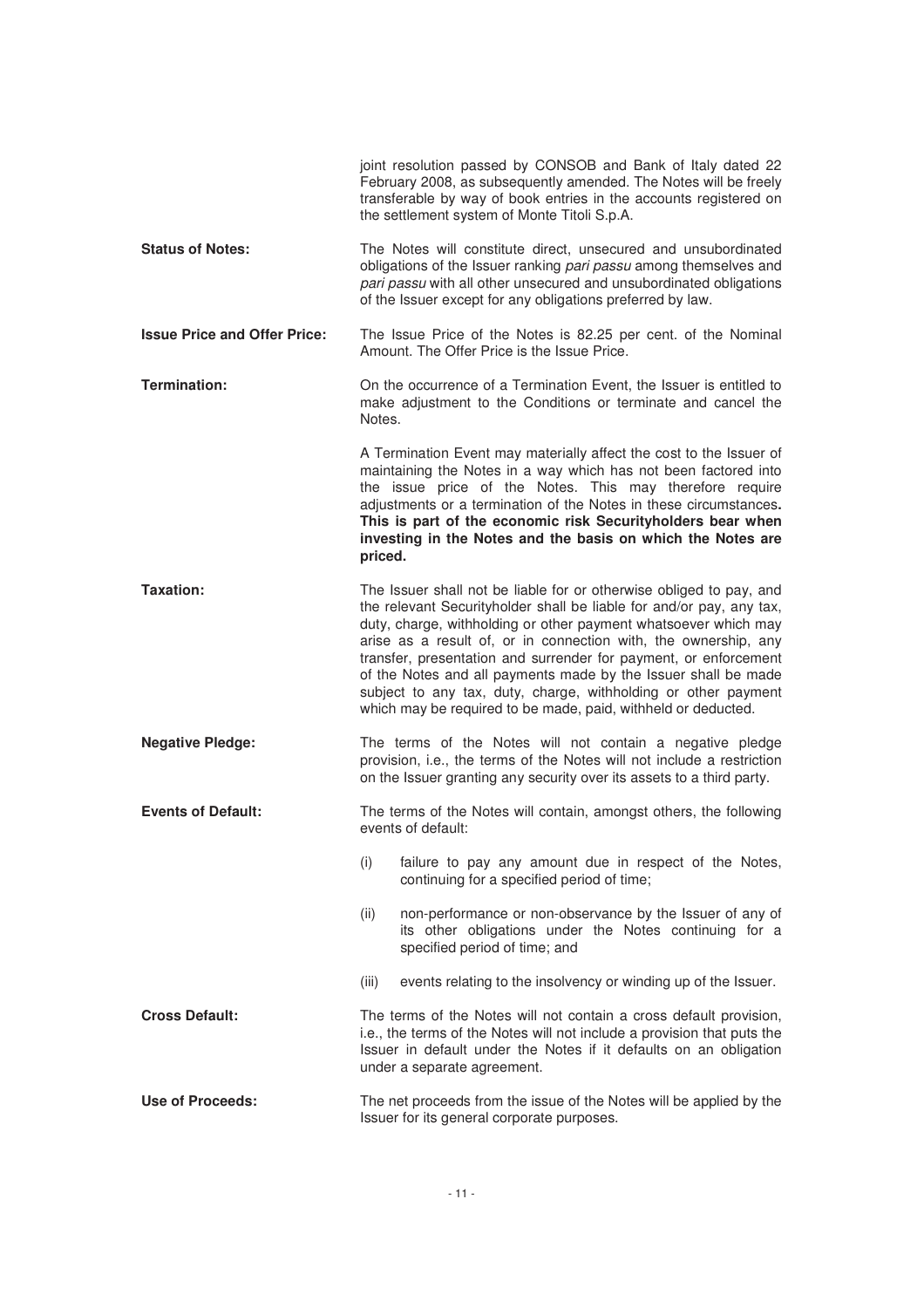joint resolution passed by CONSOB and Bank of Italy dated 22 February 2008, as subsequently amended. The Notes will be freely transferable by way of book entries in the accounts registered on the settlement system of Monte Titoli S.p.A.

**Status of Notes:** The Notes will constitute direct, unsecured and unsubordinated obligations of the Issuer ranking *pari passu* among themselves and *pari passu* with all other unsecured and unsubordinated obligations of the Issuer except for any obligations preferred by law.

**Issue Price and Offer Price:** The Issue Price of the Notes is 82.25 per cent. of the Nominal Amount. The Offer Price is the Issue Price.

**Termination:** On the occurrence of a Termination Event, the Issuer is entitled to make adjustment to the Conditions or terminate and cancel the Notes.

A Termination Event may materially affect the cost to the Issuer of maintaining the Notes in a way which has not been factored into the issue price of the Notes. This may therefore require adjustments or a termination of the Notes in these circumstances**. This is part of the economic risk Securityholders bear when investing in the Notes and the basis on which the Notes are priced.**

**Taxation:** The Issuer shall not be liable for or otherwise obliged to pay, and the relevant Securityholder shall be liable for and/or pay, any tax, duty, charge, withholding or other payment whatsoever which may arise as a result of, or in connection with, the ownership, any transfer, presentation and surrender for payment, or enforcement of the Notes and all payments made by the Issuer shall be made subject to any tax, duty, charge, withholding or other payment which may be required to be made, paid, withheld or deducted.

**Negative Pledge:** The terms of the Notes will not contain a negative pledge provision, i.e., the terms of the Notes will not include a restriction on the Issuer granting any security over its assets to a third party.

**Events of Default:** The terms of the Notes will contain, amongst others, the following events of default:

(i) failure to pay any amount due in respect of the Notes, continuing for a specified period of time;

(ii) non-performance or non-observance by the Issuer of any of its other obligations under the Notes continuing for a specified period of time; and

(iii) events relating to the insolvency or winding up of the Issuer.

**Cross Default:** The terms of the Notes will not contain a cross default provision, i.e., the terms of the Notes will not include a provision that puts the Issuer in default under the Notes if it defaults on an obligation under a separate agreement.

**Use of Proceeds:** The net proceeds from the issue of the Notes will be applied by the Issuer for its general corporate purposes.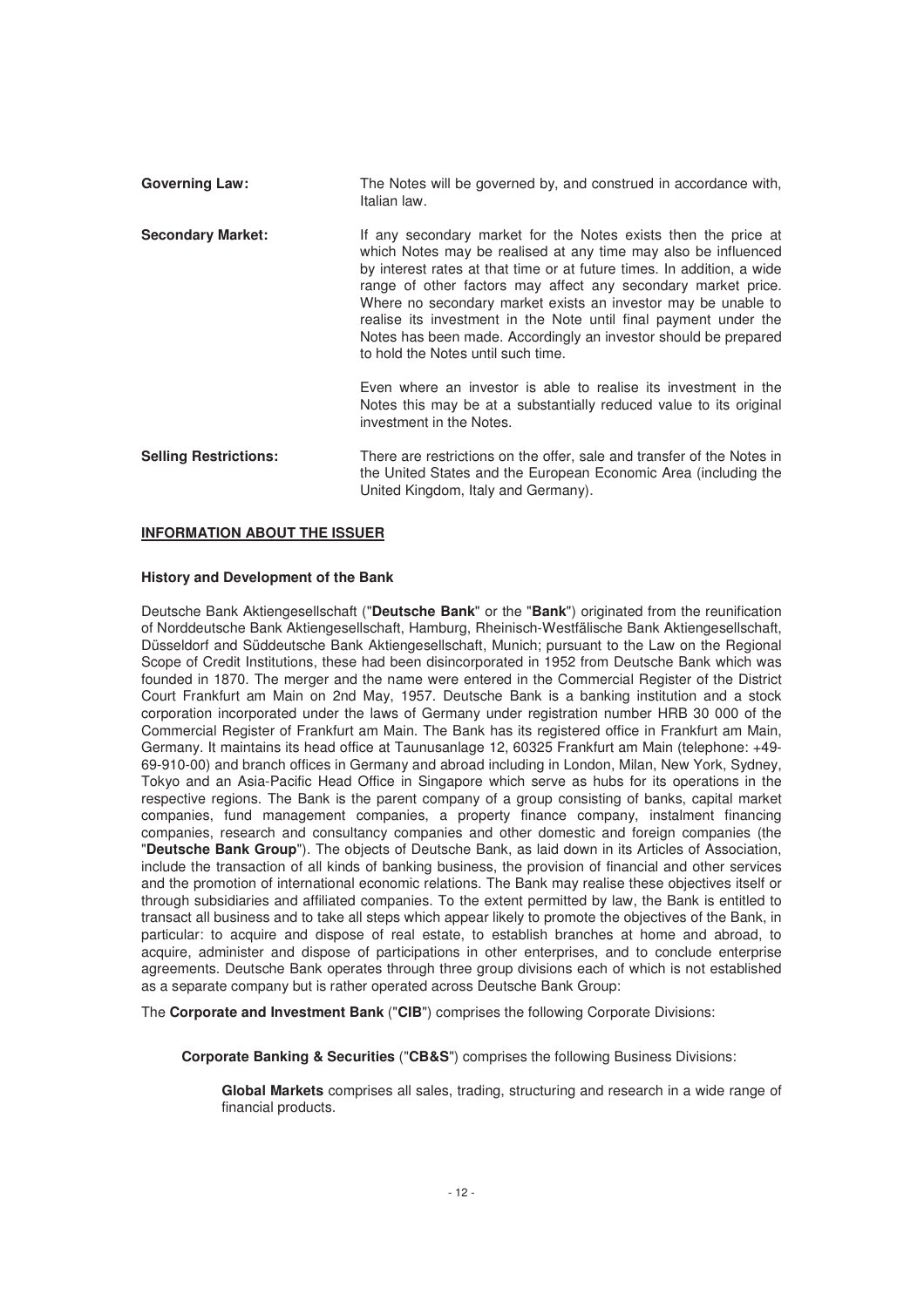| | |
|---|---|
| **Governing Law:** | The Notes will be governed by, and construed in accordance with, Italian law. |
| **Secondary Market:** | If any secondary market for the Notes exists then the price at which Notes may be realised at any time may also be influenced by interest rates at that time or at future times. In addition, a wide range of other factors may affect any secondary market price. Where no secondary market exists an investor may be unable to realise its investment in the Note until final payment under the Notes has been made. Accordingly an investor should be prepared to hold the Notes until such time.<br><br>Even where an investor is able to realise its investment in the Notes this may be at a substantially reduced value to its original investment in the Notes. |
| **Selling Restrictions:** | There are restrictions on the offer, sale and transfer of the Notes in the United States and the European Economic Area (including the United Kingdom, Italy and Germany). |

## INFORMATION ABOUT THE ISSUER

### History and Development of the Bank

Deutsche Bank Aktiengesellschaft ("**Deutsche Bank**" or the "**Bank**") originated from the reunification of Norddeutsche Bank Aktiengesellschaft, Hamburg, Rheinisch-Westfälische Bank Aktiengesellschaft, Düsseldorf and Süddeutsche Bank Aktiengesellschaft, Munich; pursuant to the Law on the Regional Scope of Credit Institutions, these had been disincorporated in 1952 from Deutsche Bank which was founded in 1870. The merger and the name were entered in the Commercial Register of the District Court Frankfurt am Main on 2nd May, 1957. Deutsche Bank is a banking institution and a stock corporation incorporated under the laws of Germany under registration number HRB 30 000 of the Commercial Register of Frankfurt am Main. The Bank has its registered office in Frankfurt am Main, Germany. It maintains its head office at Taunusanlage 12, 60325 Frankfurt am Main (telephone: +49-69-910-00) and branch offices in Germany and abroad including in London, Milan, New York, Sydney, Tokyo and an Asia-Pacific Head Office in Singapore which serve as hubs for its operations in the respective regions. The Bank is the parent company of a group consisting of banks, capital market companies, fund management companies, a property finance company, instalment financing companies, research and consultancy companies and other domestic and foreign companies (the "**Deutsche Bank Group**"). The objects of Deutsche Bank, as laid down in its Articles of Association, include the transaction of all kinds of banking business, the provision of financial and other services and the promotion of international economic relations. The Bank may realise these objectives itself or through subsidiaries and affiliated companies. To the extent permitted by law, the Bank is entitled to transact all business and to take all steps which appear likely to promote the objectives of the Bank, in particular: to acquire and dispose of real estate, to establish branches at home and abroad, to acquire, administer and dispose of participations in other enterprises, and to conclude enterprise agreements. Deutsche Bank operates through three group divisions each of which is not established as a separate company but is rather operated across Deutsche Bank Group:

The **Corporate and Investment Bank** ("**CIB**") comprises the following Corporate Divisions:

**Corporate Banking & Securities** ("**CB&S**") comprises the following Business Divisions:

**Global Markets** comprises all sales, trading, structuring and research in a wide range of financial products.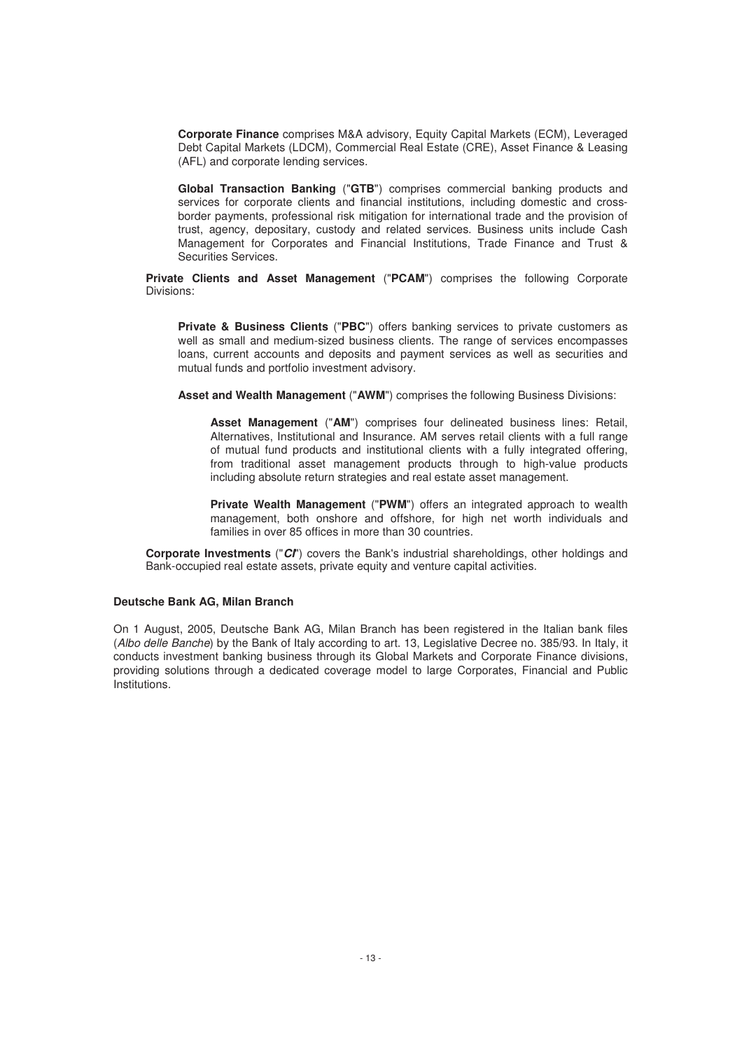**Corporate Finance** comprises M&A advisory, Equity Capital Markets (ECM), Leveraged Debt Capital Markets (LDCM), Commercial Real Estate (CRE), Asset Finance & Leasing (AFL) and corporate lending services.

**Global Transaction Banking** ("**GTB**") comprises commercial banking products and services for corporate clients and financial institutions, including domestic and cross-border payments, professional risk mitigation for international trade and the provision of trust, agency, depositary, custody and related services. Business units include Cash Management for Corporates and Financial Institutions, Trade Finance and Trust & Securities Services.

**Private Clients and Asset Management** ("**PCAM**") comprises the following Corporate Divisions:

**Private & Business Clients** ("**PBC**") offers banking services to private customers as well as small and medium-sized business clients. The range of services encompasses loans, current accounts and deposits and payment services as well as securities and mutual funds and portfolio investment advisory.

**Asset and Wealth Management** ("**AWM**") comprises the following Business Divisions:

**Asset Management** ("**AM**") comprises four delineated business lines: Retail, Alternatives, Institutional and Insurance. AM serves retail clients with a full range of mutual fund products and institutional clients with a fully integrated offering, from traditional asset management products through to high-value products including absolute return strategies and real estate asset management.

**Private Wealth Management** ("**PWM**") offers an integrated approach to wealth management, both onshore and offshore, for high net worth individuals and families in over 85 offices in more than 30 countries.

**Corporate Investments** ("***CI***") covers the Bank's industrial shareholdings, other holdings and Bank-occupied real estate assets, private equity and venture capital activities.

**Deutsche Bank AG, Milan Branch**

On 1 August, 2005, Deutsche Bank AG, Milan Branch has been registered in the Italian bank files (*Albo delle Banche*) by the Bank of Italy according to art. 13, Legislative Decree no. 385/93. In Italy, it conducts investment banking business through its Global Markets and Corporate Finance divisions, providing solutions through a dedicated coverage model to large Corporates, Financial and Public Institutions.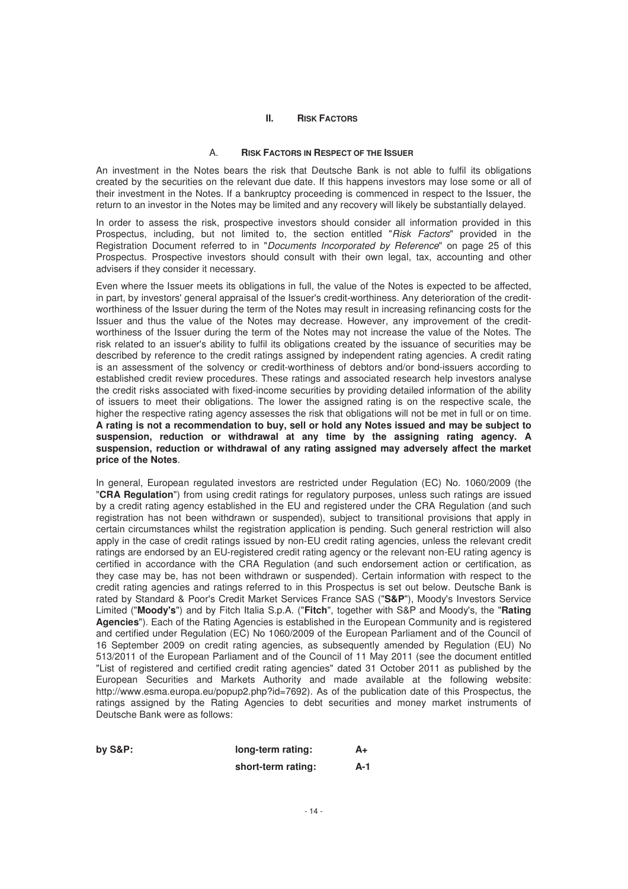## II. Risk Factors

### A. Risk Factors in Respect of the Issuer

An investment in the Notes bears the risk that Deutsche Bank is not able to fulfil its obligations created by the securities on the relevant due date. If this happens investors may lose some or all of their investment in the Notes. If a bankruptcy proceeding is commenced in respect to the Issuer, the return to an investor in the Notes may be limited and any recovery will likely be substantially delayed.

In order to assess the risk, prospective investors should consider all information provided in this Prospectus, including, but not limited to, the section entitled "*Risk Factors*" provided in the Registration Document referred to in "*Documents Incorporated by Reference*" on page 25 of this Prospectus. Prospective investors should consult with their own legal, tax, accounting and other advisers if they consider it necessary.

Even where the Issuer meets its obligations in full, the value of the Notes is expected to be affected, in part, by investors' general appraisal of the Issuer's credit-worthiness. Any deterioration of the credit-worthiness of the Issuer during the term of the Notes may result in increasing refinancing costs for the Issuer and thus the value of the Notes may decrease. However, any improvement of the credit-worthiness of the Issuer during the term of the Notes may not increase the value of the Notes. The risk related to an issuer's ability to fulfil its obligations created by the issuance of securities may be described by reference to the credit ratings assigned by independent rating agencies. A credit rating is an assessment of the solvency or credit-worthiness of debtors and/or bond-issuers according to established credit review procedures. These ratings and associated research help investors analyse the credit risks associated with fixed-income securities by providing detailed information of the ability of issuers to meet their obligations. The lower the assigned rating is on the respective scale, the higher the respective rating agency assesses the risk that obligations will not be met in full or on time. **A rating is not a recommendation to buy, sell or hold any Notes issued and may be subject to suspension, reduction or withdrawal at any time by the assigning rating agency. A suspension, reduction or withdrawal of any rating assigned may adversely affect the market price of the Notes**.

In general, European regulated investors are restricted under Regulation (EC) No. 1060/2009 (the "**CRA Regulation**") from using credit ratings for regulatory purposes, unless such ratings are issued by a credit rating agency established in the EU and registered under the CRA Regulation (and such registration has not been withdrawn or suspended), subject to transitional provisions that apply in certain circumstances whilst the registration application is pending. Such general restriction will also apply in the case of credit ratings issued by non-EU credit rating agencies, unless the relevant credit ratings are endorsed by an EU-registered credit rating agency or the relevant non-EU rating agency is certified in accordance with the CRA Regulation (and such endorsement action or certification, as they case may be, has not been withdrawn or suspended). Certain information with respect to the credit rating agencies and ratings referred to in this Prospectus is set out below. Deutsche Bank is rated by Standard & Poor's Credit Market Services France SAS ("**S&P**"), Moody's Investors Service Limited ("**Moody's**") and by Fitch Italia S.p.A. ("**Fitch**", together with S&P and Moody's, the "**Rating Agencies**"). Each of the Rating Agencies is established in the European Community and is registered and certified under Regulation (EC) No 1060/2009 of the European Parliament and of the Council of 16 September 2009 on credit rating agencies, as subsequently amended by Regulation (EU) No 513/2011 of the European Parliament and of the Council of 11 May 2011 (see the document entitled "List of registered and certified credit rating agencies" dated 31 October 2011 as published by the European Securities and Markets Authority and made available at the following website: http://www.esma.europa.eu/popup2.php?id=7692). As of the publication date of this Prospectus, the ratings assigned by the Rating Agencies to debt securities and money market instruments of Deutsche Bank were as follows:

| | | |
|---|---|---|
| **by S&P:** | **long-term rating:** | **A+** |
| | **short-term rating:** | **A-1** |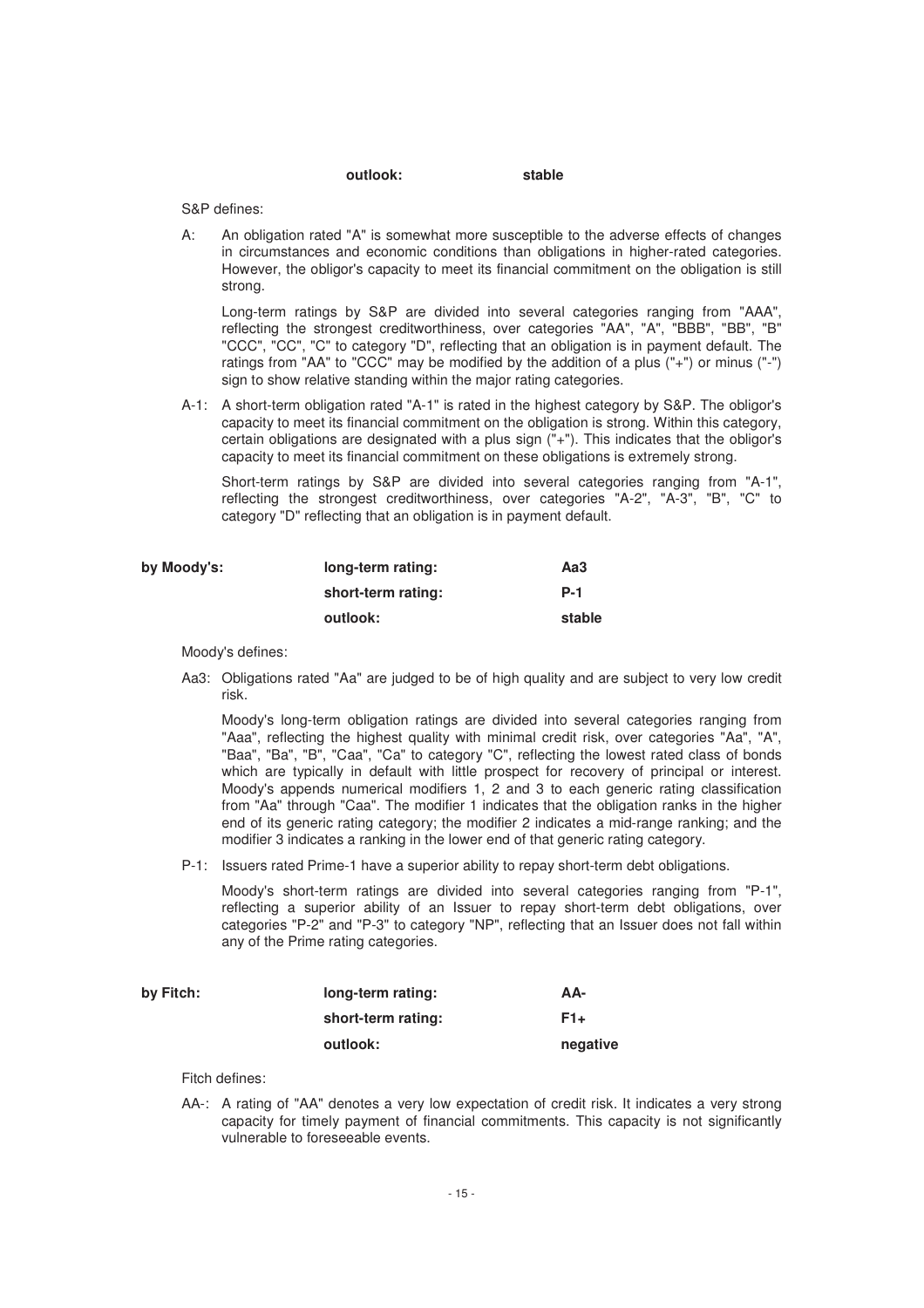| | | |
|---|---|---|
| | **outlook:** | **stable** |

S&P defines:

A: An obligation rated "A" is somewhat more susceptible to the adverse effects of changes in circumstances and economic conditions than obligations in higher-rated categories. However, the obligor's capacity to meet its financial commitment on the obligation is still strong.

Long-term ratings by S&P are divided into several categories ranging from "AAA", reflecting the strongest creditworthiness, over categories "AA", "A", "BBB", "BB", "B" "CCC", "CC", "C" to category "D", reflecting that an obligation is in payment default. The ratings from "AA" to "CCC" may be modified by the addition of a plus ("+") or minus ("-") sign to show relative standing within the major rating categories.

A-1: A short-term obligation rated "A-1" is rated in the highest category by S&P. The obligor's capacity to meet its financial commitment on the obligation is strong. Within this category, certain obligations are designated with a plus sign ("+"). This indicates that the obligor's capacity to meet its financial commitment on these obligations is extremely strong.

Short-term ratings by S&P are divided into several categories ranging from "A-1", reflecting the strongest creditworthiness, over categories "A-2", "A-3", "B", "C" to category "D" reflecting that an obligation is in payment default.

| | | |
|---|---|---|
| **by Moody's:** | **long-term rating:** | **Aa3** |
| | **short-term rating:** | **P-1** |
| | **outlook:** | **stable** |

Moody's defines:

Aa3: Obligations rated "Aa" are judged to be of high quality and are subject to very low credit risk.

Moody's long-term obligation ratings are divided into several categories ranging from "Aaa", reflecting the highest quality with minimal credit risk, over categories "Aa", "A", "Baa", "Ba", "B", "Caa", "Ca" to category "C", reflecting the lowest rated class of bonds which are typically in default with little prospect for recovery of principal or interest. Moody's appends numerical modifiers 1, 2 and 3 to each generic rating classification from "Aa" through "Caa". The modifier 1 indicates that the obligation ranks in the higher end of its generic rating category; the modifier 2 indicates a mid-range ranking; and the modifier 3 indicates a ranking in the lower end of that generic rating category.

P-1: Issuers rated Prime-1 have a superior ability to repay short-term debt obligations.

Moody's short-term ratings are divided into several categories ranging from "P-1", reflecting a superior ability of an Issuer to repay short-term debt obligations, over categories "P-2" and "P-3" to category "NP", reflecting that an Issuer does not fall within any of the Prime rating categories.

| | | |
|---|---|---|
| **by Fitch:** | **long-term rating:** | **AA-** |
| | **short-term rating:** | **F1+** |
| | **outlook:** | **negative** |

Fitch defines:

AA-: A rating of "AA" denotes a very low expectation of credit risk. It indicates a very strong capacity for timely payment of financial commitments. This capacity is not significantly vulnerable to foreseeable events.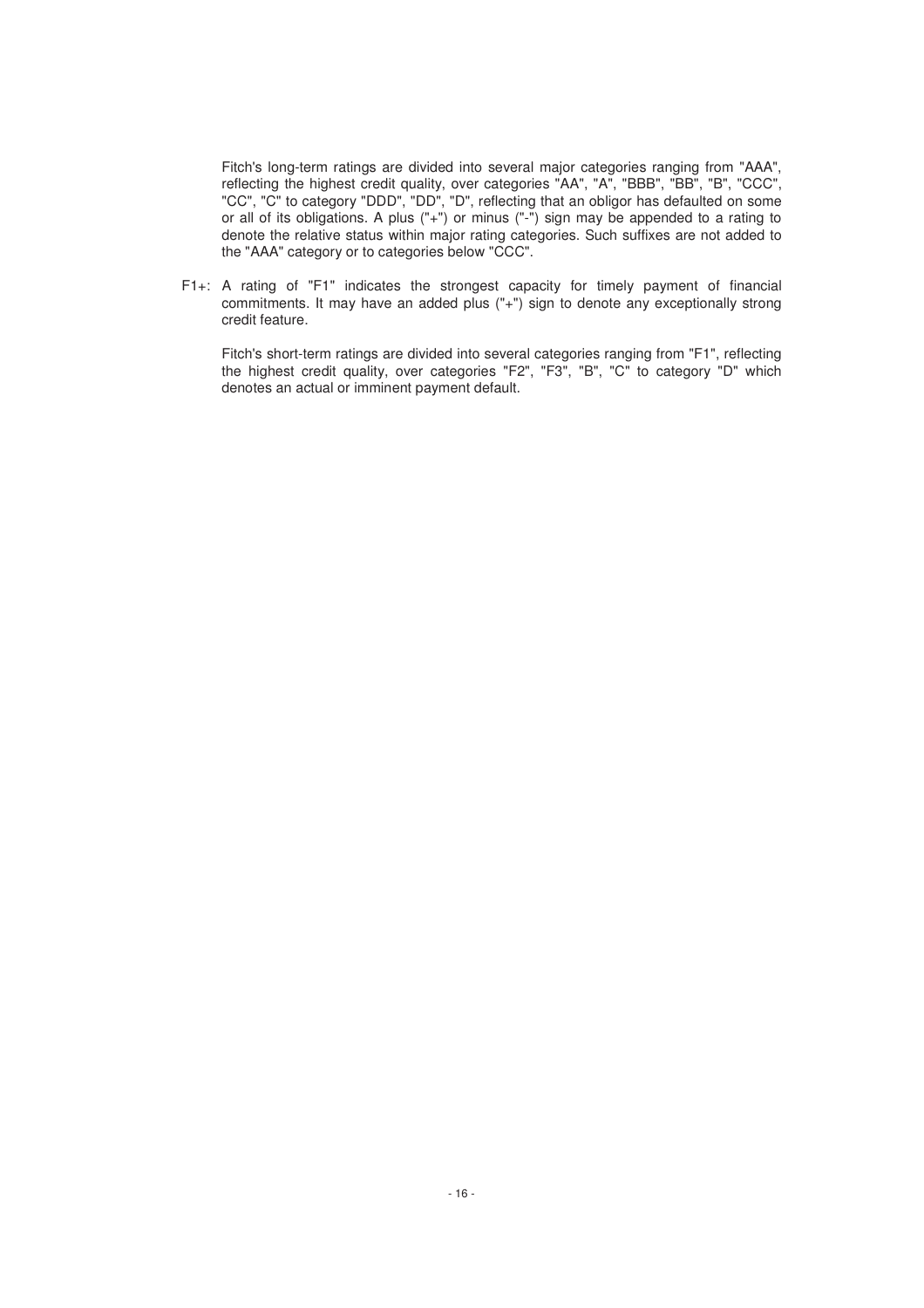Fitch's long-term ratings are divided into several major categories ranging from "AAA", reflecting the highest credit quality, over categories "AA", "A", "BBB", "BB", "B", "CCC", "CC", "C" to category "DDD", "DD", "D", reflecting that an obligor has defaulted on some or all of its obligations. A plus ("+") or minus ("-") sign may be appended to a rating to denote the relative status within major rating categories. Such suffixes are not added to the "AAA" category or to categories below "CCC".

F1+: A rating of "F1" indicates the strongest capacity for timely payment of financial commitments. It may have an added plus ("+") sign to denote any exceptionally strong credit feature.

Fitch's short-term ratings are divided into several categories ranging from "F1", reflecting the highest credit quality, over categories "F2", "F3", "B", "C" to category "D" which denotes an actual or imminent payment default.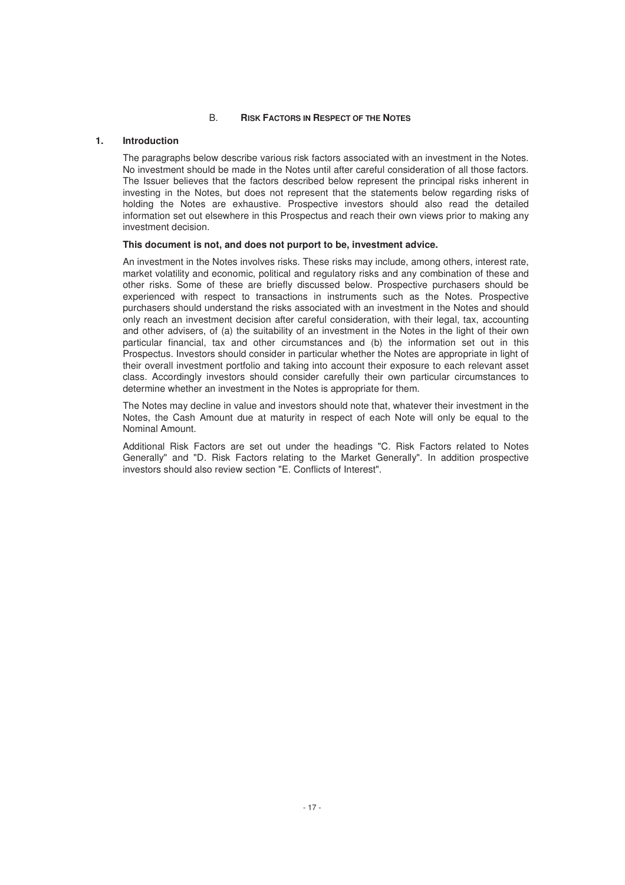## B. Risk Factors in Respect of the Notes

### 1. Introduction

The paragraphs below describe various risk factors associated with an investment in the Notes. No investment should be made in the Notes until after careful consideration of all those factors. The Issuer believes that the factors described below represent the principal risks inherent in investing in the Notes, but does not represent that the statements below regarding risks of holding the Notes are exhaustive. Prospective investors should also read the detailed information set out elsewhere in this Prospectus and reach their own views prior to making any investment decision.

**This document is not, and does not purport to be, investment advice.**

An investment in the Notes involves risks. These risks may include, among others, interest rate, market volatility and economic, political and regulatory risks and any combination of these and other risks. Some of these are briefly discussed below. Prospective purchasers should be experienced with respect to transactions in instruments such as the Notes. Prospective purchasers should understand the risks associated with an investment in the Notes and should only reach an investment decision after careful consideration, with their legal, tax, accounting and other advisers, of (a) the suitability of an investment in the Notes in the light of their own particular financial, tax and other circumstances and (b) the information set out in this Prospectus. Investors should consider in particular whether the Notes are appropriate in light of their overall investment portfolio and taking into account their exposure to each relevant asset class. Accordingly investors should consider carefully their own particular circumstances to determine whether an investment in the Notes is appropriate for them.

The Notes may decline in value and investors should note that, whatever their investment in the Notes, the Cash Amount due at maturity in respect of each Note will only be equal to the Nominal Amount.

Additional Risk Factors are set out under the headings "C. Risk Factors related to Notes Generally" and "D. Risk Factors relating to the Market Generally". In addition prospective investors should also review section "E. Conflicts of Interest".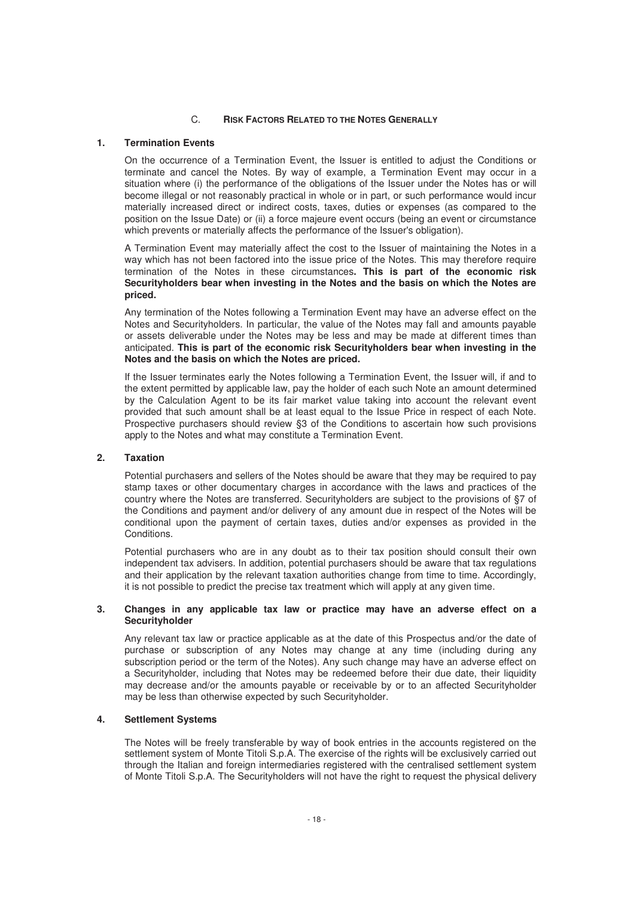## C. RISK FACTORS RELATED TO THE NOTES GENERALLY

### 1. Termination Events

On the occurrence of a Termination Event, the Issuer is entitled to adjust the Conditions or terminate and cancel the Notes. By way of example, a Termination Event may occur in a situation where (i) the performance of the obligations of the Issuer under the Notes has or will become illegal or not reasonably practical in whole or in part, or such performance would incur materially increased direct or indirect costs, taxes, duties or expenses (as compared to the position on the Issue Date) or (ii) a force majeure event occurs (being an event or circumstance which prevents or materially affects the performance of the Issuer's obligation).

A Termination Event may materially affect the cost to the Issuer of maintaining the Notes in a way which has not been factored into the issue price of the Notes. This may therefore require termination of the Notes in these circumstances**. This is part of the economic risk Securityholders bear when investing in the Notes and the basis on which the Notes are priced.**

Any termination of the Notes following a Termination Event may have an adverse effect on the Notes and Securityholders. In particular, the value of the Notes may fall and amounts payable or assets deliverable under the Notes may be less and may be made at different times than anticipated. **This is part of the economic risk Securityholders bear when investing in the Notes and the basis on which the Notes are priced.**

If the Issuer terminates early the Notes following a Termination Event, the Issuer will, if and to the extent permitted by applicable law, pay the holder of each such Note an amount determined by the Calculation Agent to be its fair market value taking into account the relevant event provided that such amount shall be at least equal to the Issue Price in respect of each Note. Prospective purchasers should review §3 of the Conditions to ascertain how such provisions apply to the Notes and what may constitute a Termination Event.

### 2. Taxation

Potential purchasers and sellers of the Notes should be aware that they may be required to pay stamp taxes or other documentary charges in accordance with the laws and practices of the country where the Notes are transferred. Securityholders are subject to the provisions of §7 of the Conditions and payment and/or delivery of any amount due in respect of the Notes will be conditional upon the payment of certain taxes, duties and/or expenses as provided in the Conditions.

Potential purchasers who are in any doubt as to their tax position should consult their own independent tax advisers. In addition, potential purchasers should be aware that tax regulations and their application by the relevant taxation authorities change from time to time. Accordingly, it is not possible to predict the precise tax treatment which will apply at any given time.

### 3. Changes in any applicable tax law or practice may have an adverse effect on a Securityholder

Any relevant tax law or practice applicable as at the date of this Prospectus and/or the date of purchase or subscription of any Notes may change at any time (including during any subscription period or the term of the Notes). Any such change may have an adverse effect on a Securityholder, including that Notes may be redeemed before their due date, their liquidity may decrease and/or the amounts payable or receivable by or to an affected Securityholder may be less than otherwise expected by such Securityholder.

### 4. Settlement Systems

The Notes will be freely transferable by way of book entries in the accounts registered on the settlement system of Monte Titoli S.p.A. The exercise of the rights will be exclusively carried out through the Italian and foreign intermediaries registered with the centralised settlement system of Monte Titoli S.p.A. The Securityholders will not have the right to request the physical delivery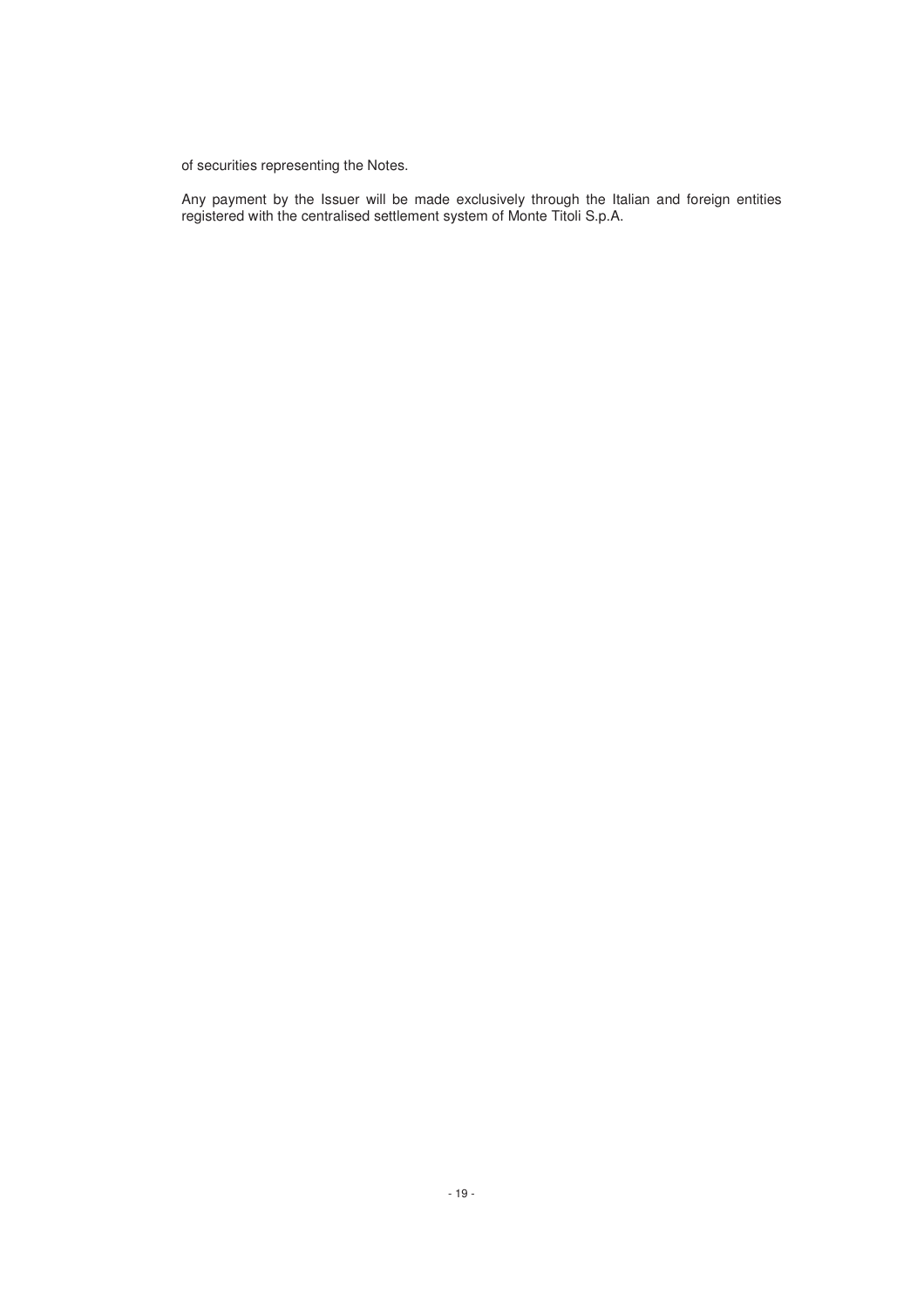of securities representing the Notes.

Any payment by the Issuer will be made exclusively through the Italian and foreign entities registered with the centralised settlement system of Monte Titoli S.p.A.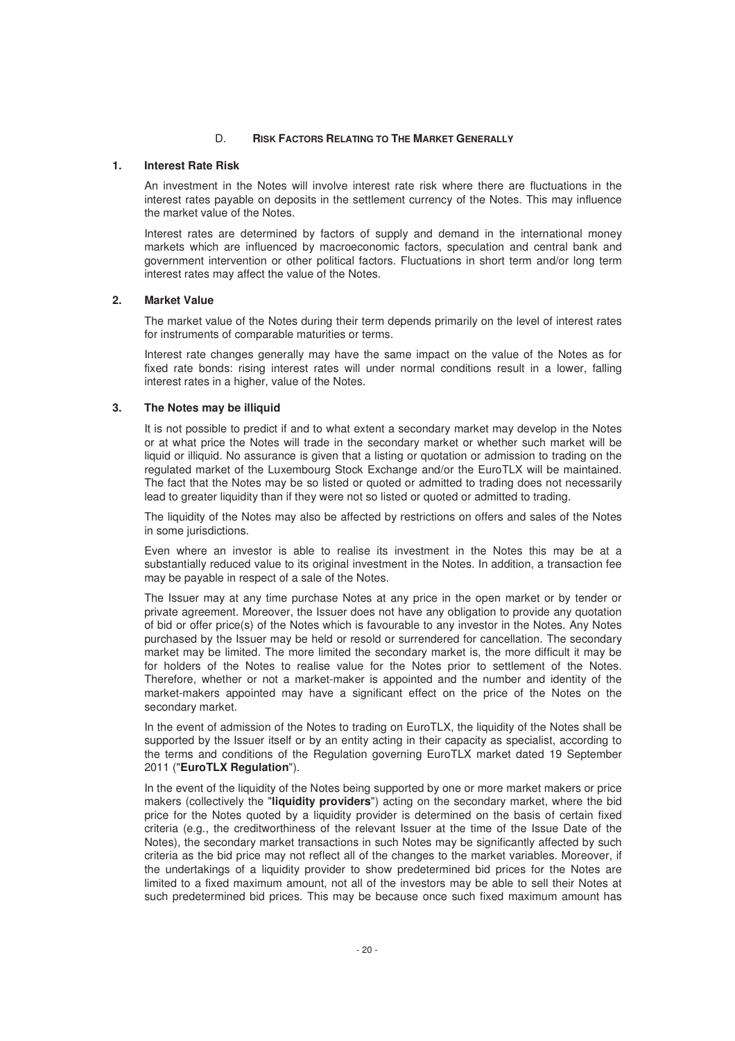## D. RISK FACTORS RELATING TO THE MARKET GENERALLY

### 1. Interest Rate Risk

An investment in the Notes will involve interest rate risk where there are fluctuations in the interest rates payable on deposits in the settlement currency of the Notes. This may influence the market value of the Notes.

Interest rates are determined by factors of supply and demand in the international money markets which are influenced by macroeconomic factors, speculation and central bank and government intervention or other political factors. Fluctuations in short term and/or long term interest rates may affect the value of the Notes.

### 2. Market Value

The market value of the Notes during their term depends primarily on the level of interest rates for instruments of comparable maturities or terms.

Interest rate changes generally may have the same impact on the value of the Notes as for fixed rate bonds: rising interest rates will under normal conditions result in a lower, falling interest rates in a higher, value of the Notes.

### 3. The Notes may be illiquid

It is not possible to predict if and to what extent a secondary market may develop in the Notes or at what price the Notes will trade in the secondary market or whether such market will be liquid or illiquid. No assurance is given that a listing or quotation or admission to trading on the regulated market of the Luxembourg Stock Exchange and/or the EuroTLX will be maintained. The fact that the Notes may be so listed or quoted or admitted to trading does not necessarily lead to greater liquidity than if they were not so listed or quoted or admitted to trading.

The liquidity of the Notes may also be affected by restrictions on offers and sales of the Notes in some jurisdictions.

Even where an investor is able to realise its investment in the Notes this may be at a substantially reduced value to its original investment in the Notes. In addition, a transaction fee may be payable in respect of a sale of the Notes.

The Issuer may at any time purchase Notes at any price in the open market or by tender or private agreement. Moreover, the Issuer does not have any obligation to provide any quotation of bid or offer price(s) of the Notes which is favourable to any investor in the Notes. Any Notes purchased by the Issuer may be held or resold or surrendered for cancellation. The secondary market may be limited. The more limited the secondary market is, the more difficult it may be for holders of the Notes to realise value for the Notes prior to settlement of the Notes. Therefore, whether or not a market-maker is appointed and the number and identity of the market-makers appointed may have a significant effect on the price of the Notes on the secondary market.

In the event of admission of the Notes to trading on EuroTLX, the liquidity of the Notes shall be supported by the Issuer itself or by an entity acting in their capacity as specialist, according to the terms and conditions of the Regulation governing EuroTLX market dated 19 September 2011 ("**EuroTLX Regulation**").

In the event of the liquidity of the Notes being supported by one or more market makers or price makers (collectively the "**liquidity providers**") acting on the secondary market, where the bid price for the Notes quoted by a liquidity provider is determined on the basis of certain fixed criteria (e.g., the creditworthiness of the relevant Issuer at the time of the Issue Date of the Notes), the secondary market transactions in such Notes may be significantly affected by such criteria as the bid price may not reflect all of the changes to the market variables. Moreover, if the undertakings of a liquidity provider to show predetermined bid prices for the Notes are limited to a fixed maximum amount, not all of the investors may be able to sell their Notes at such predetermined bid prices. This may be because once such fixed maximum amount has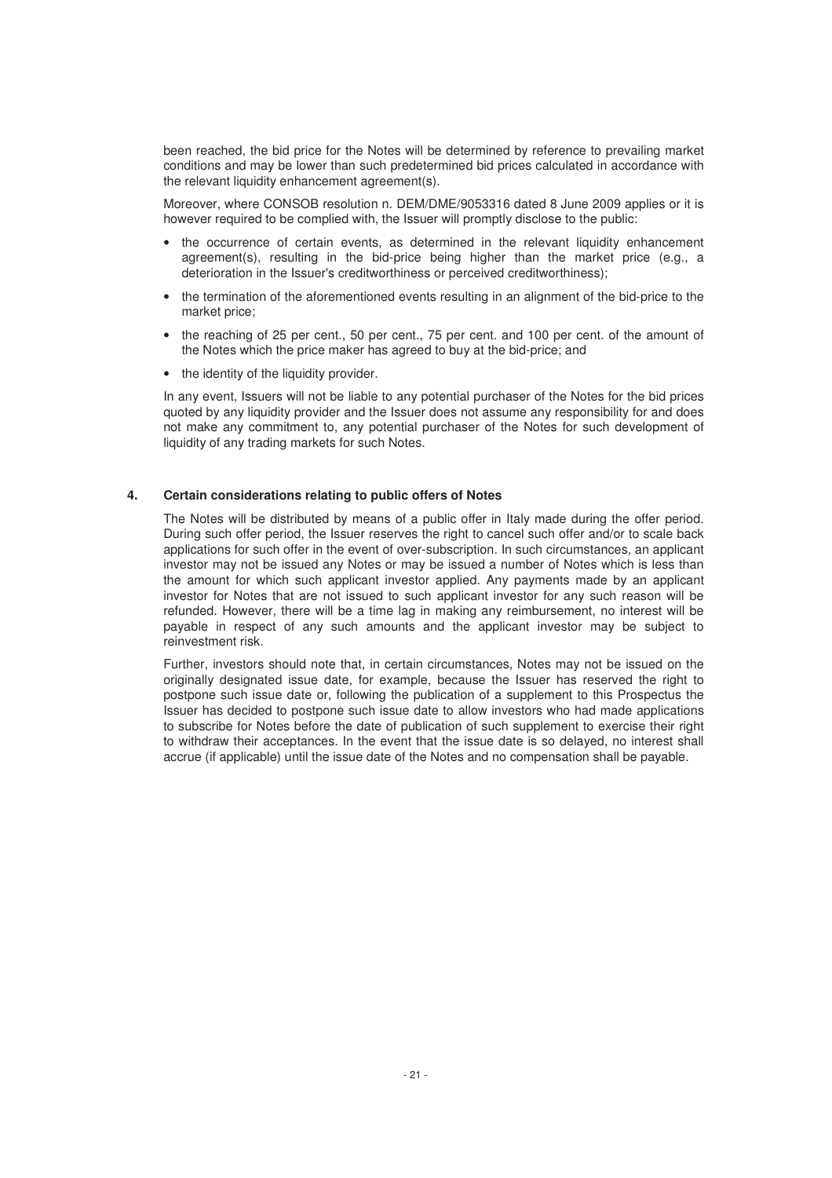been reached, the bid price for the Notes will be determined by reference to prevailing market conditions and may be lower than such predetermined bid prices calculated in accordance with the relevant liquidity enhancement agreement(s).

Moreover, where CONSOB resolution n. DEM/DME/9053316 dated 8 June 2009 applies or it is however required to be complied with, the Issuer will promptly disclose to the public:

- the occurrence of certain events, as determined in the relevant liquidity enhancement agreement(s), resulting in the bid-price being higher than the market price (e.g., a deterioration in the Issuer's creditworthiness or perceived creditworthiness);
- the termination of the aforementioned events resulting in an alignment of the bid-price to the market price;
- the reaching of 25 per cent., 50 per cent., 75 per cent. and 100 per cent. of the amount of the Notes which the price maker has agreed to buy at the bid-price; and
- the identity of the liquidity provider.

In any event, Issuers will not be liable to any potential purchaser of the Notes for the bid prices quoted by any liquidity provider and the Issuer does not assume any responsibility for and does not make any commitment to, any potential purchaser of the Notes for such development of liquidity of any trading markets for such Notes.

## 4. Certain considerations relating to public offers of Notes

The Notes will be distributed by means of a public offer in Italy made during the offer period. During such offer period, the Issuer reserves the right to cancel such offer and/or to scale back applications for such offer in the event of over-subscription. In such circumstances, an applicant investor may not be issued any Notes or may be issued a number of Notes which is less than the amount for which such applicant investor applied. Any payments made by an applicant investor for Notes that are not issued to such applicant investor for any such reason will be refunded. However, there will be a time lag in making any reimbursement, no interest will be payable in respect of any such amounts and the applicant investor may be subject to reinvestment risk.

Further, investors should note that, in certain circumstances, Notes may not be issued on the originally designated issue date, for example, because the Issuer has reserved the right to postpone such issue date or, following the publication of a supplement to this Prospectus the Issuer has decided to postpone such issue date to allow investors who had made applications to subscribe for Notes before the date of publication of such supplement to exercise their right to withdraw their acceptances. In the event that the issue date is so delayed, no interest shall accrue (if applicable) until the issue date of the Notes and no compensation shall be payable.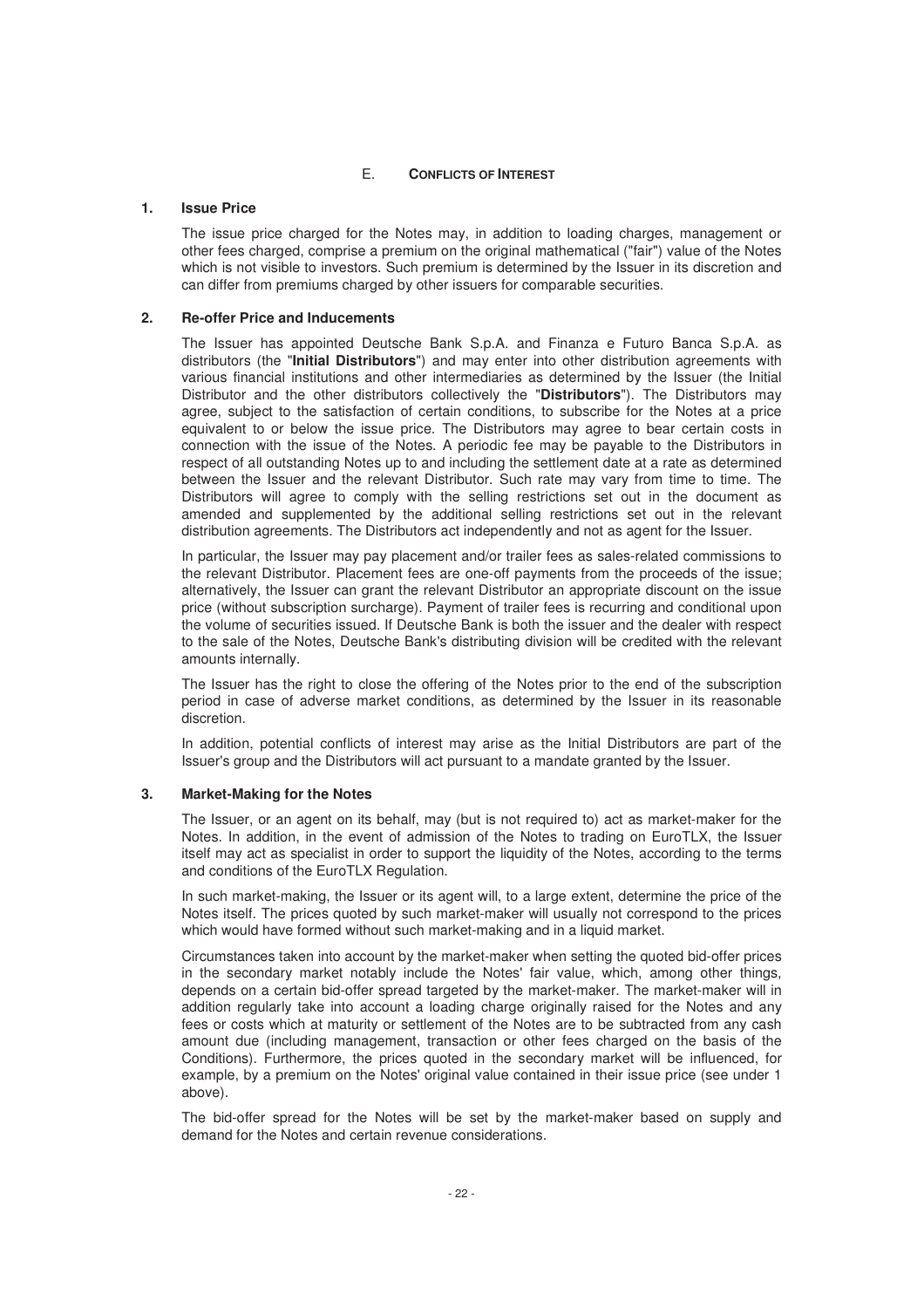## E. CONFLICTS OF INTEREST

### 1. Issue Price

The issue price charged for the Notes may, in addition to loading charges, management or other fees charged, comprise a premium on the original mathematical ("fair") value of the Notes which is not visible to investors. Such premium is determined by the Issuer in its discretion and can differ from premiums charged by other issuers for comparable securities.

### 2. Re-offer Price and Inducements

The Issuer has appointed Deutsche Bank S.p.A. and Finanza e Futuro Banca S.p.A. as distributors (the "**Initial Distributors**") and may enter into other distribution agreements with various financial institutions and other intermediaries as determined by the Issuer (the Initial Distributor and the other distributors collectively the "**Distributors**"). The Distributors may agree, subject to the satisfaction of certain conditions, to subscribe for the Notes at a price equivalent to or below the issue price. The Distributors may agree to bear certain costs in connection with the issue of the Notes. A periodic fee may be payable to the Distributors in respect of all outstanding Notes up to and including the settlement date at a rate as determined between the Issuer and the relevant Distributor. Such rate may vary from time to time. The Distributors will agree to comply with the selling restrictions set out in the document as amended and supplemented by the additional selling restrictions set out in the relevant distribution agreements. The Distributors act independently and not as agent for the Issuer.

In particular, the Issuer may pay placement and/or trailer fees as sales-related commissions to the relevant Distributor. Placement fees are one-off payments from the proceeds of the issue; alternatively, the Issuer can grant the relevant Distributor an appropriate discount on the issue price (without subscription surcharge). Payment of trailer fees is recurring and conditional upon the volume of securities issued. If Deutsche Bank is both the issuer and the dealer with respect to the sale of the Notes, Deutsche Bank's distributing division will be credited with the relevant amounts internally.

The Issuer has the right to close the offering of the Notes prior to the end of the subscription period in case of adverse market conditions, as determined by the Issuer in its reasonable discretion.

In addition, potential conflicts of interest may arise as the Initial Distributors are part of the Issuer's group and the Distributors will act pursuant to a mandate granted by the Issuer.

### 3. Market-Making for the Notes

The Issuer, or an agent on its behalf, may (but is not required to) act as market-maker for the Notes. In addition, in the event of admission of the Notes to trading on EuroTLX, the Issuer itself may act as specialist in order to support the liquidity of the Notes, according to the terms and conditions of the EuroTLX Regulation.

In such market-making, the Issuer or its agent will, to a large extent, determine the price of the Notes itself. The prices quoted by such market-maker will usually not correspond to the prices which would have formed without such market-making and in a liquid market.

Circumstances taken into account by the market-maker when setting the quoted bid-offer prices in the secondary market notably include the Notes' fair value, which, among other things, depends on a certain bid-offer spread targeted by the market-maker. The market-maker will in addition regularly take into account a loading charge originally raised for the Notes and any fees or costs which at maturity or settlement of the Notes are to be subtracted from any cash amount due (including management, transaction or other fees charged on the basis of the Conditions). Furthermore, the prices quoted in the secondary market will be influenced, for example, by a premium on the Notes' original value contained in their issue price (see under 1 above).

The bid-offer spread for the Notes will be set by the market-maker based on supply and demand for the Notes and certain revenue considerations.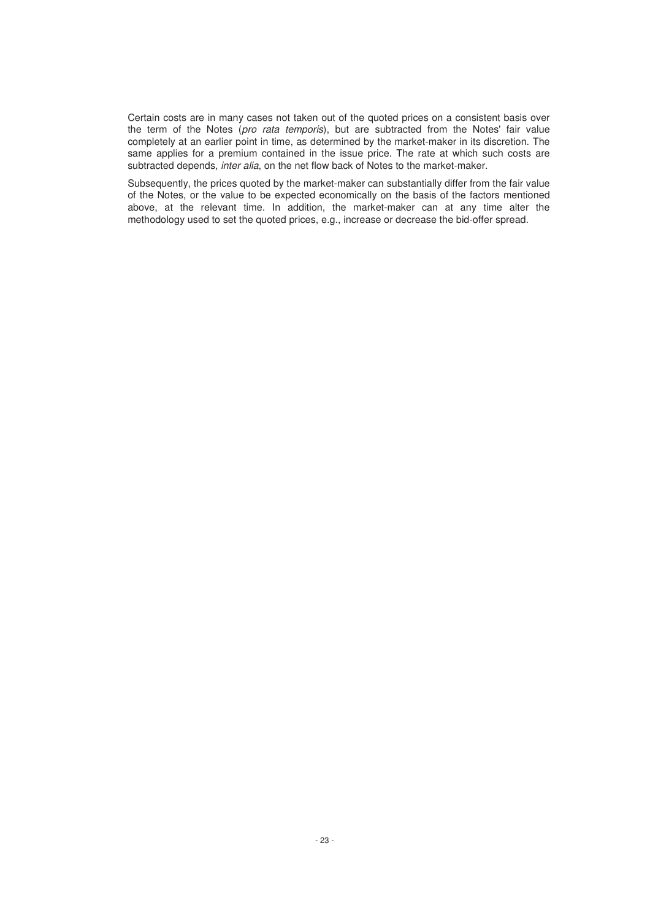Certain costs are in many cases not taken out of the quoted prices on a consistent basis over the term of the Notes (*pro rata temporis*), but are subtracted from the Notes' fair value completely at an earlier point in time, as determined by the market-maker in its discretion. The same applies for a premium contained in the issue price. The rate at which such costs are subtracted depends, *inter alia*, on the net flow back of Notes to the market-maker.

Subsequently, the prices quoted by the market-maker can substantially differ from the fair value of the Notes, or the value to be expected economically on the basis of the factors mentioned above, at the relevant time. In addition, the market-maker can at any time alter the methodology used to set the quoted prices, e.g., increase or decrease the bid-offer spread.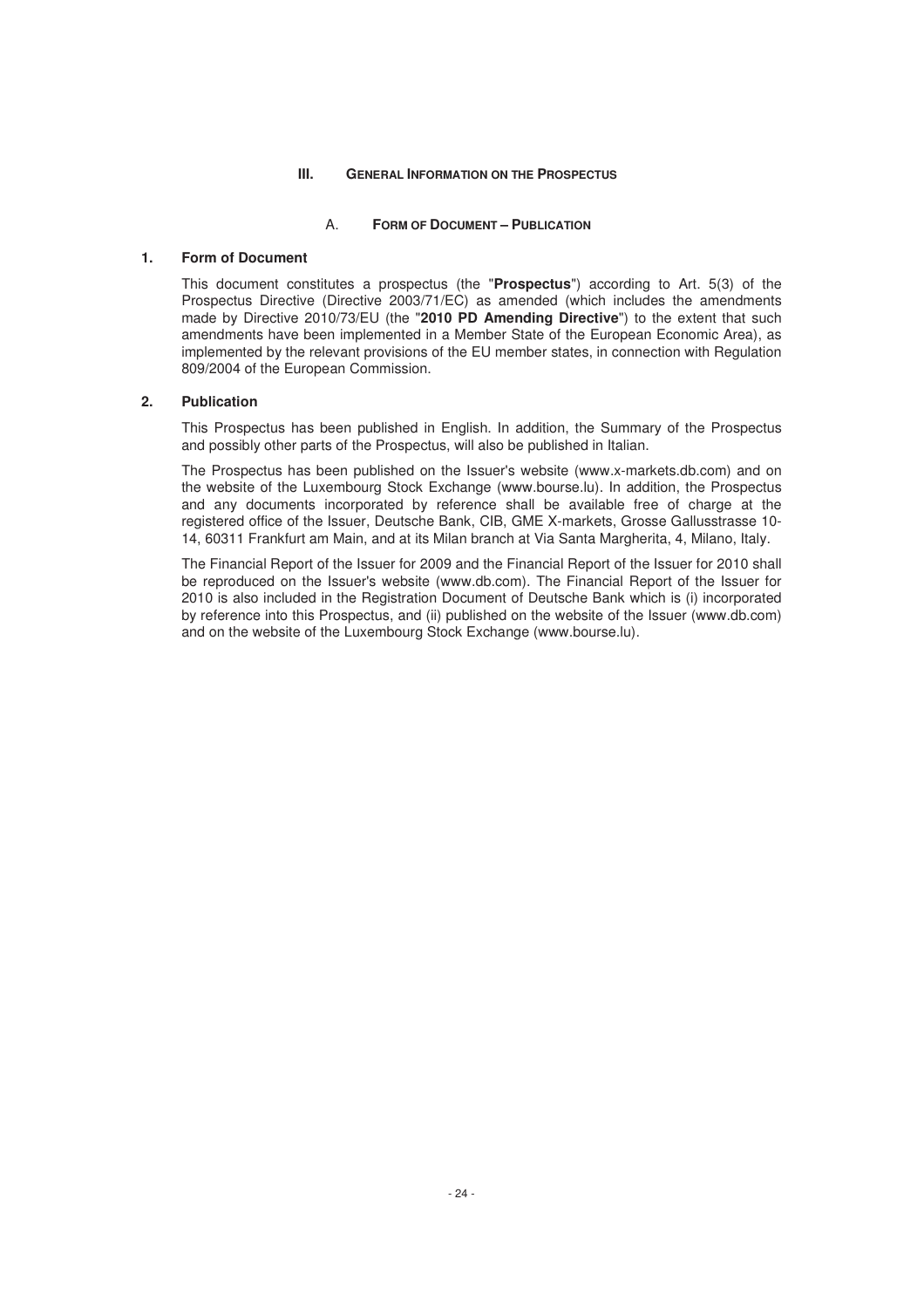## III. General Information on the Prospectus

### A. Form of Document – Publication

#### 1. Form of Document

This document constitutes a prospectus (the "**Prospectus**") according to Art. 5(3) of the Prospectus Directive (Directive 2003/71/EC) as amended (which includes the amendments made by Directive 2010/73/EU (the "**2010 PD Amending Directive**") to the extent that such amendments have been implemented in a Member State of the European Economic Area), as implemented by the relevant provisions of the EU member states, in connection with Regulation 809/2004 of the European Commission.

#### 2. Publication

This Prospectus has been published in English. In addition, the Summary of the Prospectus and possibly other parts of the Prospectus, will also be published in Italian.

The Prospectus has been published on the Issuer's website (www.x-markets.db.com) and on the website of the Luxembourg Stock Exchange (www.bourse.lu). In addition, the Prospectus and any documents incorporated by reference shall be available free of charge at the registered office of the Issuer, Deutsche Bank, CIB, GME X-markets, Grosse Gallusstrasse 10-14, 60311 Frankfurt am Main, and at its Milan branch at Via Santa Margherita, 4, Milano, Italy.

The Financial Report of the Issuer for 2009 and the Financial Report of the Issuer for 2010 shall be reproduced on the Issuer's website (www.db.com). The Financial Report of the Issuer for 2010 is also included in the Registration Document of Deutsche Bank which is (i) incorporated by reference into this Prospectus, and (ii) published on the website of the Issuer (www.db.com) and on the website of the Luxembourg Stock Exchange (www.bourse.lu).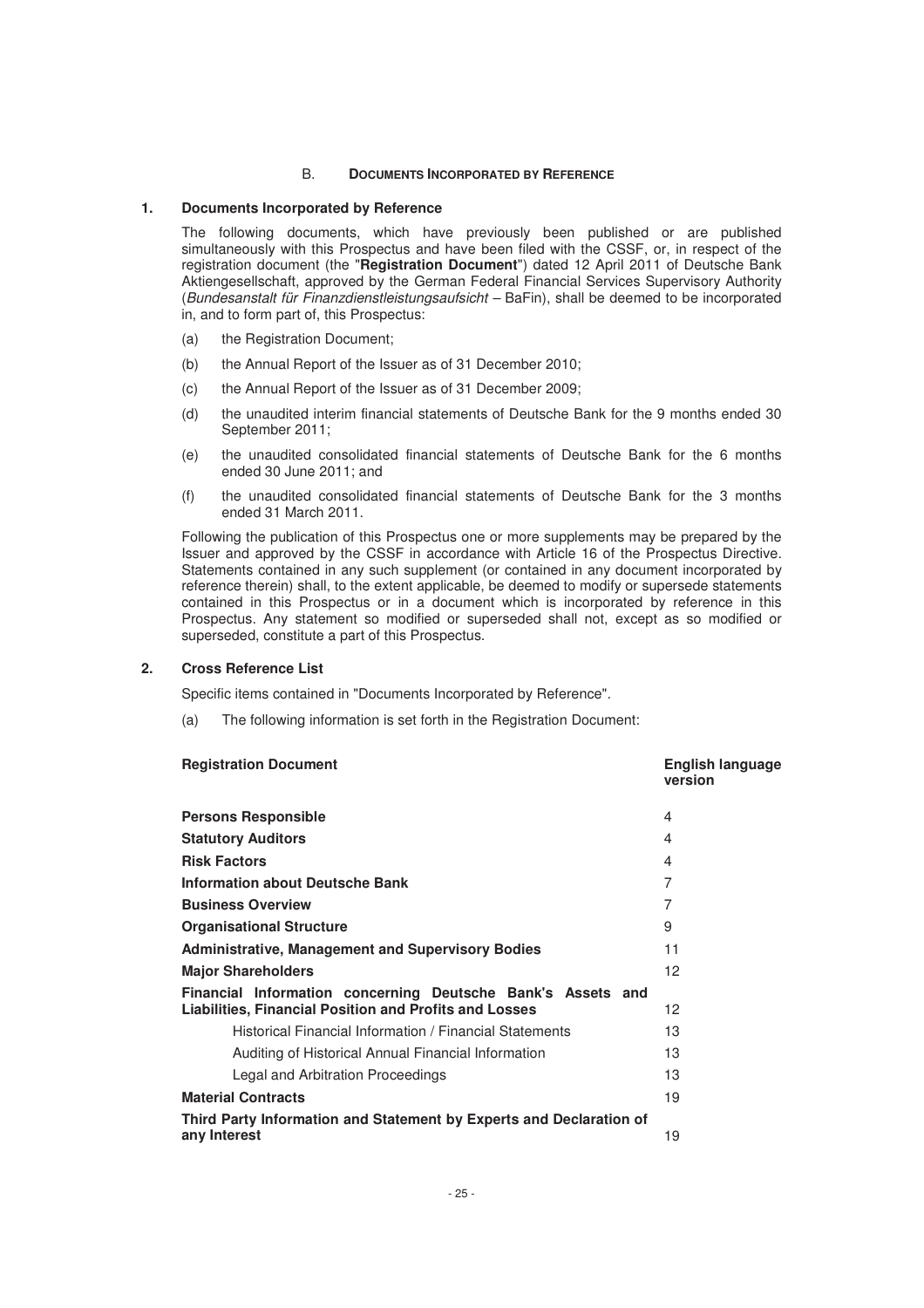## B. DOCUMENTS INCORPORATED BY REFERENCE

### 1. Documents Incorporated by Reference

The following documents, which have previously been published or are published simultaneously with this Prospectus and have been filed with the CSSF, or, in respect of the registration document (the "**Registration Document**") dated 12 April 2011 of Deutsche Bank Aktiengesellschaft, approved by the German Federal Financial Services Supervisory Authority (*Bundesanstalt für Finanzdienstleistungsaufsicht* – BaFin), shall be deemed to be incorporated in, and to form part of, this Prospectus:

(a) the Registration Document;

(b) the Annual Report of the Issuer as of 31 December 2010;

(c) the Annual Report of the Issuer as of 31 December 2009;

(d) the unaudited interim financial statements of Deutsche Bank for the 9 months ended 30 September 2011;

(e) the unaudited consolidated financial statements of Deutsche Bank for the 6 months ended 30 June 2011; and

(f) the unaudited consolidated financial statements of Deutsche Bank for the 3 months ended 31 March 2011.

Following the publication of this Prospectus one or more supplements may be prepared by the Issuer and approved by the CSSF in accordance with Article 16 of the Prospectus Directive. Statements contained in any such supplement (or contained in any document incorporated by reference therein) shall, to the extent applicable, be deemed to modify or supersede statements contained in this Prospectus or in a document which is incorporated by reference in this Prospectus. Any statement so modified or superseded shall not, except as so modified or superseded, constitute a part of this Prospectus.

### 2. Cross Reference List

Specific items contained in "Documents Incorporated by Reference".

(a) The following information is set forth in the Registration Document:

| **Registration Document** | **English language version** |
|---|---|
| **Persons Responsible** | 4 |
| **Statutory Auditors** | 4 |
| **Risk Factors** | 4 |
| **Information about Deutsche Bank** | 7 |
| **Business Overview** | 7 |
| **Organisational Structure** | 9 |
| **Administrative, Management and Supervisory Bodies** | 11 |
| **Major Shareholders** | 12 |
| **Financial Information concerning Deutsche Bank's Assets and Liabilities, Financial Position and Profits and Losses** | 12 |
| Historical Financial Information / Financial Statements | 13 |
| Auditing of Historical Annual Financial Information | 13 |
| Legal and Arbitration Proceedings | 13 |
| **Material Contracts** | 19 |
| **Third Party Information and Statement by Experts and Declaration of any Interest** | 19 |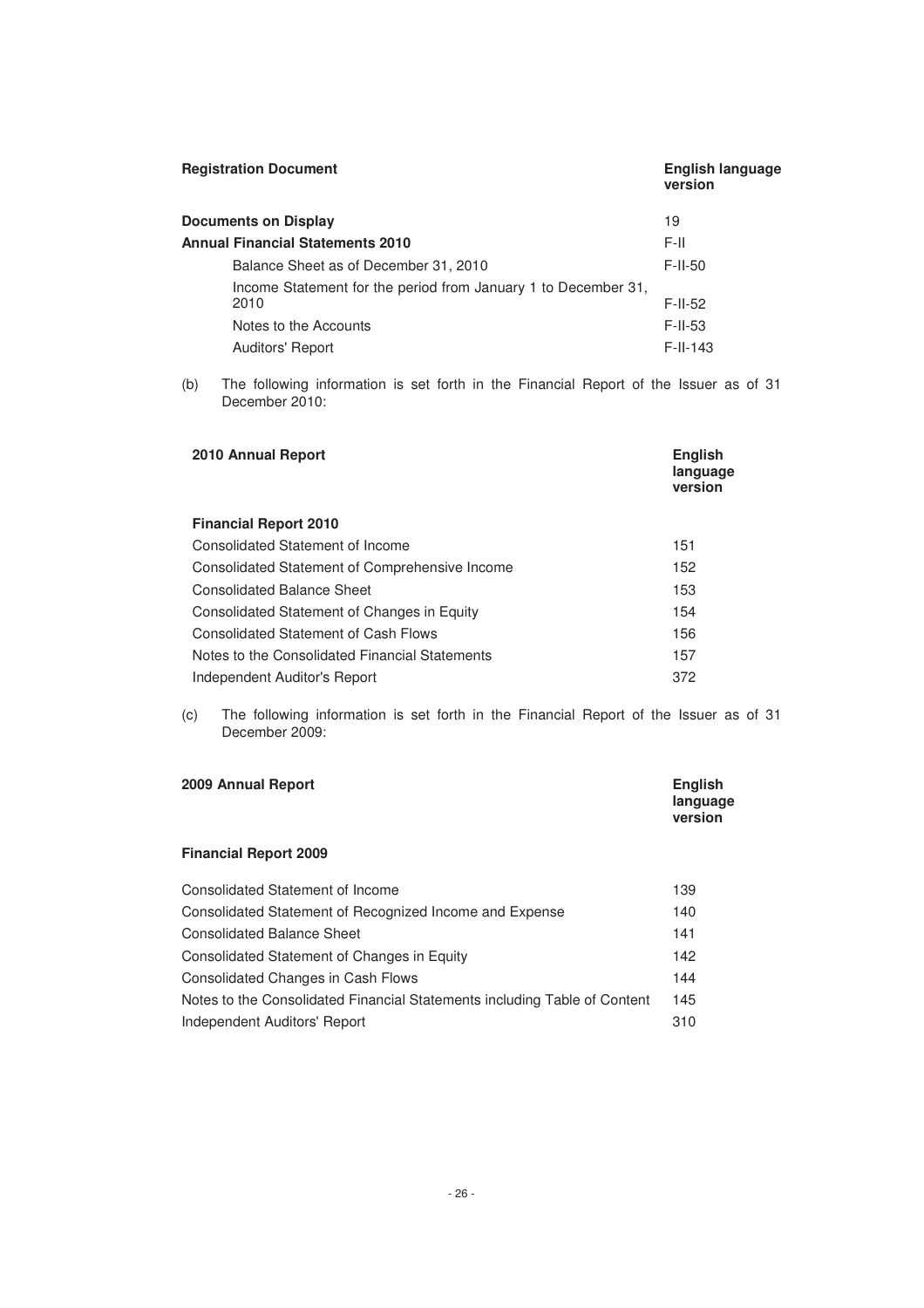| Registration Document | English language version |
|---|---|
| **Documents on Display** | 19 |
| **Annual Financial Statements 2010** | F-II |
| Balance Sheet as of December 31, 2010 | F-II-50 |
| Income Statement for the period from January 1 to December 31, 2010 | F-II-52 |
| Notes to the Accounts | F-II-53 |
| Auditors' Report | F-II-143 |

(b) The following information is set forth in the Financial Report of the Issuer as of 31 December 2010:

| 2010 Annual Report | English language version |
|---|---|
| **Financial Report 2010** | |
| Consolidated Statement of Income | 151 |
| Consolidated Statement of Comprehensive Income | 152 |
| Consolidated Balance Sheet | 153 |
| Consolidated Statement of Changes in Equity | 154 |
| Consolidated Statement of Cash Flows | 156 |
| Notes to the Consolidated Financial Statements | 157 |
| Independent Auditor's Report | 372 |

(c) The following information is set forth in the Financial Report of the Issuer as of 31 December 2009:

| 2009 Annual Report | English language version |
|---|---|
| **Financial Report 2009** | |
| Consolidated Statement of Income | 139 |
| Consolidated Statement of Recognized Income and Expense | 140 |
| Consolidated Balance Sheet | 141 |
| Consolidated Statement of Changes in Equity | 142 |
| Consolidated Changes in Cash Flows | 144 |
| Notes to the Consolidated Financial Statements including Table of Content | 145 |
| Independent Auditors' Report | 310 |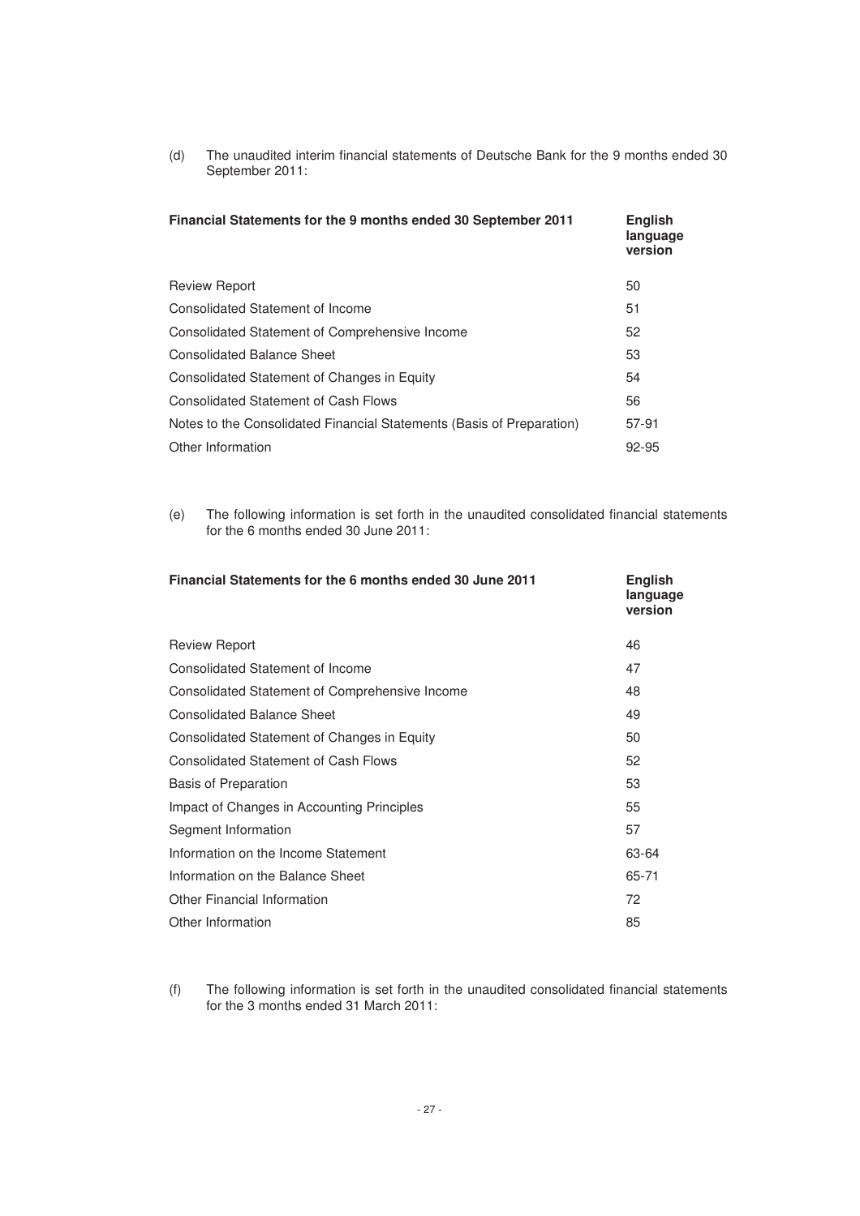(d) The unaudited interim financial statements of Deutsche Bank for the 9 months ended 30 September 2011:

| Financial Statements for the 9 months ended 30 September 2011 | English language version |
|---|---|
| Review Report | 50 |
| Consolidated Statement of Income | 51 |
| Consolidated Statement of Comprehensive Income | 52 |
| Consolidated Balance Sheet | 53 |
| Consolidated Statement of Changes in Equity | 54 |
| Consolidated Statement of Cash Flows | 56 |
| Notes to the Consolidated Financial Statements (Basis of Preparation) | 57-91 |
| Other Information | 92-95 |

(e) The following information is set forth in the unaudited consolidated financial statements for the 6 months ended 30 June 2011:

| Financial Statements for the 6 months ended 30 June 2011 | English language version |
|---|---|
| Review Report | 46 |
| Consolidated Statement of Income | 47 |
| Consolidated Statement of Comprehensive Income | 48 |
| Consolidated Balance Sheet | 49 |
| Consolidated Statement of Changes in Equity | 50 |
| Consolidated Statement of Cash Flows | 52 |
| Basis of Preparation | 53 |
| Impact of Changes in Accounting Principles | 55 |
| Segment Information | 57 |
| Information on the Income Statement | 63-64 |
| Information on the Balance Sheet | 65-71 |
| Other Financial Information | 72 |
| Other Information | 85 |

(f) The following information is set forth in the unaudited consolidated financial statements for the 3 months ended 31 March 2011: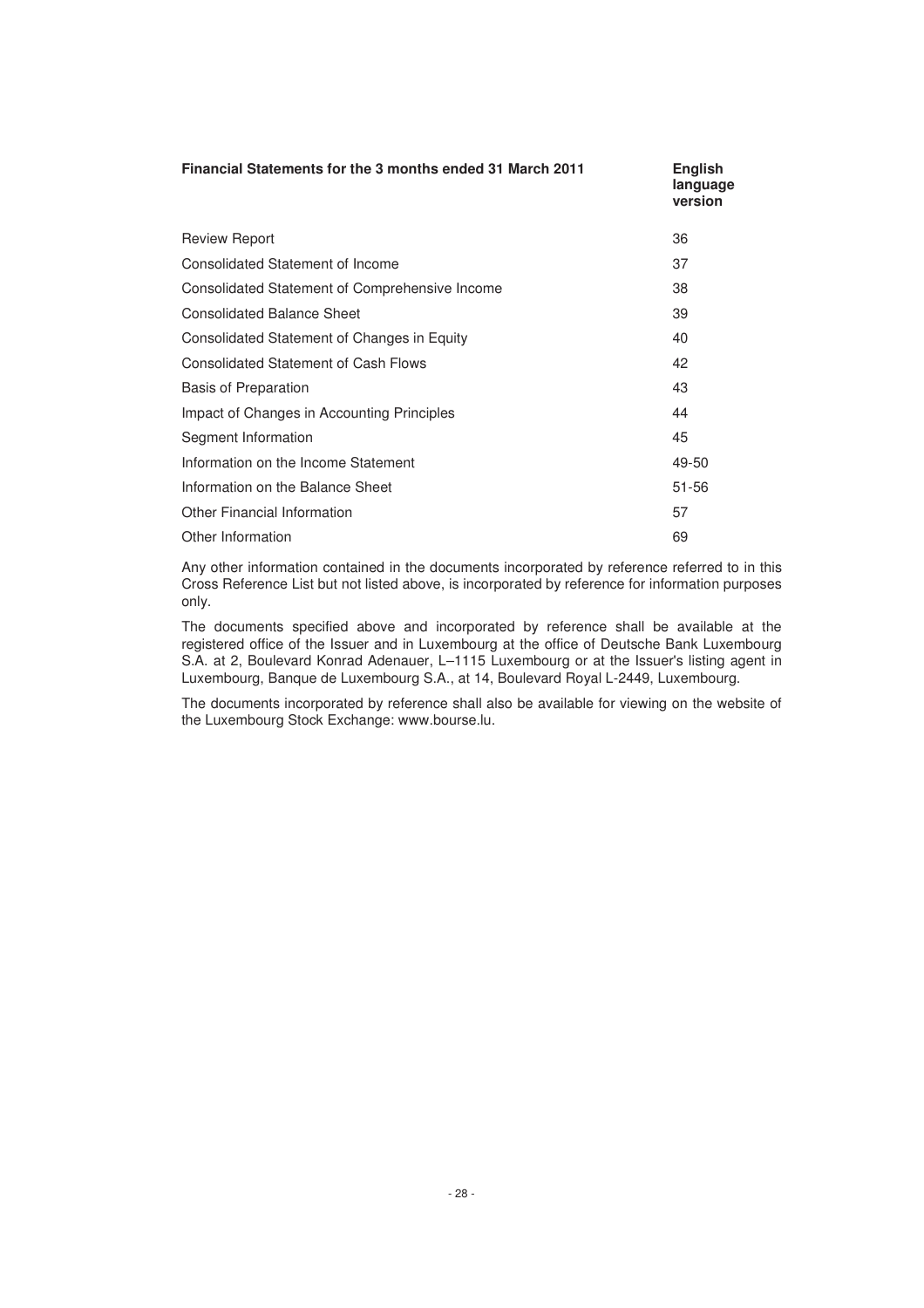| Financial Statements for the 3 months ended 31 March 2011 | English language version |
|---|---|
| Review Report | 36 |
| Consolidated Statement of Income | 37 |
| Consolidated Statement of Comprehensive Income | 38 |
| Consolidated Balance Sheet | 39 |
| Consolidated Statement of Changes in Equity | 40 |
| Consolidated Statement of Cash Flows | 42 |
| Basis of Preparation | 43 |
| Impact of Changes in Accounting Principles | 44 |
| Segment Information | 45 |
| Information on the Income Statement | 49-50 |
| Information on the Balance Sheet | 51-56 |
| Other Financial Information | 57 |
| Other Information | 69 |

Any other information contained in the documents incorporated by reference referred to in this Cross Reference List but not listed above, is incorporated by reference for information purposes only.

The documents specified above and incorporated by reference shall be available at the registered office of the Issuer and in Luxembourg at the office of Deutsche Bank Luxembourg S.A. at 2, Boulevard Konrad Adenauer, L–1115 Luxembourg or at the Issuer's listing agent in Luxembourg, Banque de Luxembourg S.A., at 14, Boulevard Royal L-2449, Luxembourg.

The documents incorporated by reference shall also be available for viewing on the website of the Luxembourg Stock Exchange: www.bourse.lu.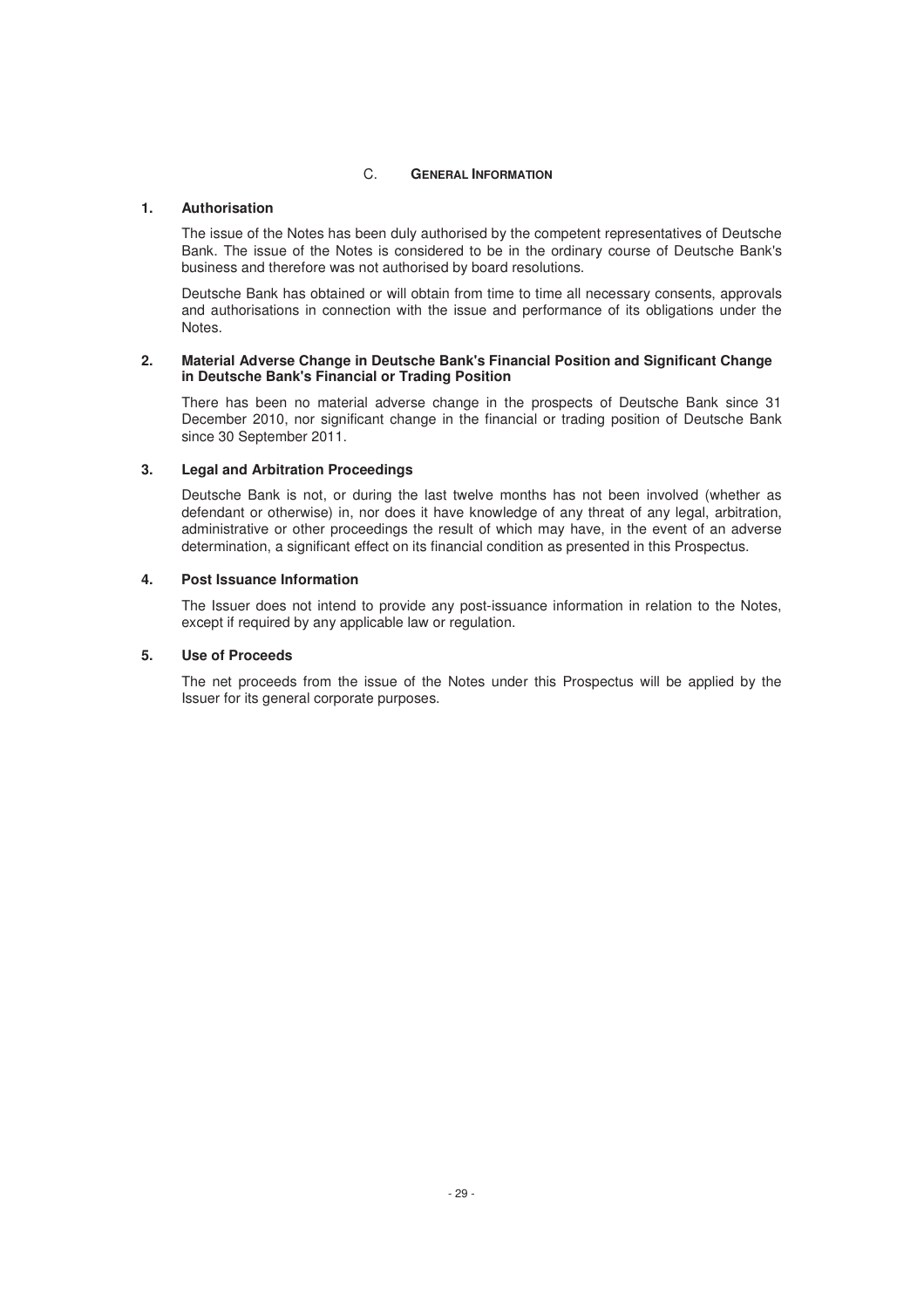## C. GENERAL INFORMATION

### 1. Authorisation

The issue of the Notes has been duly authorised by the competent representatives of Deutsche Bank. The issue of the Notes is considered to be in the ordinary course of Deutsche Bank's business and therefore was not authorised by board resolutions.

Deutsche Bank has obtained or will obtain from time to time all necessary consents, approvals and authorisations in connection with the issue and performance of its obligations under the Notes.

### 2. Material Adverse Change in Deutsche Bank's Financial Position and Significant Change in Deutsche Bank's Financial or Trading Position

There has been no material adverse change in the prospects of Deutsche Bank since 31 December 2010, nor significant change in the financial or trading position of Deutsche Bank since 30 September 2011.

### 3. Legal and Arbitration Proceedings

Deutsche Bank is not, or during the last twelve months has not been involved (whether as defendant or otherwise) in, nor does it have knowledge of any threat of any legal, arbitration, administrative or other proceedings the result of which may have, in the event of an adverse determination, a significant effect on its financial condition as presented in this Prospectus.

### 4. Post Issuance Information

The Issuer does not intend to provide any post-issuance information in relation to the Notes, except if required by any applicable law or regulation.

### 5. Use of Proceeds

The net proceeds from the issue of the Notes under this Prospectus will be applied by the Issuer for its general corporate purposes.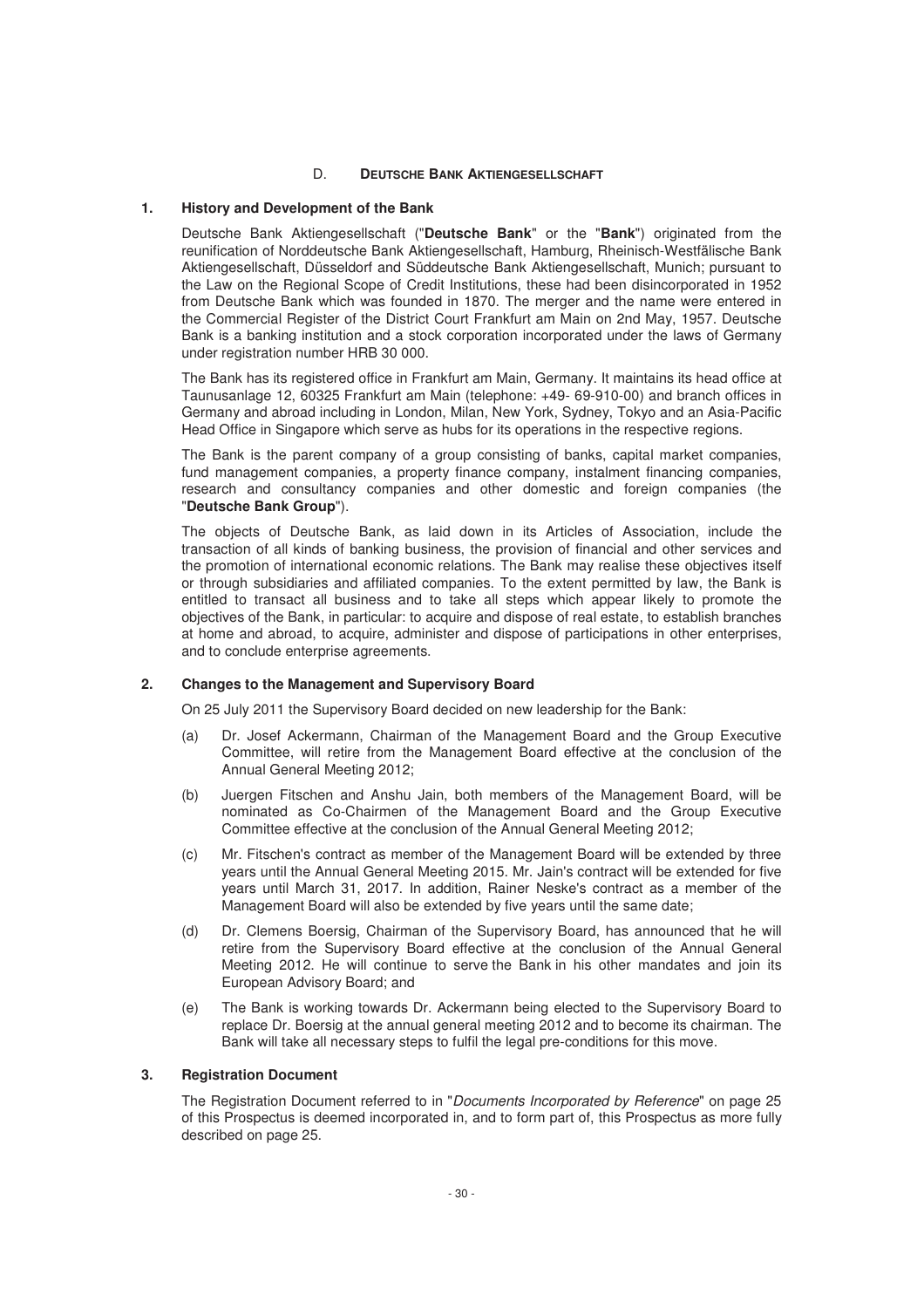## D. DEUTSCHE BANK AKTIENGESELLSCHAFT

### 1. History and Development of the Bank

Deutsche Bank Aktiengesellschaft ("**Deutsche Bank**" or the "**Bank**") originated from the reunification of Norddeutsche Bank Aktiengesellschaft, Hamburg, Rheinisch-Westfälische Bank Aktiengesellschaft, Düsseldorf and Süddeutsche Bank Aktiengesellschaft, Munich; pursuant to the Law on the Regional Scope of Credit Institutions, these had been disincorporated in 1952 from Deutsche Bank which was founded in 1870. The merger and the name were entered in the Commercial Register of the District Court Frankfurt am Main on 2nd May, 1957. Deutsche Bank is a banking institution and a stock corporation incorporated under the laws of Germany under registration number HRB 30 000.

The Bank has its registered office in Frankfurt am Main, Germany. It maintains its head office at Taunusanlage 12, 60325 Frankfurt am Main (telephone: +49- 69-910-00) and branch offices in Germany and abroad including in London, Milan, New York, Sydney, Tokyo and an Asia-Pacific Head Office in Singapore which serve as hubs for its operations in the respective regions.

The Bank is the parent company of a group consisting of banks, capital market companies, fund management companies, a property finance company, instalment financing companies, research and consultancy companies and other domestic and foreign companies (the "**Deutsche Bank Group**").

The objects of Deutsche Bank, as laid down in its Articles of Association, include the transaction of all kinds of banking business, the provision of financial and other services and the promotion of international economic relations. The Bank may realise these objectives itself or through subsidiaries and affiliated companies. To the extent permitted by law, the Bank is entitled to transact all business and to take all steps which appear likely to promote the objectives of the Bank, in particular: to acquire and dispose of real estate, to establish branches at home and abroad, to acquire, administer and dispose of participations in other enterprises, and to conclude enterprise agreements.

### 2. Changes to the Management and Supervisory Board

On 25 July 2011 the Supervisory Board decided on new leadership for the Bank:

(a) Dr. Josef Ackermann, Chairman of the Management Board and the Group Executive Committee, will retire from the Management Board effective at the conclusion of the Annual General Meeting 2012;

(b) Juergen Fitschen and Anshu Jain, both members of the Management Board, will be nominated as Co-Chairmen of the Management Board and the Group Executive Committee effective at the conclusion of the Annual General Meeting 2012;

(c) Mr. Fitschen's contract as member of the Management Board will be extended by three years until the Annual General Meeting 2015. Mr. Jain's contract will be extended for five years until March 31, 2017. In addition, Rainer Neske's contract as a member of the Management Board will also be extended by five years until the same date;

(d) Dr. Clemens Boersig, Chairman of the Supervisory Board, has announced that he will retire from the Supervisory Board effective at the conclusion of the Annual General Meeting 2012. He will continue to serve the Bank in his other mandates and join its European Advisory Board; and

(e) The Bank is working towards Dr. Ackermann being elected to the Supervisory Board to replace Dr. Boersig at the annual general meeting 2012 and to become its chairman. The Bank will take all necessary steps to fulfil the legal pre-conditions for this move.

### 3. Registration Document

The Registration Document referred to in "*Documents Incorporated by Reference*" on page 25 of this Prospectus is deemed incorporated in, and to form part of, this Prospectus as more fully described on page 25.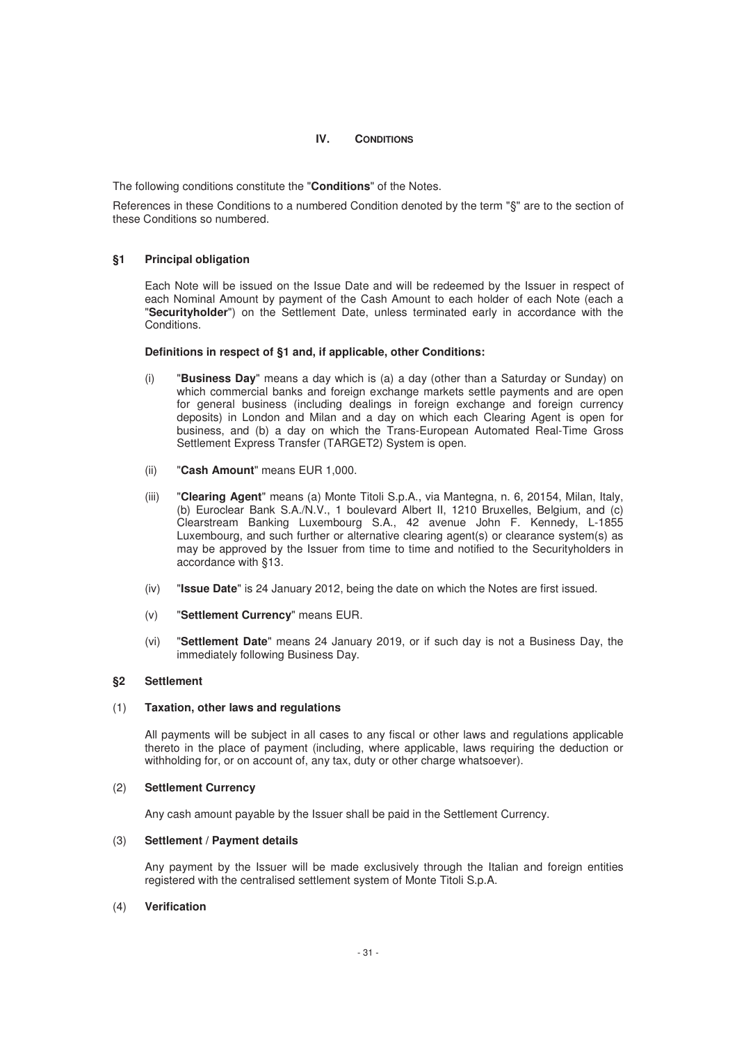## IV. CONDITIONS

The following conditions constitute the "**Conditions**" of the Notes.

References in these Conditions to a numbered Condition denoted by the term "§" are to the section of these Conditions so numbered.

### §1 Principal obligation

Each Note will be issued on the Issue Date and will be redeemed by the Issuer in respect of each Nominal Amount by payment of the Cash Amount to each holder of each Note (each a "**Securityholder**") on the Settlement Date, unless terminated early in accordance with the Conditions.

**Definitions in respect of §1 and, if applicable, other Conditions:**

(i) "**Business Day**" means a day which is (a) a day (other than a Saturday or Sunday) on which commercial banks and foreign exchange markets settle payments and are open for general business (including dealings in foreign exchange and foreign currency deposits) in London and Milan and a day on which each Clearing Agent is open for business, and (b) a day on which the Trans-European Automated Real-Time Gross Settlement Express Transfer (TARGET2) System is open.

(ii) "**Cash Amount**" means EUR 1,000.

(iii) "**Clearing Agent**" means (a) Monte Titoli S.p.A., via Mantegna, n. 6, 20154, Milan, Italy, (b) Euroclear Bank S.A./N.V., 1 boulevard Albert II, 1210 Bruxelles, Belgium, and (c) Clearstream Banking Luxembourg S.A., 42 avenue John F. Kennedy, L-1855 Luxembourg, and such further or alternative clearing agent(s) or clearance system(s) as may be approved by the Issuer from time to time and notified to the Securityholders in accordance with §13.

(iv) "**Issue Date**" is 24 January 2012, being the date on which the Notes are first issued.

(v) "**Settlement Currency**" means EUR.

(vi) "**Settlement Date**" means 24 January 2019, or if such day is not a Business Day, the immediately following Business Day.

### §2 Settlement

#### (1) Taxation, other laws and regulations

All payments will be subject in all cases to any fiscal or other laws and regulations applicable thereto in the place of payment (including, where applicable, laws requiring the deduction or withholding for, or on account of, any tax, duty or other charge whatsoever).

#### (2) Settlement Currency

Any cash amount payable by the Issuer shall be paid in the Settlement Currency.

#### (3) Settlement / Payment details

Any payment by the Issuer will be made exclusively through the Italian and foreign entities registered with the centralised settlement system of Monte Titoli S.p.A.

#### (4) Verification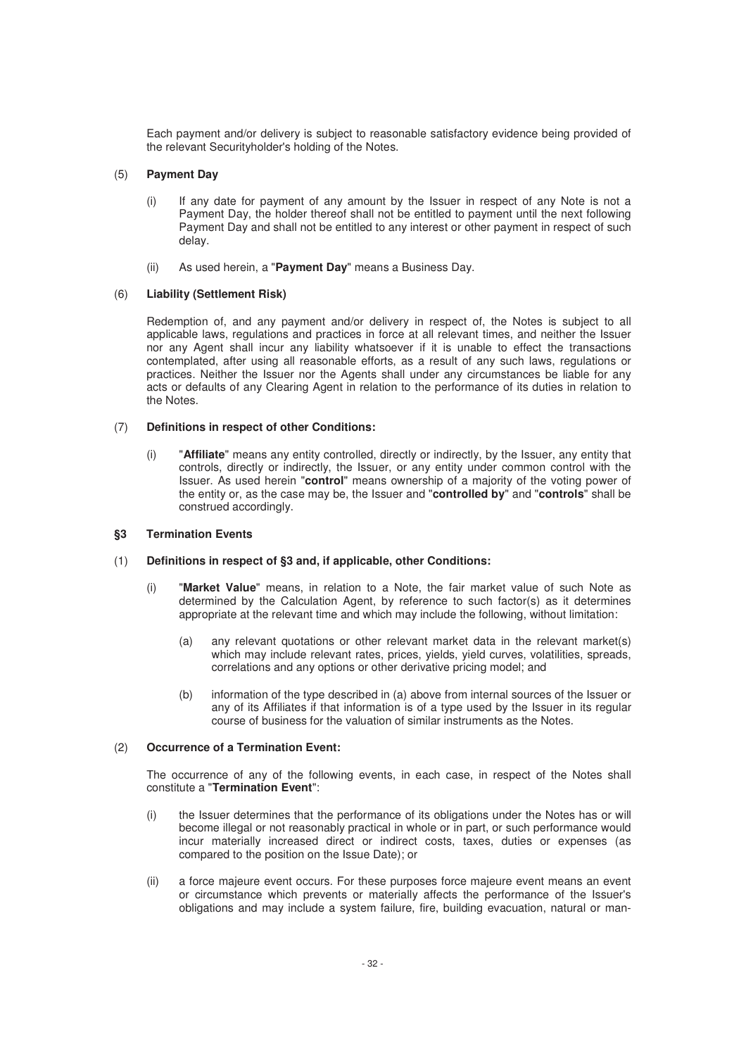Each payment and/or delivery is subject to reasonable satisfactory evidence being provided of the relevant Securityholder's holding of the Notes.

(5) **Payment Day**

(i) If any date for payment of any amount by the Issuer in respect of any Note is not a Payment Day, the holder thereof shall not be entitled to payment until the next following Payment Day and shall not be entitled to any interest or other payment in respect of such delay.

(ii) As used herein, a "**Payment Day**" means a Business Day.

(6) **Liability (Settlement Risk)**

Redemption of, and any payment and/or delivery in respect of, the Notes is subject to all applicable laws, regulations and practices in force at all relevant times, and neither the Issuer nor any Agent shall incur any liability whatsoever if it is unable to effect the transactions contemplated, after using all reasonable efforts, as a result of any such laws, regulations or practices. Neither the Issuer nor the Agents shall under any circumstances be liable for any acts or defaults of any Clearing Agent in relation to the performance of its duties in relation to the Notes.

(7) **Definitions in respect of other Conditions:**

(i) "**Affiliate**" means any entity controlled, directly or indirectly, by the Issuer, any entity that controls, directly or indirectly, the Issuer, or any entity under common control with the Issuer. As used herein "**control**" means ownership of a majority of the voting power of the entity or, as the case may be, the Issuer and "**controlled by**" and "**controls**" shall be construed accordingly.

## §3 Termination Events

(1) **Definitions in respect of §3 and, if applicable, other Conditions:**

(i) "**Market Value**" means, in relation to a Note, the fair market value of such Note as determined by the Calculation Agent, by reference to such factor(s) as it determines appropriate at the relevant time and which may include the following, without limitation:

(a) any relevant quotations or other relevant market data in the relevant market(s) which may include relevant rates, prices, yields, yield curves, volatilities, spreads, correlations and any options or other derivative pricing model; and

(b) information of the type described in (a) above from internal sources of the Issuer or any of its Affiliates if that information is of a type used by the Issuer in its regular course of business for the valuation of similar instruments as the Notes.

(2) **Occurrence of a Termination Event:**

The occurrence of any of the following events, in each case, in respect of the Notes shall constitute a "**Termination Event**":

(i) the Issuer determines that the performance of its obligations under the Notes has or will become illegal or not reasonably practical in whole or in part, or such performance would incur materially increased direct or indirect costs, taxes, duties or expenses (as compared to the position on the Issue Date); or

(ii) a force majeure event occurs. For these purposes force majeure event means an event or circumstance which prevents or materially affects the performance of the Issuer's obligations and may include a system failure, fire, building evacuation, natural or man-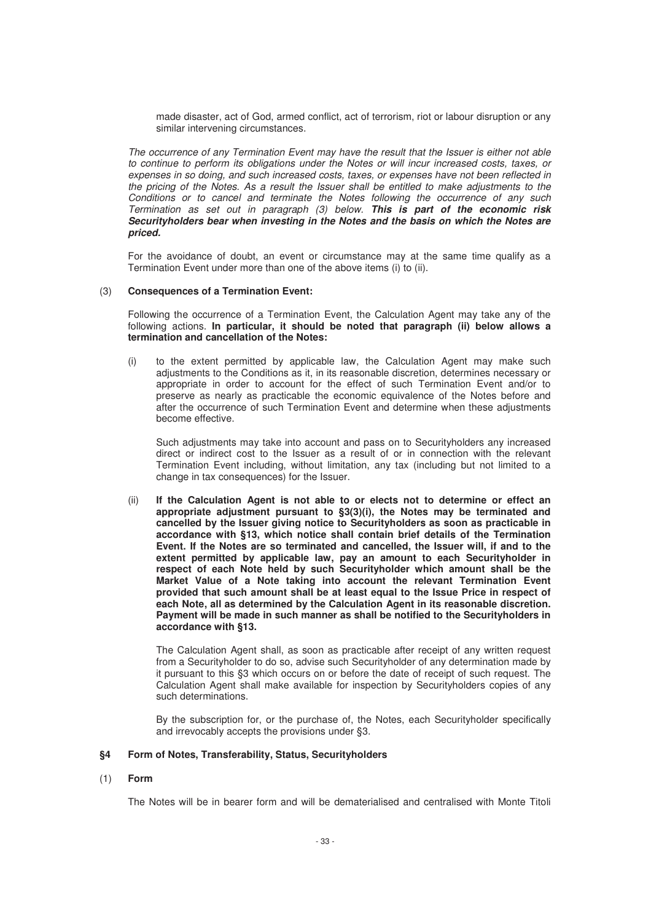made disaster, act of God, armed conflict, act of terrorism, riot or labour disruption or any similar intervening circumstances.

*The occurrence of any Termination Event may have the result that the Issuer is either not able to continue to perform its obligations under the Notes or will incur increased costs, taxes, or expenses in so doing, and such increased costs, taxes, or expenses have not been reflected in the pricing of the Notes. As a result the Issuer shall be entitled to make adjustments to the Conditions or to cancel and terminate the Notes following the occurrence of any such Termination as set out in paragraph (3) below.* ***This is part of the economic risk Securityholders bear when investing in the Notes and the basis on which the Notes are priced.***

For the avoidance of doubt, an event or circumstance may at the same time qualify as a Termination Event under more than one of the above items (i) to (ii).

(3) **Consequences of a Termination Event:**

Following the occurrence of a Termination Event, the Calculation Agent may take any of the following actions. **In particular, it should be noted that paragraph (ii) below allows a termination and cancellation of the Notes:**

(i) to the extent permitted by applicable law, the Calculation Agent may make such adjustments to the Conditions as it, in its reasonable discretion, determines necessary or appropriate in order to account for the effect of such Termination Event and/or to preserve as nearly as practicable the economic equivalence of the Notes before and after the occurrence of such Termination Event and determine when these adjustments become effective.

Such adjustments may take into account and pass on to Securityholders any increased direct or indirect cost to the Issuer as a result of or in connection with the relevant Termination Event including, without limitation, any tax (including but not limited to a change in tax consequences) for the Issuer.

(ii) **If the Calculation Agent is not able to or elects not to determine or effect an appropriate adjustment pursuant to §3(3)(i), the Notes may be terminated and cancelled by the Issuer giving notice to Securityholders as soon as practicable in accordance with §13, which notice shall contain brief details of the Termination Event. If the Notes are so terminated and cancelled, the Issuer will, if and to the extent permitted by applicable law, pay an amount to each Securityholder in respect of each Note held by such Securityholder which amount shall be the Market Value of a Note taking into account the relevant Termination Event provided that such amount shall be at least equal to the Issue Price in respect of each Note, all as determined by the Calculation Agent in its reasonable discretion. Payment will be made in such manner as shall be notified to the Securityholders in accordance with §13.**

The Calculation Agent shall, as soon as practicable after receipt of any written request from a Securityholder to do so, advise such Securityholder of any determination made by it pursuant to this §3 which occurs on or before the date of receipt of such request. The Calculation Agent shall make available for inspection by Securityholders copies of any such determinations.

By the subscription for, or the purchase of, the Notes, each Securityholder specifically and irrevocably accepts the provisions under §3.

## §4 Form of Notes, Transferability, Status, Securityholders

(1) **Form**

The Notes will be in bearer form and will be dematerialised and centralised with Monte Titoli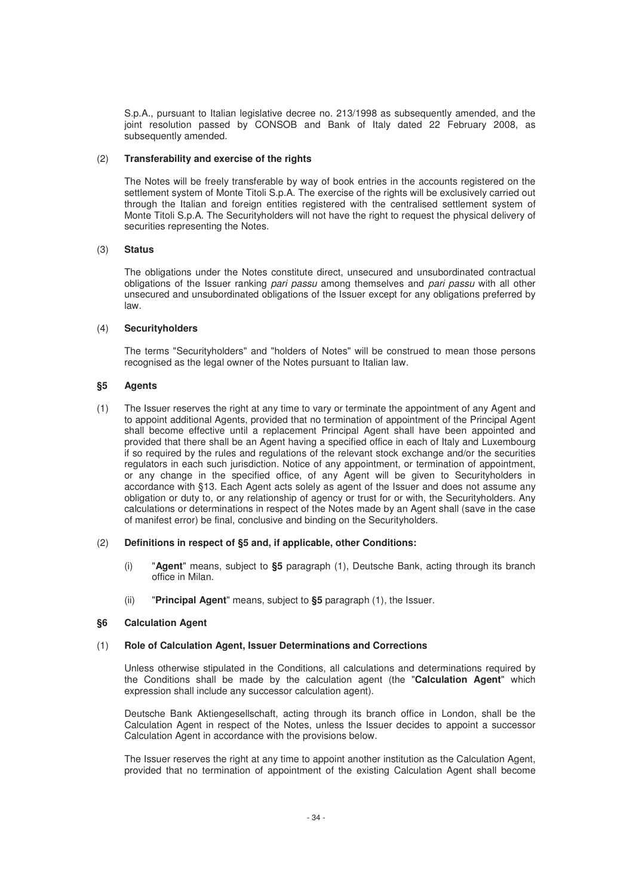S.p.A., pursuant to Italian legislative decree no. 213/1998 as subsequently amended, and the joint resolution passed by CONSOB and Bank of Italy dated 22 February 2008, as subsequently amended.

(2) **Transferability and exercise of the rights**

The Notes will be freely transferable by way of book entries in the accounts registered on the settlement system of Monte Titoli S.p.A. The exercise of the rights will be exclusively carried out through the Italian and foreign entities registered with the centralised settlement system of Monte Titoli S.p.A. The Securityholders will not have the right to request the physical delivery of securities representing the Notes.

(3) **Status**

The obligations under the Notes constitute direct, unsecured and unsubordinated contractual obligations of the Issuer ranking *pari passu* among themselves and *pari passu* with all other unsecured and unsubordinated obligations of the Issuer except for any obligations preferred by law.

(4) **Securityholders**

The terms "Securityholders" and "holders of Notes" will be construed to mean those persons recognised as the legal owner of the Notes pursuant to Italian law.

## §5 Agents

(1) The Issuer reserves the right at any time to vary or terminate the appointment of any Agent and to appoint additional Agents, provided that no termination of appointment of the Principal Agent shall become effective until a replacement Principal Agent shall have been appointed and provided that there shall be an Agent having a specified office in each of Italy and Luxembourg if so required by the rules and regulations of the relevant stock exchange and/or the securities regulators in each such jurisdiction. Notice of any appointment, or termination of appointment, or any change in the specified office, of any Agent will be given to Securityholders in accordance with §13. Each Agent acts solely as agent of the Issuer and does not assume any obligation or duty to, or any relationship of agency or trust for or with, the Securityholders. Any calculations or determinations in respect of the Notes made by an Agent shall (save in the case of manifest error) be final, conclusive and binding on the Securityholders.

(2) **Definitions in respect of §5 and, if applicable, other Conditions:**

(i) "**Agent**" means, subject to **§5** paragraph (1), Deutsche Bank, acting through its branch office in Milan.

(ii) "**Principal Agent**" means, subject to **§5** paragraph (1), the Issuer.

## §6 Calculation Agent

(1) **Role of Calculation Agent, Issuer Determinations and Corrections**

Unless otherwise stipulated in the Conditions, all calculations and determinations required by the Conditions shall be made by the calculation agent (the "**Calculation Agent**" which expression shall include any successor calculation agent).

Deutsche Bank Aktiengesellschaft, acting through its branch office in London, shall be the Calculation Agent in respect of the Notes, unless the Issuer decides to appoint a successor Calculation Agent in accordance with the provisions below.

The Issuer reserves the right at any time to appoint another institution as the Calculation Agent, provided that no termination of appointment of the existing Calculation Agent shall become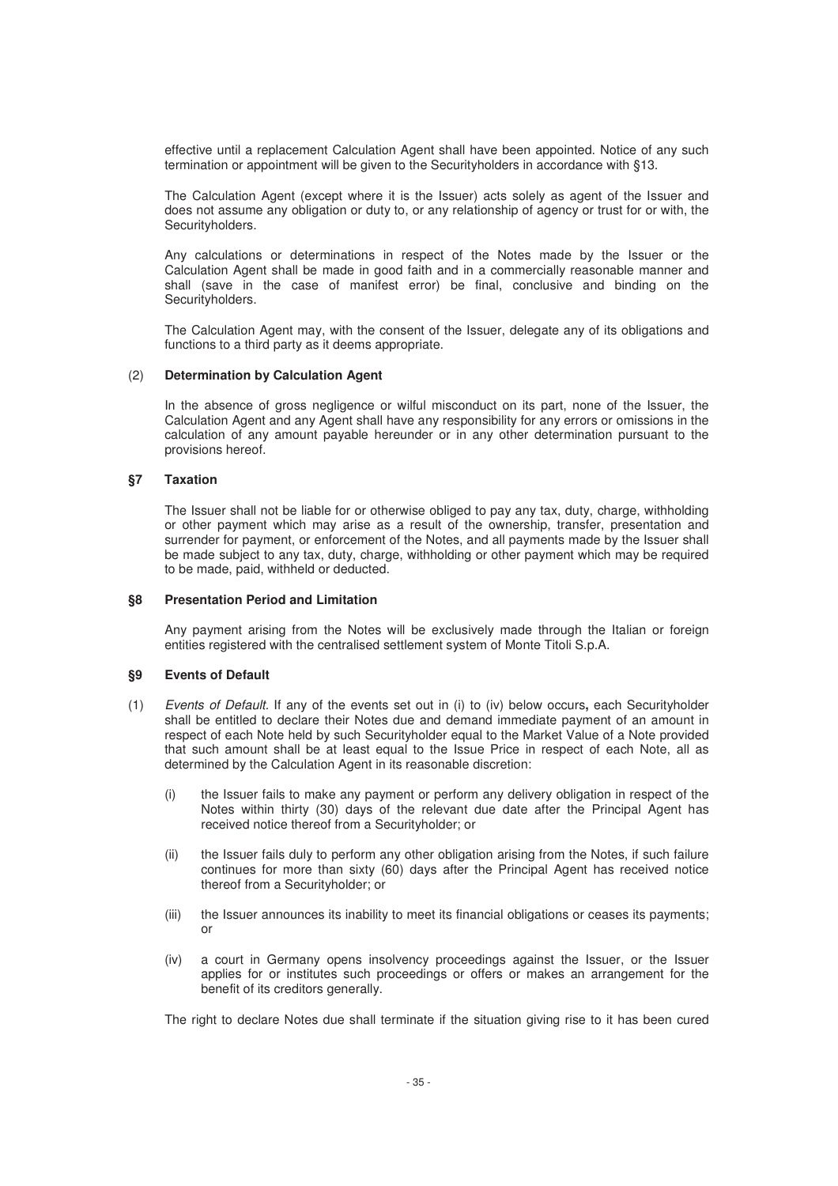effective until a replacement Calculation Agent shall have been appointed. Notice of any such termination or appointment will be given to the Securityholders in accordance with §13.

The Calculation Agent (except where it is the Issuer) acts solely as agent of the Issuer and does not assume any obligation or duty to, or any relationship of agency or trust for or with, the Securityholders.

Any calculations or determinations in respect of the Notes made by the Issuer or the Calculation Agent shall be made in good faith and in a commercially reasonable manner and shall (save in the case of manifest error) be final, conclusive and binding on the Securityholders.

The Calculation Agent may, with the consent of the Issuer, delegate any of its obligations and functions to a third party as it deems appropriate.

(2) **Determination by Calculation Agent**

In the absence of gross negligence or wilful misconduct on its part, none of the Issuer, the Calculation Agent and any Agent shall have any responsibility for any errors or omissions in the calculation of any amount payable hereunder or in any other determination pursuant to the provisions hereof.

## §7 Taxation

The Issuer shall not be liable for or otherwise obliged to pay any tax, duty, charge, withholding or other payment which may arise as a result of the ownership, transfer, presentation and surrender for payment, or enforcement of the Notes, and all payments made by the Issuer shall be made subject to any tax, duty, charge, withholding or other payment which may be required to be made, paid, withheld or deducted.

## §8 Presentation Period and Limitation

Any payment arising from the Notes will be exclusively made through the Italian or foreign entities registered with the centralised settlement system of Monte Titoli S.p.A.

## §9 Events of Default

(1) *Events of Default.* If any of the events set out in (i) to (iv) below occurs**,** each Securityholder shall be entitled to declare their Notes due and demand immediate payment of an amount in respect of each Note held by such Securityholder equal to the Market Value of a Note provided that such amount shall be at least equal to the Issue Price in respect of each Note, all as determined by the Calculation Agent in its reasonable discretion:

(i) the Issuer fails to make any payment or perform any delivery obligation in respect of the Notes within thirty (30) days of the relevant due date after the Principal Agent has received notice thereof from a Securityholder; or

(ii) the Issuer fails duly to perform any other obligation arising from the Notes, if such failure continues for more than sixty (60) days after the Principal Agent has received notice thereof from a Securityholder; or

(iii) the Issuer announces its inability to meet its financial obligations or ceases its payments; or

(iv) a court in Germany opens insolvency proceedings against the Issuer, or the Issuer applies for or institutes such proceedings or offers or makes an arrangement for the benefit of its creditors generally.

The right to declare Notes due shall terminate if the situation giving rise to it has been cured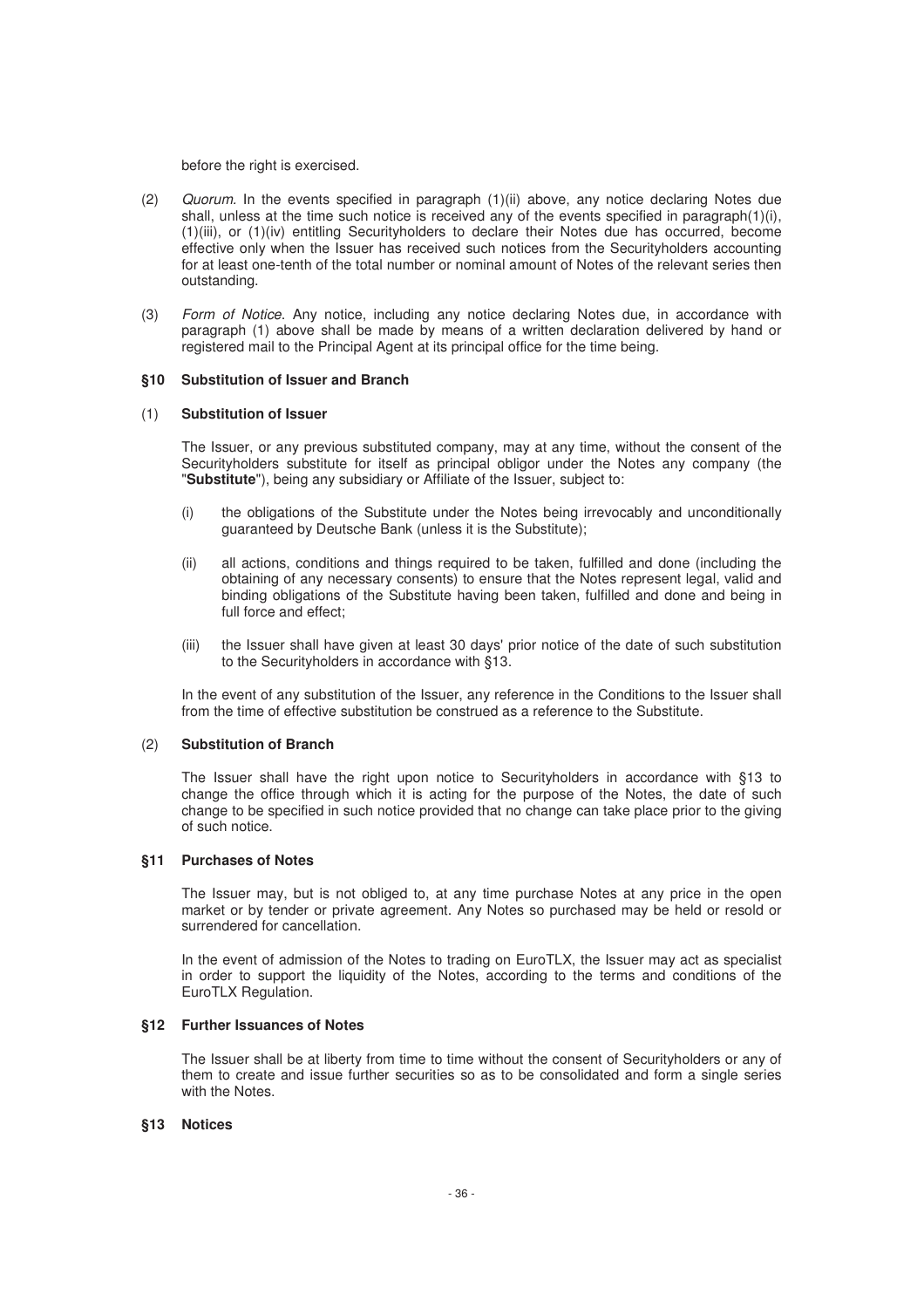before the right is exercised.

(2) *Quorum.* In the events specified in paragraph (1)(ii) above, any notice declaring Notes due shall, unless at the time such notice is received any of the events specified in paragraph(1)(i), (1)(iii), or (1)(iv) entitling Securityholders to declare their Notes due has occurred, become effective only when the Issuer has received such notices from the Securityholders accounting for at least one-tenth of the total number or nominal amount of Notes of the relevant series then outstanding.

(3) *Form of Notice.* Any notice, including any notice declaring Notes due, in accordance with paragraph (1) above shall be made by means of a written declaration delivered by hand or registered mail to the Principal Agent at its principal office for the time being.

### §10 Substitution of Issuer and Branch

(1) **Substitution of Issuer**

The Issuer, or any previous substituted company, may at any time, without the consent of the Securityholders substitute for itself as principal obligor under the Notes any company (the "**Substitute**"), being any subsidiary or Affiliate of the Issuer, subject to:

(i) the obligations of the Substitute under the Notes being irrevocably and unconditionally guaranteed by Deutsche Bank (unless it is the Substitute);

(ii) all actions, conditions and things required to be taken, fulfilled and done (including the obtaining of any necessary consents) to ensure that the Notes represent legal, valid and binding obligations of the Substitute having been taken, fulfilled and done and being in full force and effect;

(iii) the Issuer shall have given at least 30 days' prior notice of the date of such substitution to the Securityholders in accordance with §13.

In the event of any substitution of the Issuer, any reference in the Conditions to the Issuer shall from the time of effective substitution be construed as a reference to the Substitute.

(2) **Substitution of Branch**

The Issuer shall have the right upon notice to Securityholders in accordance with §13 to change the office through which it is acting for the purpose of the Notes, the date of such change to be specified in such notice provided that no change can take place prior to the giving of such notice.

### §11 Purchases of Notes

The Issuer may, but is not obliged to, at any time purchase Notes at any price in the open market or by tender or private agreement. Any Notes so purchased may be held or resold or surrendered for cancellation.

In the event of admission of the Notes to trading on EuroTLX, the Issuer may act as specialist in order to support the liquidity of the Notes, according to the terms and conditions of the EuroTLX Regulation.

### §12 Further Issuances of Notes

The Issuer shall be at liberty from time to time without the consent of Securityholders or any of them to create and issue further securities so as to be consolidated and form a single series with the Notes.

### §13 Notices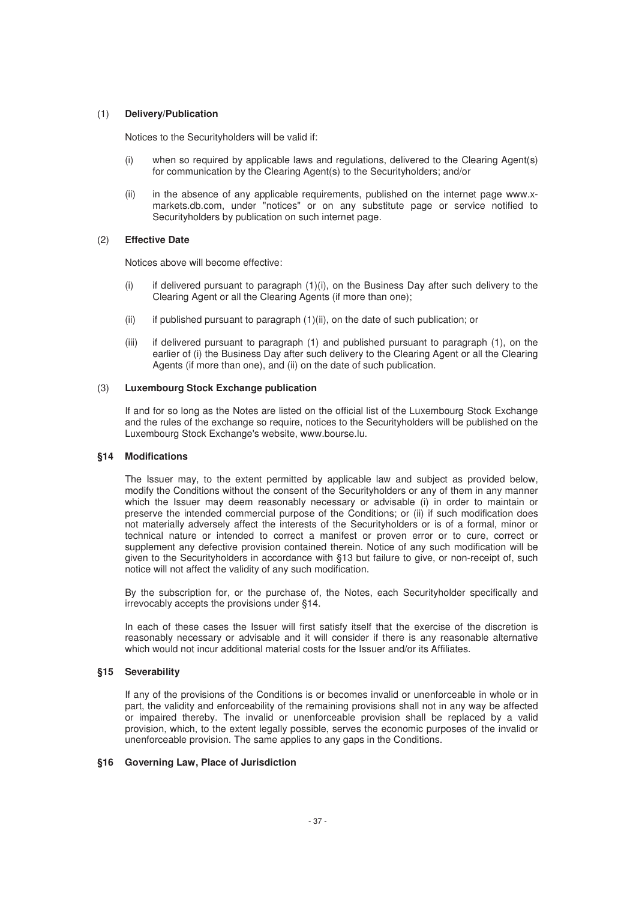(1) **Delivery/Publication**

Notices to the Securityholders will be valid if:

(i) when so required by applicable laws and regulations, delivered to the Clearing Agent(s) for communication by the Clearing Agent(s) to the Securityholders; and/or

(ii) in the absence of any applicable requirements, published on the internet page www.x-markets.db.com, under "notices" or on any substitute page or service notified to Securityholders by publication on such internet page.

(2) **Effective Date**

Notices above will become effective:

(i) if delivered pursuant to paragraph (1)(i), on the Business Day after such delivery to the Clearing Agent or all the Clearing Agents (if more than one);

(ii) if published pursuant to paragraph (1)(ii), on the date of such publication; or

(iii) if delivered pursuant to paragraph (1) and published pursuant to paragraph (1), on the earlier of (i) the Business Day after such delivery to the Clearing Agent or all the Clearing Agents (if more than one), and (ii) on the date of such publication.

(3) **Luxembourg Stock Exchange publication**

If and for so long as the Notes are listed on the official list of the Luxembourg Stock Exchange and the rules of the exchange so require, notices to the Securityholders will be published on the Luxembourg Stock Exchange's website, www.bourse.lu.

### §14 Modifications

The Issuer may, to the extent permitted by applicable law and subject as provided below, modify the Conditions without the consent of the Securityholders or any of them in any manner which the Issuer may deem reasonably necessary or advisable (i) in order to maintain or preserve the intended commercial purpose of the Conditions; or (ii) if such modification does not materially adversely affect the interests of the Securityholders or is of a formal, minor or technical nature or intended to correct a manifest or proven error or to cure, correct or supplement any defective provision contained therein. Notice of any such modification will be given to the Securityholders in accordance with §13 but failure to give, or non-receipt of, such notice will not affect the validity of any such modification.

By the subscription for, or the purchase of, the Notes, each Securityholder specifically and irrevocably accepts the provisions under §14.

In each of these cases the Issuer will first satisfy itself that the exercise of the discretion is reasonably necessary or advisable and it will consider if there is any reasonable alternative which would not incur additional material costs for the Issuer and/or its Affiliates.

### §15 Severability

If any of the provisions of the Conditions is or becomes invalid or unenforceable in whole or in part, the validity and enforceability of the remaining provisions shall not in any way be affected or impaired thereby. The invalid or unenforceable provision shall be replaced by a valid provision, which, to the extent legally possible, serves the economic purposes of the invalid or unenforceable provision. The same applies to any gaps in the Conditions.

### §16 Governing Law, Place of Jurisdiction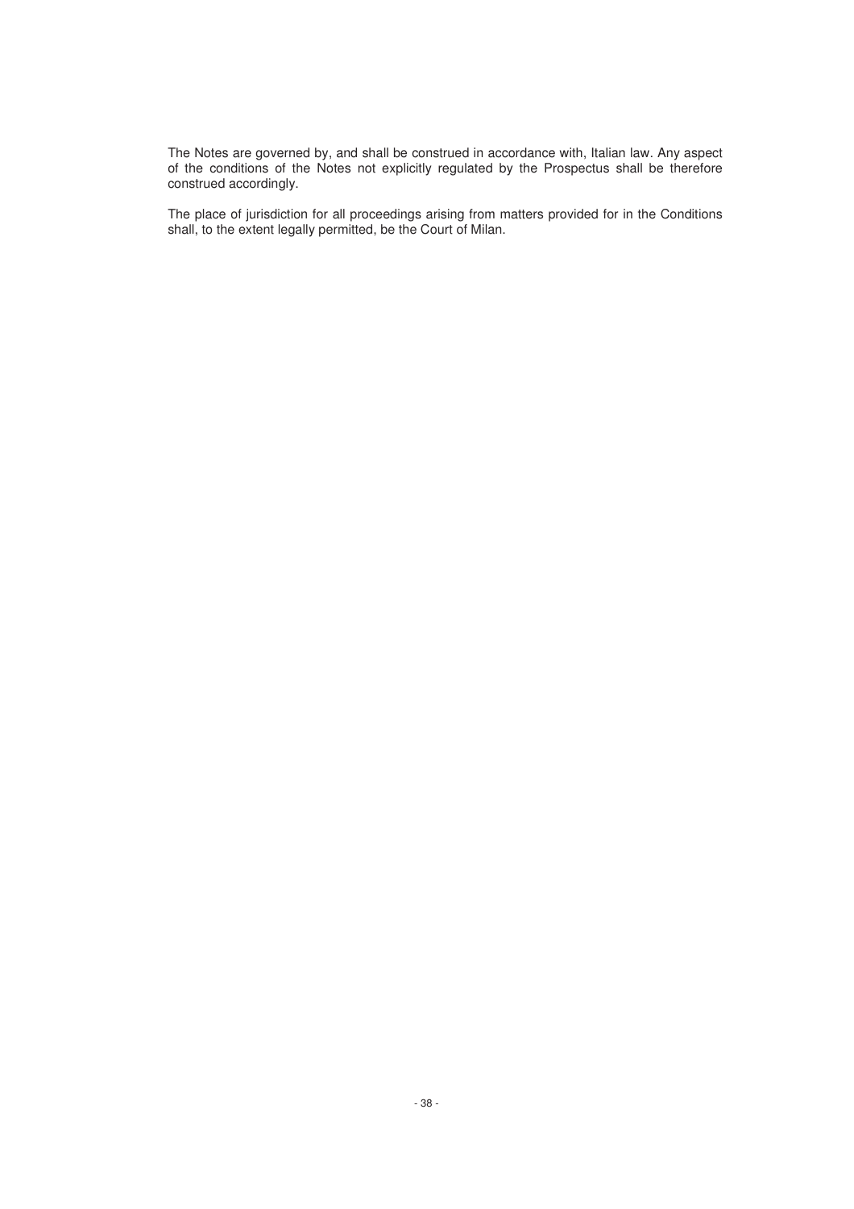The Notes are governed by, and shall be construed in accordance with, Italian law. Any aspect of the conditions of the Notes not explicitly regulated by the Prospectus shall be therefore construed accordingly.

The place of jurisdiction for all proceedings arising from matters provided for in the Conditions shall, to the extent legally permitted, be the Court of Milan.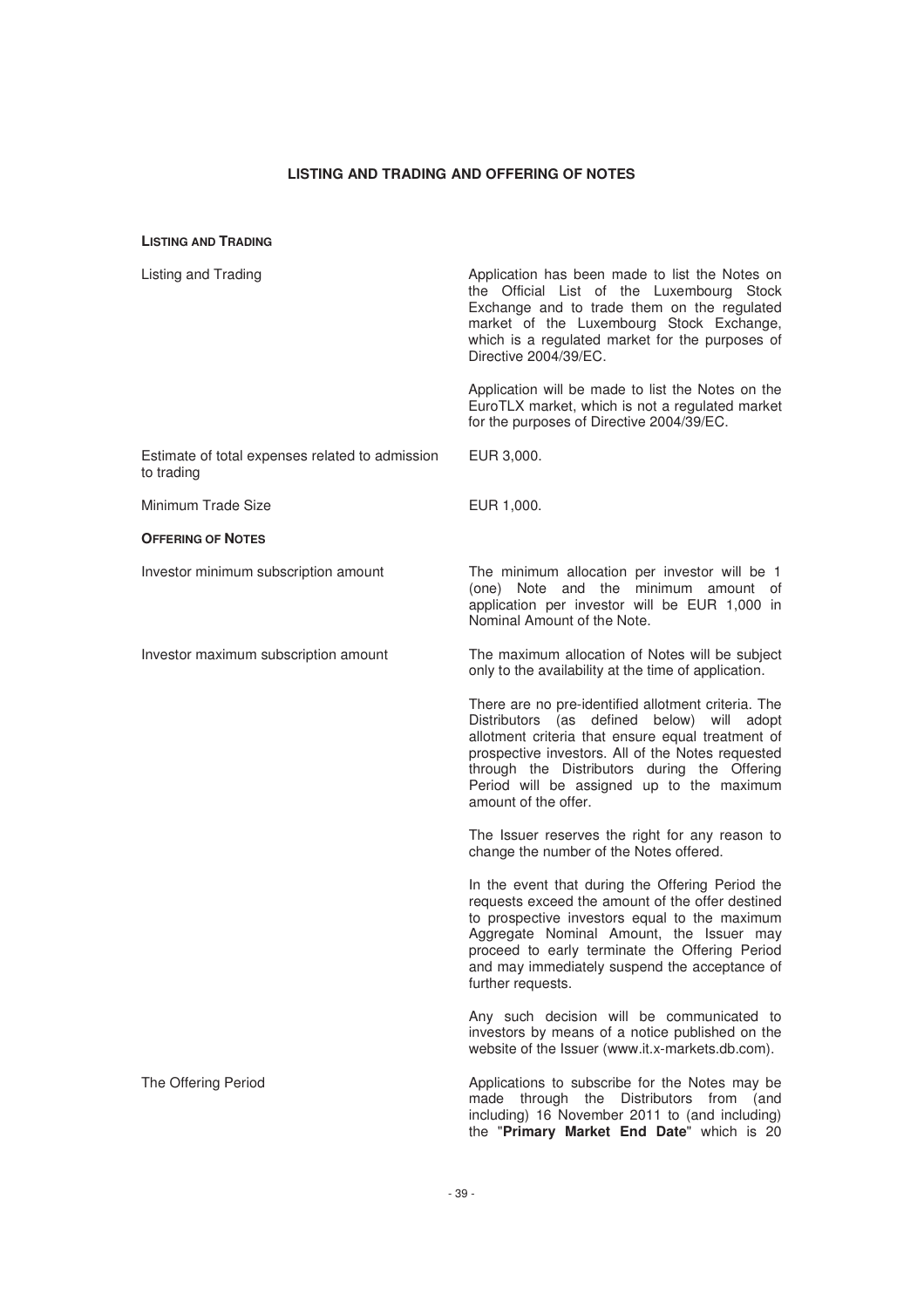# LISTING AND TRADING AND OFFERING OF NOTES

**LISTING AND TRADING**

| | |
|---|---|
| Listing and Trading | Application has been made to list the Notes on the Official List of the Luxembourg Stock Exchange and to trade them on the regulated market of the Luxembourg Stock Exchange, which is a regulated market for the purposes of Directive 2004/39/EC.<br><br>Application will be made to list the Notes on the EuroTLX market, which is not a regulated market for the purposes of Directive 2004/39/EC. |
| Estimate of total expenses related to admission to trading | EUR 3,000. |
| Minimum Trade Size | EUR 1,000. |

**OFFERING OF NOTES**

| | |
|---|---|
| Investor minimum subscription amount | The minimum allocation per investor will be 1 (one) Note and the minimum amount of application per investor will be EUR 1,000 in Nominal Amount of the Note. |
| Investor maximum subscription amount | The maximum allocation of Notes will be subject only to the availability at the time of application.<br><br>There are no pre-identified allotment criteria. The Distributors (as defined below) will adopt allotment criteria that ensure equal treatment of prospective investors. All of the Notes requested through the Distributors during the Offering Period will be assigned up to the maximum amount of the offer.<br><br>The Issuer reserves the right for any reason to change the number of the Notes offered.<br><br>In the event that during the Offering Period the requests exceed the amount of the offer destined to prospective investors equal to the maximum Aggregate Nominal Amount, the Issuer may proceed to early terminate the Offering Period and may immediately suspend the acceptance of further requests.<br><br>Any such decision will be communicated to investors by means of a notice published on the website of the Issuer (www.it.x-markets.db.com). |
| The Offering Period | Applications to subscribe for the Notes may be made through the Distributors from (and including) 16 November 2011 to (and including) the "**Primary Market End Date**" which is 20 |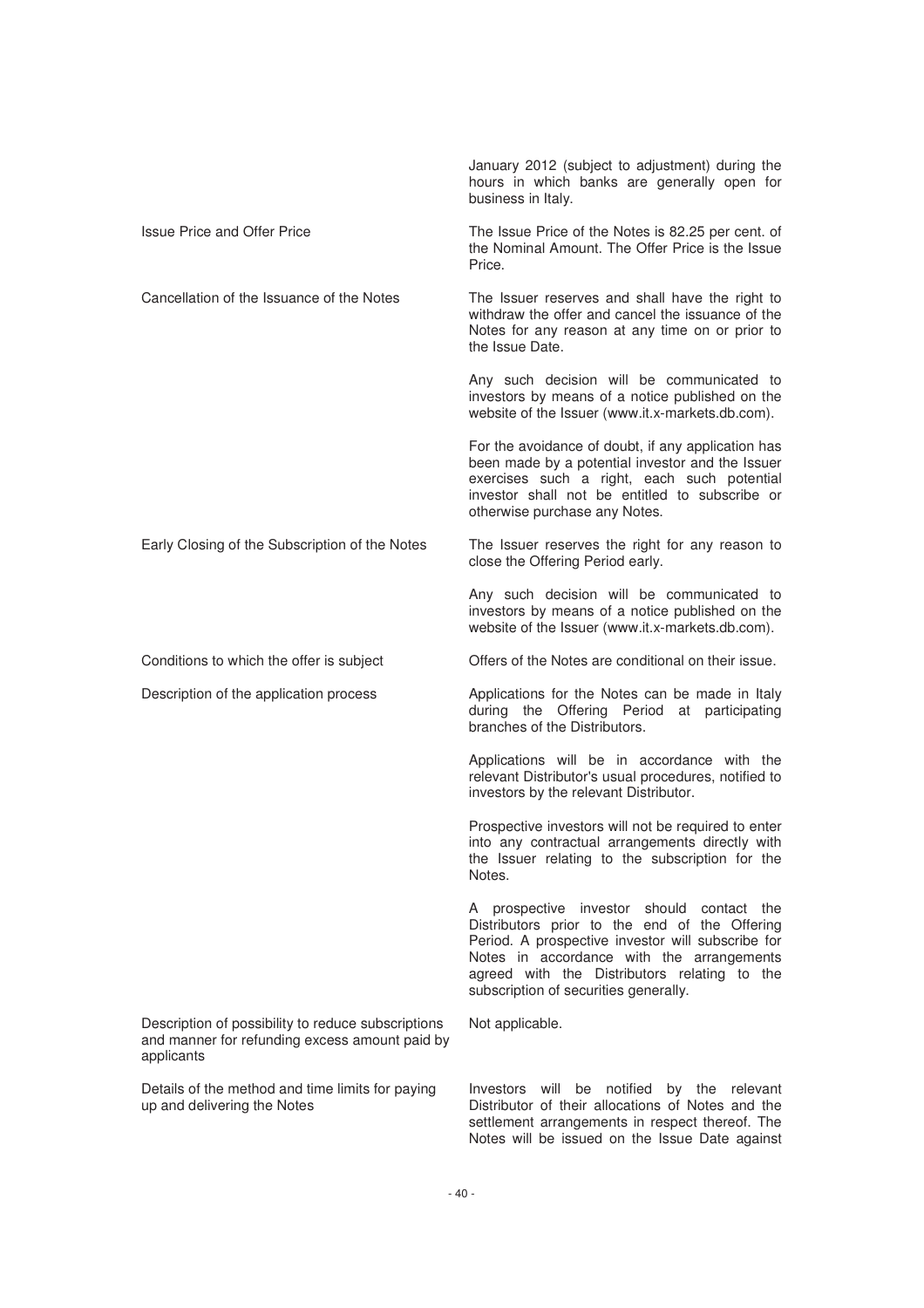| | |
|---|---|
| | January 2012 (subject to adjustment) during the hours in which banks are generally open for business in Italy. |
| Issue Price and Offer Price | The Issue Price of the Notes is 82.25 per cent. of the Nominal Amount. The Offer Price is the Issue Price. |
| Cancellation of the Issuance of the Notes | The Issuer reserves and shall have the right to withdraw the offer and cancel the issuance of the Notes for any reason at any time on or prior to the Issue Date.<br><br>Any such decision will be communicated to investors by means of a notice published on the website of the Issuer (www.it.x-markets.db.com).<br><br>For the avoidance of doubt, if any application has been made by a potential investor and the Issuer exercises such a right, each such potential investor shall not be entitled to subscribe or otherwise purchase any Notes. |
| Early Closing of the Subscription of the Notes | The Issuer reserves the right for any reason to close the Offering Period early.<br><br>Any such decision will be communicated to investors by means of a notice published on the website of the Issuer (www.it.x-markets.db.com). |
| Conditions to which the offer is subject | Offers of the Notes are conditional on their issue. |
| Description of the application process | Applications for the Notes can be made in Italy during the Offering Period at participating branches of the Distributors.<br><br>Applications will be in accordance with the relevant Distributor's usual procedures, notified to investors by the relevant Distributor.<br><br>Prospective investors will not be required to enter into any contractual arrangements directly with the Issuer relating to the subscription for the Notes.<br><br>A prospective investor should contact the Distributors prior to the end of the Offering Period. A prospective investor will subscribe for Notes in accordance with the arrangements agreed with the Distributors relating to the subscription of securities generally. |
| Description of possibility to reduce subscriptions and manner for refunding excess amount paid by applicants | Not applicable. |
| Details of the method and time limits for paying up and delivering the Notes | Investors will be notified by the relevant Distributor of their allocations of Notes and the settlement arrangements in respect thereof. The Notes will be issued on the Issue Date against |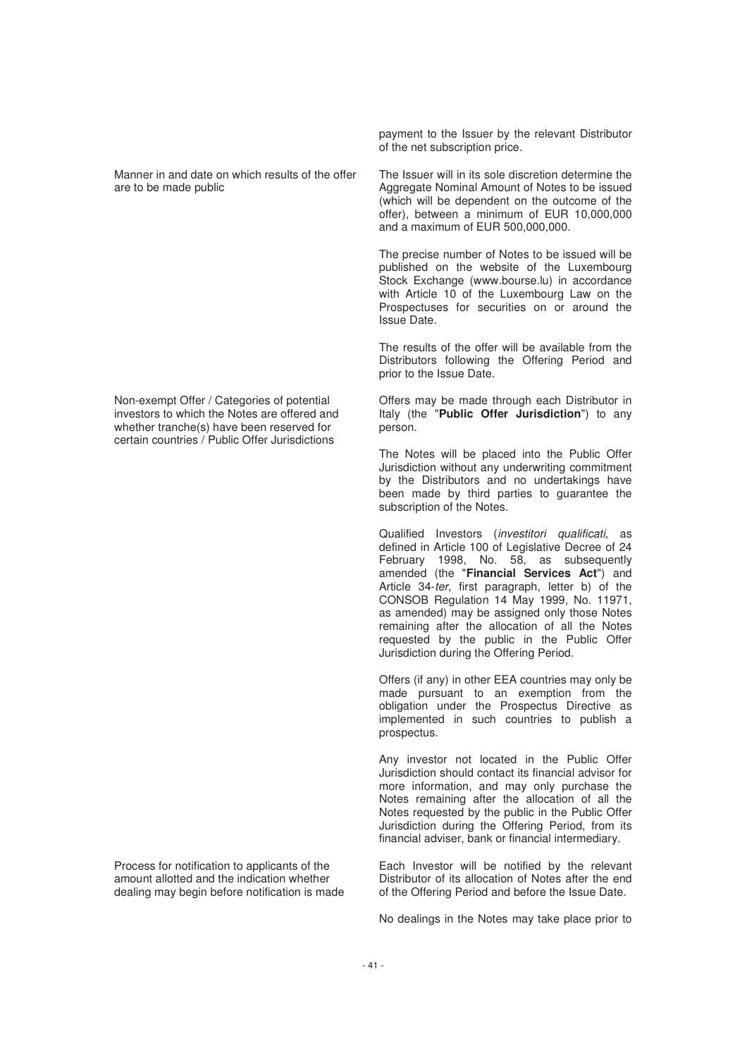| | |
|---|---|
| | payment to the Issuer by the relevant Distributor of the net subscription price. |
| Manner in and date on which results of the offer are to be made public | The Issuer will in its sole discretion determine the Aggregate Nominal Amount of Notes to be issued (which will be dependent on the outcome of the offer), between a minimum of EUR 10,000,000 and a maximum of EUR 500,000,000.<br><br>The precise number of Notes to be issued will be published on the website of the Luxembourg Stock Exchange (www.bourse.lu) in accordance with Article 10 of the Luxembourg Law on the Prospectuses for securities on or around the Issue Date.<br><br>The results of the offer will be available from the Distributors following the Offering Period and prior to the Issue Date. |
| Non-exempt Offer / Categories of potential investors to which the Notes are offered and whether tranche(s) have been reserved for certain countries / Public Offer Jurisdictions | Offers may be made through each Distributor in Italy (the "**Public Offer Jurisdiction**") to any person.<br><br>The Notes will be placed into the Public Offer Jurisdiction without any underwriting commitment by the Distributors and no undertakings have been made by third parties to guarantee the subscription of the Notes.<br><br>Qualified Investors (*investitori qualificati,* as defined in Article 100 of Legislative Decree of 24 February 1998, No. 58, as subsequently amended (the "**Financial Services Act**") and Article 34-*ter*, first paragraph, letter b) of the CONSOB Regulation 14 May 1999, No. 11971, as amended) may be assigned only those Notes remaining after the allocation of all the Notes requested by the public in the Public Offer Jurisdiction during the Offering Period.<br><br>Offers (if any) in other EEA countries may only be made pursuant to an exemption from the obligation under the Prospectus Directive as implemented in such countries to publish a prospectus.<br><br>Any investor not located in the Public Offer Jurisdiction should contact its financial advisor for more information, and may only purchase the Notes remaining after the allocation of all the Notes requested by the public in the Public Offer Jurisdiction during the Offering Period, from its financial adviser, bank or financial intermediary. |
| Process for notification to applicants of the amount allotted and the indication whether dealing may begin before notification is made | Each Investor will be notified by the relevant Distributor of its allocation of Notes after the end of the Offering Period and before the Issue Date.<br><br>No dealings in the Notes may take place prior to |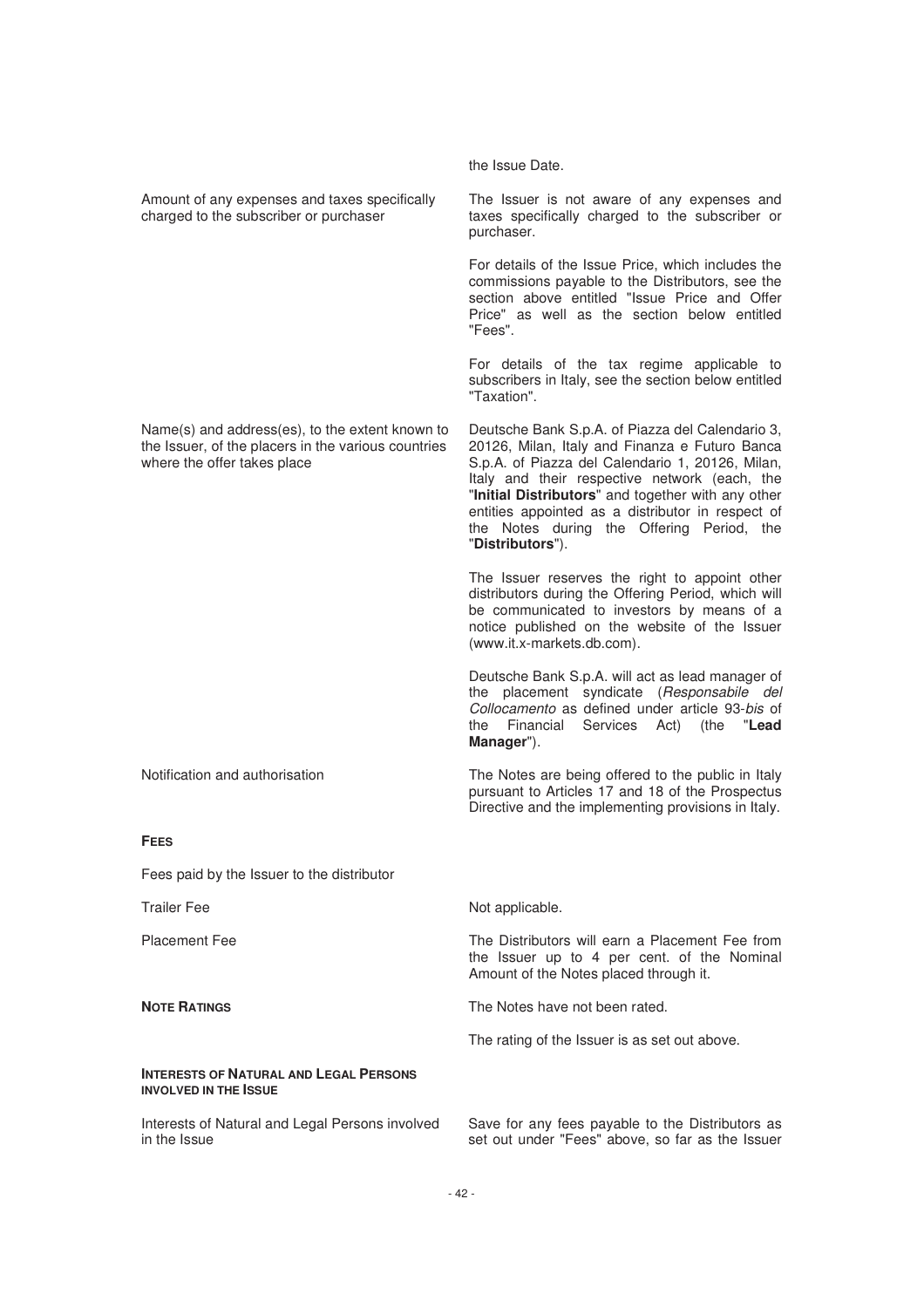| | |
|---|---|
| | the Issue Date. |
| Amount of any expenses and taxes specifically charged to the subscriber or purchaser | The Issuer is not aware of any expenses and taxes specifically charged to the subscriber or purchaser.<br><br>For details of the Issue Price, which includes the commissions payable to the Distributors, see the section above entitled "Issue Price and Offer Price" as well as the section below entitled "Fees".<br><br>For details of the tax regime applicable to subscribers in Italy, see the section below entitled "Taxation". |
| Name(s) and address(es), to the extent known to the Issuer, of the placers in the various countries where the offer takes place | Deutsche Bank S.p.A. of Piazza del Calendario 3, 20126, Milan, Italy and Finanza e Futuro Banca S.p.A. of Piazza del Calendario 1, 20126, Milan, Italy and their respective network (each, the "**Initial Distributors**" and together with any other entities appointed as a distributor in respect of the Notes during the Offering Period, the "**Distributors**").<br><br>The Issuer reserves the right to appoint other distributors during the Offering Period, which will be communicated to investors by means of a notice published on the website of the Issuer (www.it.x-markets.db.com).<br><br>Deutsche Bank S.p.A. will act as lead manager of the placement syndicate (*Responsabile del Collocamento* as defined under article 93-*bis* of the Financial Services Act) (the "**Lead Manager**"). |
| Notification and authorisation | The Notes are being offered to the public in Italy pursuant to Articles 17 and 18 of the Prospectus Directive and the implementing provisions in Italy. |

**FEES**

| | |
|---|---|
| Fees paid by the Issuer to the distributor | |
| Trailer Fee | Not applicable. |
| Placement Fee | The Distributors will earn a Placement Fee from the Issuer up to 4 per cent. of the Nominal Amount of the Notes placed through it. |
| **NOTE RATINGS** | The Notes have not been rated.<br><br>The rating of the Issuer is as set out above. |

**INTERESTS OF NATURAL AND LEGAL PERSONS INVOLVED IN THE ISSUE**

| | |
|---|---|
| Interests of Natural and Legal Persons involved in the Issue | Save for any fees payable to the Distributors as set out under "Fees" above, so far as the Issuer |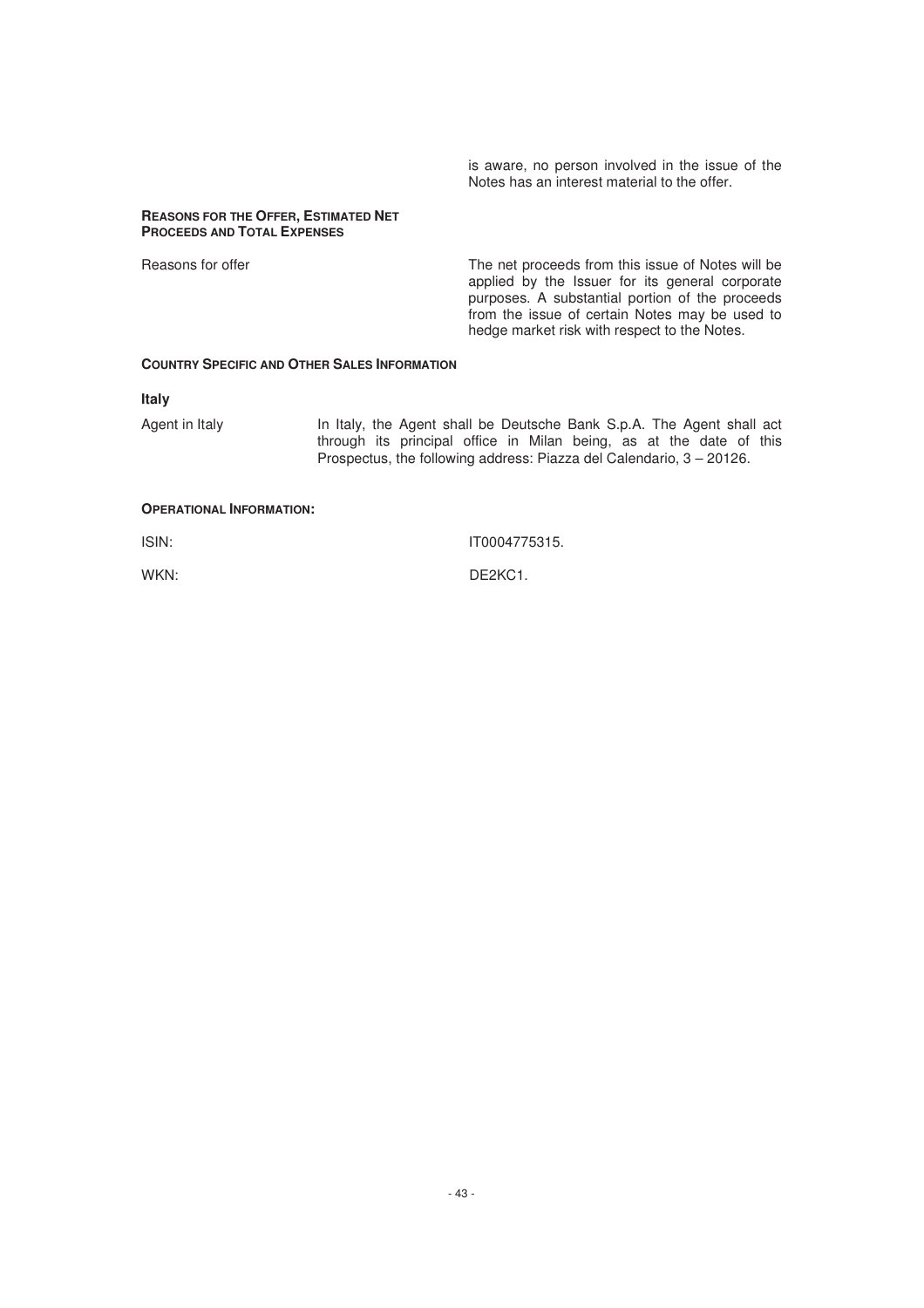is aware, no person involved in the issue of the Notes has an interest material to the offer.

**REASONS FOR THE OFFER, ESTIMATED NET PROCEEDS AND TOTAL EXPENSES**

| | |
|---|---|
| Reasons for offer | The net proceeds from this issue of Notes will be applied by the Issuer for its general corporate purposes. A substantial portion of the proceeds from the issue of certain Notes may be used to hedge market risk with respect to the Notes. |

**COUNTRY SPECIFIC AND OTHER SALES INFORMATION**

**Italy**

| | |
|---|---|
| Agent in Italy | In Italy, the Agent shall be Deutsche Bank S.p.A. The Agent shall act through its principal office in Milan being, as at the date of this Prospectus, the following address: Piazza del Calendario, 3 – 20126. |

**OPERATIONAL INFORMATION:**

| | |
|---|---|
| ISIN: | IT0004775315. |
| WKN: | DE2KC1. |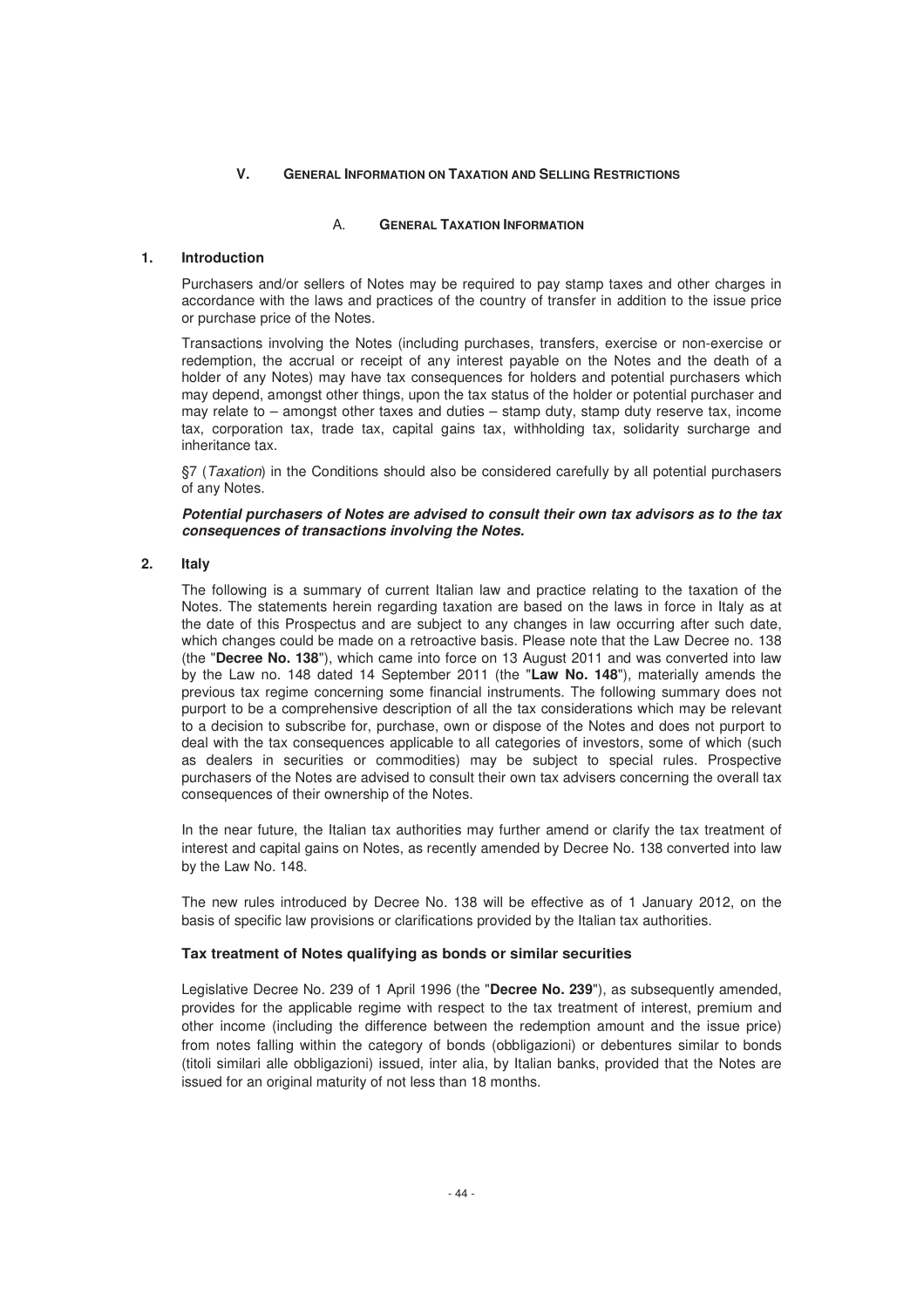## V. General Information on Taxation and Selling Restrictions

### A. General Taxation Information

#### 1. Introduction

Purchasers and/or sellers of Notes may be required to pay stamp taxes and other charges in accordance with the laws and practices of the country of transfer in addition to the issue price or purchase price of the Notes.

Transactions involving the Notes (including purchases, transfers, exercise or non-exercise or redemption, the accrual or receipt of any interest payable on the Notes and the death of a holder of any Notes) may have tax consequences for holders and potential purchasers which may depend, amongst other things, upon the tax status of the holder or potential purchaser and may relate to – amongst other taxes and duties – stamp duty, stamp duty reserve tax, income tax, corporation tax, trade tax, capital gains tax, withholding tax, solidarity surcharge and inheritance tax.

§7 (*Taxation*) in the Conditions should also be considered carefully by all potential purchasers of any Notes.

***Potential purchasers of Notes are advised to consult their own tax advisors as to the tax consequences of transactions involving the Notes.***

#### 2. Italy

The following is a summary of current Italian law and practice relating to the taxation of the Notes. The statements herein regarding taxation are based on the laws in force in Italy as at the date of this Prospectus and are subject to any changes in law occurring after such date, which changes could be made on a retroactive basis. Please note that the Law Decree no. 138 (the "**Decree No. 138**"), which came into force on 13 August 2011 and was converted into law by the Law no. 148 dated 14 September 2011 (the "**Law No. 148**"), materially amends the previous tax regime concerning some financial instruments. The following summary does not purport to be a comprehensive description of all the tax considerations which may be relevant to a decision to subscribe for, purchase, own or dispose of the Notes and does not purport to deal with the tax consequences applicable to all categories of investors, some of which (such as dealers in securities or commodities) may be subject to special rules. Prospective purchasers of the Notes are advised to consult their own tax advisers concerning the overall tax consequences of their ownership of the Notes.

In the near future, the Italian tax authorities may further amend or clarify the tax treatment of interest and capital gains on Notes, as recently amended by Decree No. 138 converted into law by the Law No. 148.

The new rules introduced by Decree No. 138 will be effective as of 1 January 2012, on the basis of specific law provisions or clarifications provided by the Italian tax authorities.

**Tax treatment of Notes qualifying as bonds or similar securities**

Legislative Decree No. 239 of 1 April 1996 (the "**Decree No. 239**"), as subsequently amended, provides for the applicable regime with respect to the tax treatment of interest, premium and other income (including the difference between the redemption amount and the issue price) from notes falling within the category of bonds (obbligazioni) or debentures similar to bonds (titoli similari alle obbligazioni) issued, inter alia, by Italian banks, provided that the Notes are issued for an original maturity of not less than 18 months.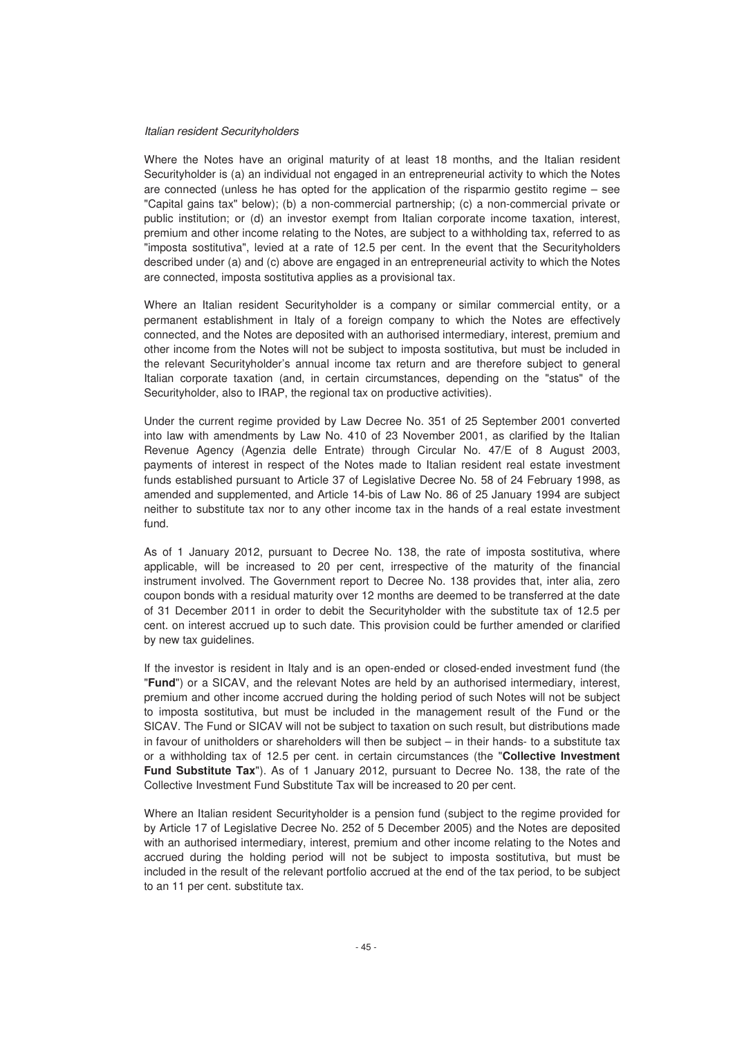*Italian resident Securityholders*

Where the Notes have an original maturity of at least 18 months, and the Italian resident Securityholder is (a) an individual not engaged in an entrepreneurial activity to which the Notes are connected (unless he has opted for the application of the risparmio gestito regime – see "Capital gains tax" below); (b) a non-commercial partnership; (c) a non-commercial private or public institution; or (d) an investor exempt from Italian corporate income taxation, interest, premium and other income relating to the Notes, are subject to a withholding tax, referred to as "imposta sostitutiva", levied at a rate of 12.5 per cent. In the event that the Securityholders described under (a) and (c) above are engaged in an entrepreneurial activity to which the Notes are connected, imposta sostitutiva applies as a provisional tax.

Where an Italian resident Securityholder is a company or similar commercial entity, or a permanent establishment in Italy of a foreign company to which the Notes are effectively connected, and the Notes are deposited with an authorised intermediary, interest, premium and other income from the Notes will not be subject to imposta sostitutiva, but must be included in the relevant Securityholder's annual income tax return and are therefore subject to general Italian corporate taxation (and, in certain circumstances, depending on the "status" of the Securityholder, also to IRAP, the regional tax on productive activities).

Under the current regime provided by Law Decree No. 351 of 25 September 2001 converted into law with amendments by Law No. 410 of 23 November 2001, as clarified by the Italian Revenue Agency (Agenzia delle Entrate) through Circular No. 47/E of 8 August 2003, payments of interest in respect of the Notes made to Italian resident real estate investment funds established pursuant to Article 37 of Legislative Decree No. 58 of 24 February 1998, as amended and supplemented, and Article 14-bis of Law No. 86 of 25 January 1994 are subject neither to substitute tax nor to any other income tax in the hands of a real estate investment fund.

As of 1 January 2012, pursuant to Decree No. 138, the rate of imposta sostitutiva, where applicable, will be increased to 20 per cent, irrespective of the maturity of the financial instrument involved. The Government report to Decree No. 138 provides that, inter alia, zero coupon bonds with a residual maturity over 12 months are deemed to be transferred at the date of 31 December 2011 in order to debit the Securityholder with the substitute tax of 12.5 per cent. on interest accrued up to such date. This provision could be further amended or clarified by new tax guidelines.

If the investor is resident in Italy and is an open-ended or closed-ended investment fund (the "**Fund**") or a SICAV, and the relevant Notes are held by an authorised intermediary, interest, premium and other income accrued during the holding period of such Notes will not be subject to imposta sostitutiva, but must be included in the management result of the Fund or the SICAV. The Fund or SICAV will not be subject to taxation on such result, but distributions made in favour of unitholders or shareholders will then be subject – in their hands- to a substitute tax or a withholding tax of 12.5 per cent. in certain circumstances (the "**Collective Investment Fund Substitute Tax**"). As of 1 January 2012, pursuant to Decree No. 138, the rate of the Collective Investment Fund Substitute Tax will be increased to 20 per cent.

Where an Italian resident Securityholder is a pension fund (subject to the regime provided for by Article 17 of Legislative Decree No. 252 of 5 December 2005) and the Notes are deposited with an authorised intermediary, interest, premium and other income relating to the Notes and accrued during the holding period will not be subject to imposta sostitutiva, but must be included in the result of the relevant portfolio accrued at the end of the tax period, to be subject to an 11 per cent. substitute tax.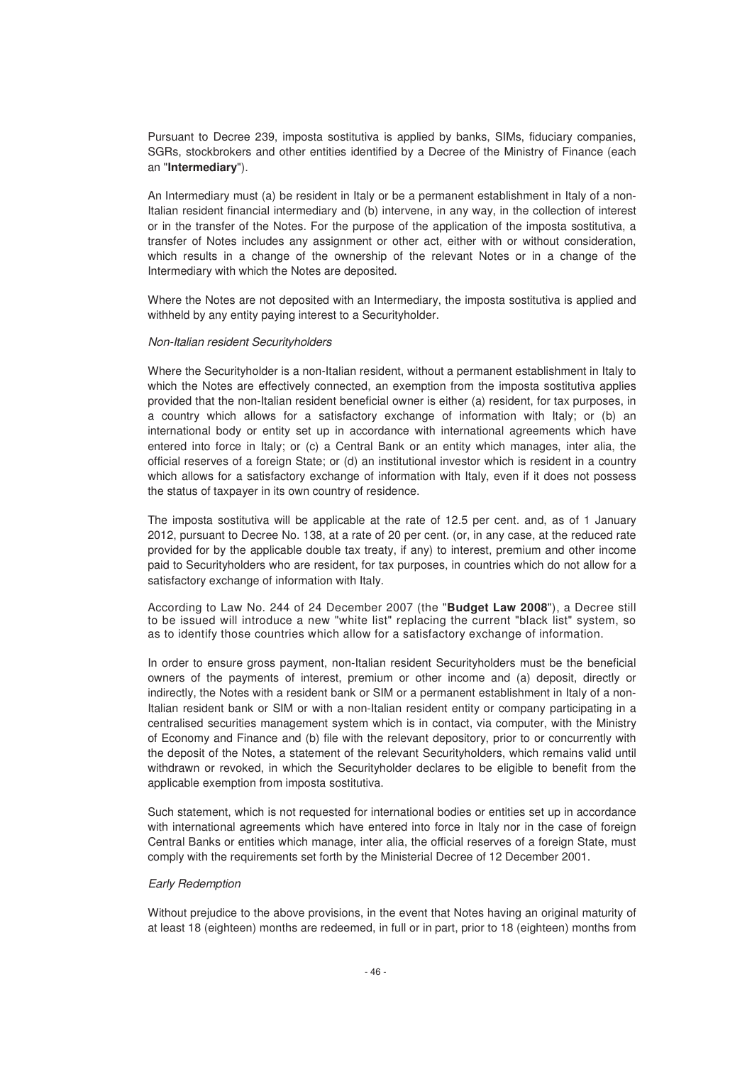Pursuant to Decree 239, imposta sostitutiva is applied by banks, SIMs, fiduciary companies, SGRs, stockbrokers and other entities identified by a Decree of the Ministry of Finance (each an "**Intermediary**").

An Intermediary must (a) be resident in Italy or be a permanent establishment in Italy of a non-Italian resident financial intermediary and (b) intervene, in any way, in the collection of interest or in the transfer of the Notes. For the purpose of the application of the imposta sostitutiva, a transfer of Notes includes any assignment or other act, either with or without consideration, which results in a change of the ownership of the relevant Notes or in a change of the Intermediary with which the Notes are deposited.

Where the Notes are not deposited with an Intermediary, the imposta sostitutiva is applied and withheld by any entity paying interest to a Securityholder.

*Non-Italian resident Securityholders*

Where the Securityholder is a non-Italian resident, without a permanent establishment in Italy to which the Notes are effectively connected, an exemption from the imposta sostitutiva applies provided that the non-Italian resident beneficial owner is either (a) resident, for tax purposes, in a country which allows for a satisfactory exchange of information with Italy; or (b) an international body or entity set up in accordance with international agreements which have entered into force in Italy; or (c) a Central Bank or an entity which manages, inter alia, the official reserves of a foreign State; or (d) an institutional investor which is resident in a country which allows for a satisfactory exchange of information with Italy, even if it does not possess the status of taxpayer in its own country of residence.

The imposta sostitutiva will be applicable at the rate of 12.5 per cent. and, as of 1 January 2012, pursuant to Decree No. 138, at a rate of 20 per cent. (or, in any case, at the reduced rate provided for by the applicable double tax treaty, if any) to interest, premium and other income paid to Securityholders who are resident, for tax purposes, in countries which do not allow for a satisfactory exchange of information with Italy.

According to Law No. 244 of 24 December 2007 (the "**Budget Law 2008**"), a Decree still to be issued will introduce a new "white list" replacing the current "black list" system, so as to identify those countries which allow for a satisfactory exchange of information.

In order to ensure gross payment, non-Italian resident Securityholders must be the beneficial owners of the payments of interest, premium or other income and (a) deposit, directly or indirectly, the Notes with a resident bank or SIM or a permanent establishment in Italy of a non-Italian resident bank or SIM or with a non-Italian resident entity or company participating in a centralised securities management system which is in contact, via computer, with the Ministry of Economy and Finance and (b) file with the relevant depository, prior to or concurrently with the deposit of the Notes, a statement of the relevant Securityholders, which remains valid until withdrawn or revoked, in which the Securityholder declares to be eligible to benefit from the applicable exemption from imposta sostitutiva.

Such statement, which is not requested for international bodies or entities set up in accordance with international agreements which have entered into force in Italy nor in the case of foreign Central Banks or entities which manage, inter alia, the official reserves of a foreign State, must comply with the requirements set forth by the Ministerial Decree of 12 December 2001.

*Early Redemption*

Without prejudice to the above provisions, in the event that Notes having an original maturity of at least 18 (eighteen) months are redeemed, in full or in part, prior to 18 (eighteen) months from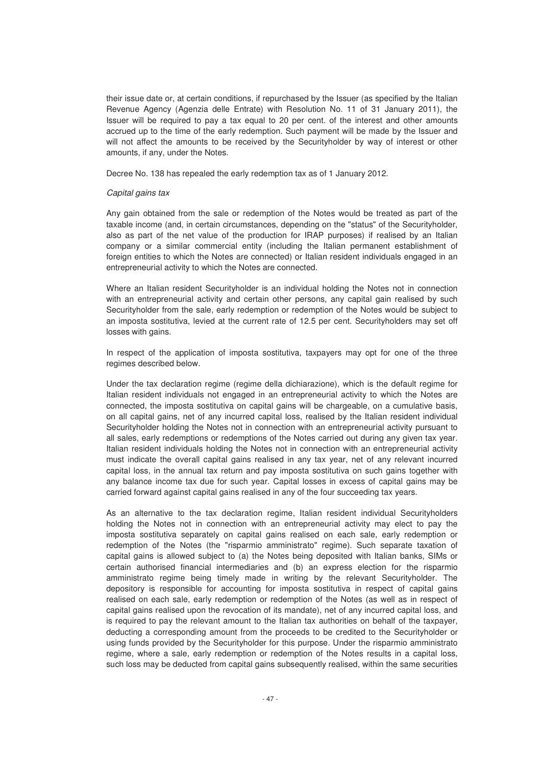their issue date or, at certain conditions, if repurchased by the Issuer (as specified by the Italian Revenue Agency (Agenzia delle Entrate) with Resolution No. 11 of 31 January 2011), the Issuer will be required to pay a tax equal to 20 per cent. of the interest and other amounts accrued up to the time of the early redemption. Such payment will be made by the Issuer and will not affect the amounts to be received by the Securityholder by way of interest or other amounts, if any, under the Notes.

Decree No. 138 has repealed the early redemption tax as of 1 January 2012.

*Capital gains tax*

Any gain obtained from the sale or redemption of the Notes would be treated as part of the taxable income (and, in certain circumstances, depending on the "status" of the Securityholder, also as part of the net value of the production for IRAP purposes) if realised by an Italian company or a similar commercial entity (including the Italian permanent establishment of foreign entities to which the Notes are connected) or Italian resident individuals engaged in an entrepreneurial activity to which the Notes are connected.

Where an Italian resident Securityholder is an individual holding the Notes not in connection with an entrepreneurial activity and certain other persons, any capital gain realised by such Securityholder from the sale, early redemption or redemption of the Notes would be subject to an imposta sostitutiva, levied at the current rate of 12.5 per cent. Securityholders may set off losses with gains.

In respect of the application of imposta sostitutiva, taxpayers may opt for one of the three regimes described below.

Under the tax declaration regime (regime della dichiarazione), which is the default regime for Italian resident individuals not engaged in an entrepreneurial activity to which the Notes are connected, the imposta sostitutiva on capital gains will be chargeable, on a cumulative basis, on all capital gains, net of any incurred capital loss, realised by the Italian resident individual Securityholder holding the Notes not in connection with an entrepreneurial activity pursuant to all sales, early redemptions or redemptions of the Notes carried out during any given tax year. Italian resident individuals holding the Notes not in connection with an entrepreneurial activity must indicate the overall capital gains realised in any tax year, net of any relevant incurred capital loss, in the annual tax return and pay imposta sostitutiva on such gains together with any balance income tax due for such year. Capital losses in excess of capital gains may be carried forward against capital gains realised in any of the four succeeding tax years.

As an alternative to the tax declaration regime, Italian resident individual Securityholders holding the Notes not in connection with an entrepreneurial activity may elect to pay the imposta sostitutiva separately on capital gains realised on each sale, early redemption or redemption of the Notes (the "risparmio amministrato" regime). Such separate taxation of capital gains is allowed subject to (a) the Notes being deposited with Italian banks, SIMs or certain authorised financial intermediaries and (b) an express election for the risparmio amministrato regime being timely made in writing by the relevant Securityholder. The depository is responsible for accounting for imposta sostitutiva in respect of capital gains realised on each sale, early redemption or redemption of the Notes (as well as in respect of capital gains realised upon the revocation of its mandate), net of any incurred capital loss, and is required to pay the relevant amount to the Italian tax authorities on behalf of the taxpayer, deducting a corresponding amount from the proceeds to be credited to the Securityholder or using funds provided by the Securityholder for this purpose. Under the risparmio amministrato regime, where a sale, early redemption or redemption of the Notes results in a capital loss, such loss may be deducted from capital gains subsequently realised, within the same securities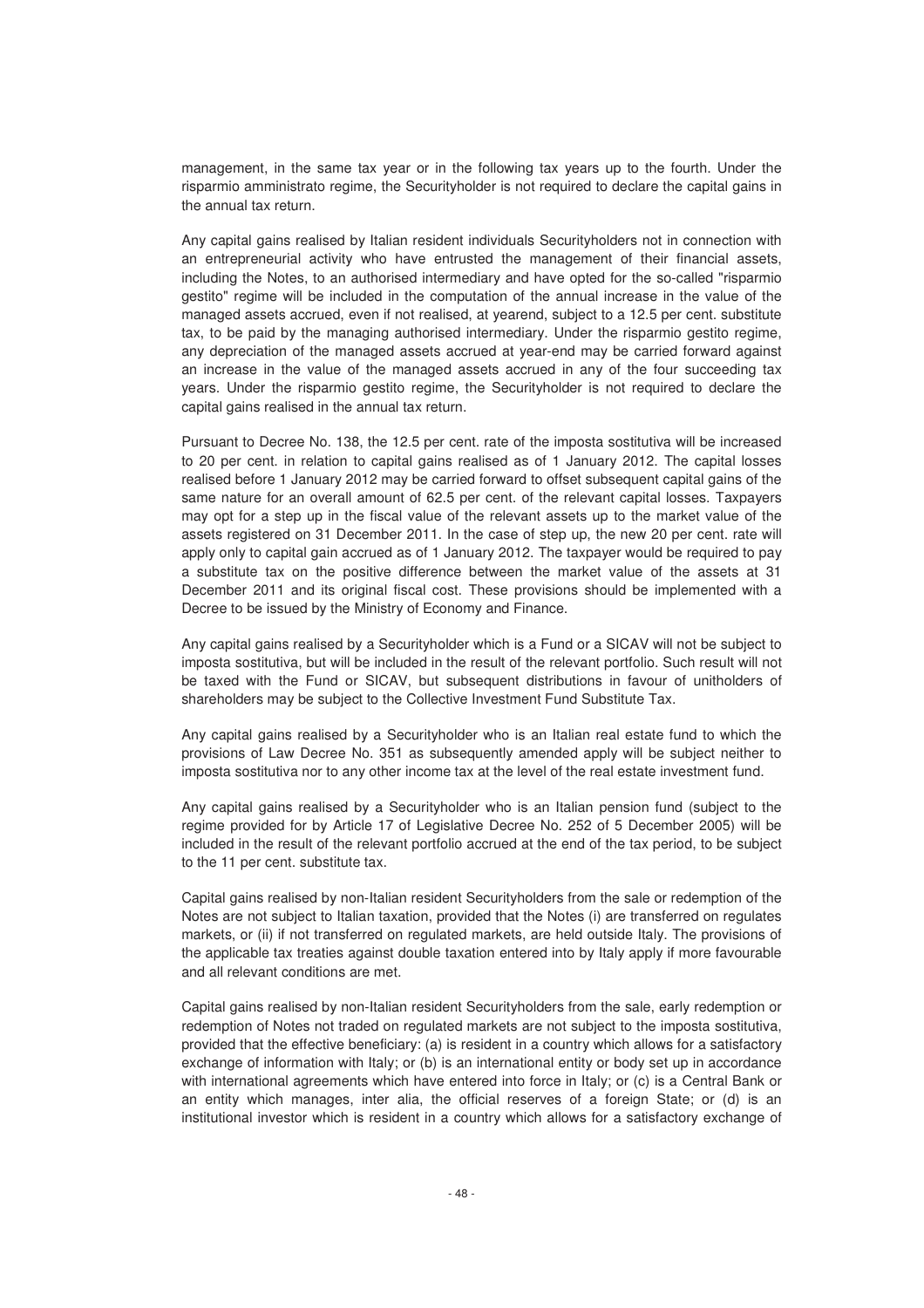management, in the same tax year or in the following tax years up to the fourth. Under the risparmio amministrato regime, the Securityholder is not required to declare the capital gains in the annual tax return.

Any capital gains realised by Italian resident individuals Securityholders not in connection with an entrepreneurial activity who have entrusted the management of their financial assets, including the Notes, to an authorised intermediary and have opted for the so-called "risparmio gestito" regime will be included in the computation of the annual increase in the value of the managed assets accrued, even if not realised, at yearend, subject to a 12.5 per cent. substitute tax, to be paid by the managing authorised intermediary. Under the risparmio gestito regime, any depreciation of the managed assets accrued at year-end may be carried forward against an increase in the value of the managed assets accrued in any of the four succeeding tax years. Under the risparmio gestito regime, the Securityholder is not required to declare the capital gains realised in the annual tax return.

Pursuant to Decree No. 138, the 12.5 per cent. rate of the imposta sostitutiva will be increased to 20 per cent. in relation to capital gains realised as of 1 January 2012. The capital losses realised before 1 January 2012 may be carried forward to offset subsequent capital gains of the same nature for an overall amount of 62.5 per cent. of the relevant capital losses. Taxpayers may opt for a step up in the fiscal value of the relevant assets up to the market value of the assets registered on 31 December 2011. In the case of step up, the new 20 per cent. rate will apply only to capital gain accrued as of 1 January 2012. The taxpayer would be required to pay a substitute tax on the positive difference between the market value of the assets at 31 December 2011 and its original fiscal cost. These provisions should be implemented with a Decree to be issued by the Ministry of Economy and Finance.

Any capital gains realised by a Securityholder which is a Fund or a SICAV will not be subject to imposta sostitutiva, but will be included in the result of the relevant portfolio. Such result will not be taxed with the Fund or SICAV, but subsequent distributions in favour of unitholders of shareholders may be subject to the Collective Investment Fund Substitute Tax.

Any capital gains realised by a Securityholder who is an Italian real estate fund to which the provisions of Law Decree No. 351 as subsequently amended apply will be subject neither to imposta sostitutiva nor to any other income tax at the level of the real estate investment fund.

Any capital gains realised by a Securityholder who is an Italian pension fund (subject to the regime provided for by Article 17 of Legislative Decree No. 252 of 5 December 2005) will be included in the result of the relevant portfolio accrued at the end of the tax period, to be subject to the 11 per cent. substitute tax.

Capital gains realised by non-Italian resident Securityholders from the sale or redemption of the Notes are not subject to Italian taxation, provided that the Notes (i) are transferred on regulates markets, or (ii) if not transferred on regulated markets, are held outside Italy. The provisions of the applicable tax treaties against double taxation entered into by Italy apply if more favourable and all relevant conditions are met.

Capital gains realised by non-Italian resident Securityholders from the sale, early redemption or redemption of Notes not traded on regulated markets are not subject to the imposta sostitutiva, provided that the effective beneficiary: (a) is resident in a country which allows for a satisfactory exchange of information with Italy; or (b) is an international entity or body set up in accordance with international agreements which have entered into force in Italy; or (c) is a Central Bank or an entity which manages, inter alia, the official reserves of a foreign State; or (d) is an institutional investor which is resident in a country which allows for a satisfactory exchange of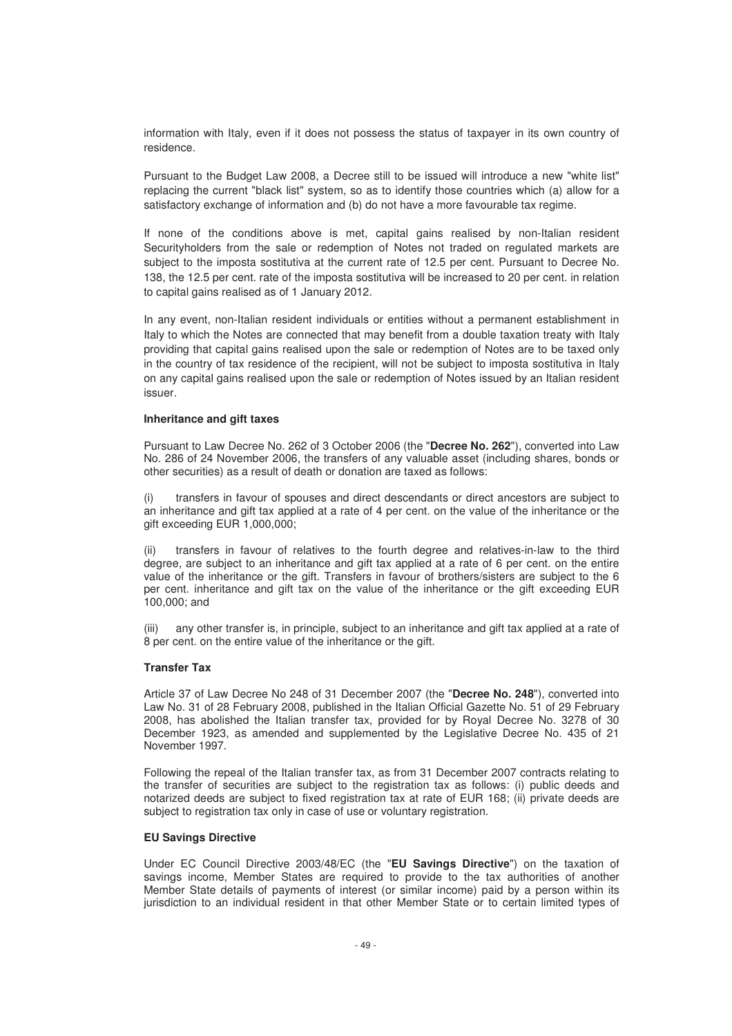information with Italy, even if it does not possess the status of taxpayer in its own country of residence.

Pursuant to the Budget Law 2008, a Decree still to be issued will introduce a new "white list" replacing the current "black list" system, so as to identify those countries which (a) allow for a satisfactory exchange of information and (b) do not have a more favourable tax regime.

If none of the conditions above is met, capital gains realised by non-Italian resident Securityholders from the sale or redemption of Notes not traded on regulated markets are subject to the imposta sostitutiva at the current rate of 12.5 per cent. Pursuant to Decree No. 138, the 12.5 per cent. rate of the imposta sostitutiva will be increased to 20 per cent. in relation to capital gains realised as of 1 January 2012.

In any event, non-Italian resident individuals or entities without a permanent establishment in Italy to which the Notes are connected that may benefit from a double taxation treaty with Italy providing that capital gains realised upon the sale or redemption of Notes are to be taxed only in the country of tax residence of the recipient, will not be subject to imposta sostitutiva in Italy on any capital gains realised upon the sale or redemption of Notes issued by an Italian resident issuer.

**Inheritance and gift taxes**

Pursuant to Law Decree No. 262 of 3 October 2006 (the "**Decree No. 262**"), converted into Law No. 286 of 24 November 2006, the transfers of any valuable asset (including shares, bonds or other securities) as a result of death or donation are taxed as follows:

(i) transfers in favour of spouses and direct descendants or direct ancestors are subject to an inheritance and gift tax applied at a rate of 4 per cent. on the value of the inheritance or the gift exceeding EUR 1,000,000;

(ii) transfers in favour of relatives to the fourth degree and relatives-in-law to the third degree, are subject to an inheritance and gift tax applied at a rate of 6 per cent. on the entire value of the inheritance or the gift. Transfers in favour of brothers/sisters are subject to the 6 per cent. inheritance and gift tax on the value of the inheritance or the gift exceeding EUR 100,000; and

(iii) any other transfer is, in principle, subject to an inheritance and gift tax applied at a rate of 8 per cent. on the entire value of the inheritance or the gift.

**Transfer Tax**

Article 37 of Law Decree No 248 of 31 December 2007 (the "**Decree No. 248**"), converted into Law No. 31 of 28 February 2008, published in the Italian Official Gazette No. 51 of 29 February 2008, has abolished the Italian transfer tax, provided for by Royal Decree No. 3278 of 30 December 1923, as amended and supplemented by the Legislative Decree No. 435 of 21 November 1997.

Following the repeal of the Italian transfer tax, as from 31 December 2007 contracts relating to the transfer of securities are subject to the registration tax as follows: (i) public deeds and notarized deeds are subject to fixed registration tax at rate of EUR 168; (ii) private deeds are subject to registration tax only in case of use or voluntary registration.

**EU Savings Directive**

Under EC Council Directive 2003/48/EC (the "**EU Savings Directive**") on the taxation of savings income, Member States are required to provide to the tax authorities of another Member State details of payments of interest (or similar income) paid by a person within its jurisdiction to an individual resident in that other Member State or to certain limited types of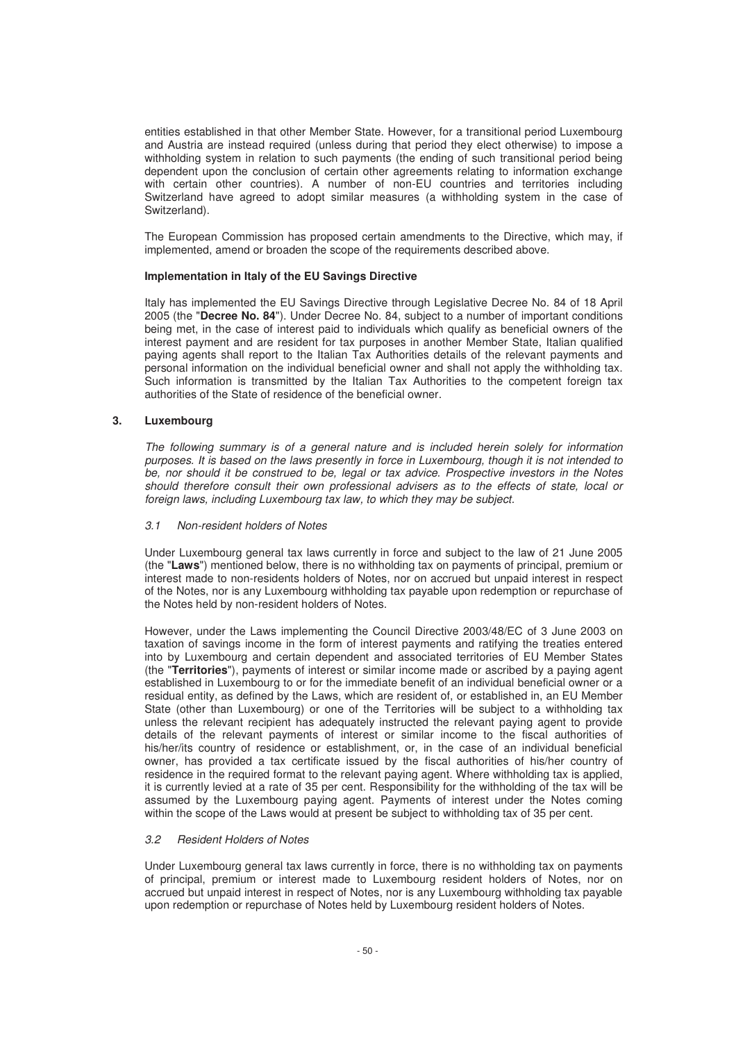entities established in that other Member State. However, for a transitional period Luxembourg and Austria are instead required (unless during that period they elect otherwise) to impose a withholding system in relation to such payments (the ending of such transitional period being dependent upon the conclusion of certain other agreements relating to information exchange with certain other countries). A number of non-EU countries and territories including Switzerland have agreed to adopt similar measures (a withholding system in the case of Switzerland).

The European Commission has proposed certain amendments to the Directive, which may, if implemented, amend or broaden the scope of the requirements described above.

**Implementation in Italy of the EU Savings Directive**

Italy has implemented the EU Savings Directive through Legislative Decree No. 84 of 18 April 2005 (the "**Decree No. 84**"). Under Decree No. 84, subject to a number of important conditions being met, in the case of interest paid to individuals which qualify as beneficial owners of the interest payment and are resident for tax purposes in another Member State, Italian qualified paying agents shall report to the Italian Tax Authorities details of the relevant payments and personal information on the individual beneficial owner and shall not apply the withholding tax. Such information is transmitted by the Italian Tax Authorities to the competent foreign tax authorities of the State of residence of the beneficial owner.

## 3. Luxembourg

*The following summary is of a general nature and is included herein solely for information purposes. It is based on the laws presently in force in Luxembourg, though it is not intended to be, nor should it be construed to be, legal or tax advice. Prospective investors in the Notes should therefore consult their own professional advisers as to the effects of state, local or foreign laws, including Luxembourg tax law, to which they may be subject.*

### *3.1 Non-resident holders of Notes*

Under Luxembourg general tax laws currently in force and subject to the law of 21 June 2005 (the "**Laws**") mentioned below, there is no withholding tax on payments of principal, premium or interest made to non-residents holders of Notes, nor on accrued but unpaid interest in respect of the Notes, nor is any Luxembourg withholding tax payable upon redemption or repurchase of the Notes held by non-resident holders of Notes.

However, under the Laws implementing the Council Directive 2003/48/EC of 3 June 2003 on taxation of savings income in the form of interest payments and ratifying the treaties entered into by Luxembourg and certain dependent and associated territories of EU Member States (the "**Territories**"), payments of interest or similar income made or ascribed by a paying agent established in Luxembourg to or for the immediate benefit of an individual beneficial owner or a residual entity, as defined by the Laws, which are resident of, or established in, an EU Member State (other than Luxembourg) or one of the Territories will be subject to a withholding tax unless the relevant recipient has adequately instructed the relevant paying agent to provide details of the relevant payments of interest or similar income to the fiscal authorities of his/her/its country of residence or establishment, or, in the case of an individual beneficial owner, has provided a tax certificate issued by the fiscal authorities of his/her country of residence in the required format to the relevant paying agent. Where withholding tax is applied, it is currently levied at a rate of 35 per cent. Responsibility for the withholding of the tax will be assumed by the Luxembourg paying agent. Payments of interest under the Notes coming within the scope of the Laws would at present be subject to withholding tax of 35 per cent.

### *3.2 Resident Holders of Notes*

Under Luxembourg general tax laws currently in force, there is no withholding tax on payments of principal, premium or interest made to Luxembourg resident holders of Notes, nor on accrued but unpaid interest in respect of Notes, nor is any Luxembourg withholding tax payable upon redemption or repurchase of Notes held by Luxembourg resident holders of Notes.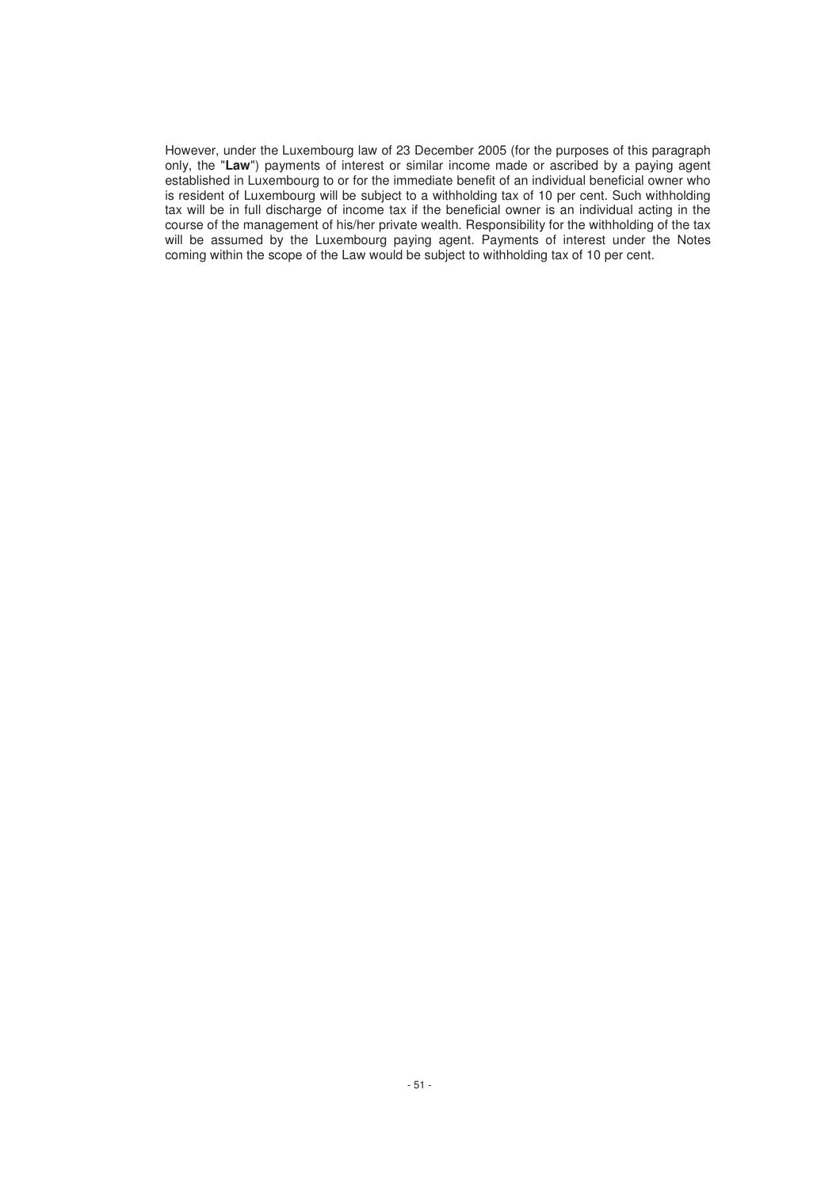However, under the Luxembourg law of 23 December 2005 (for the purposes of this paragraph only, the "**Law**") payments of interest or similar income made or ascribed by a paying agent established in Luxembourg to or for the immediate benefit of an individual beneficial owner who is resident of Luxembourg will be subject to a withholding tax of 10 per cent. Such withholding tax will be in full discharge of income tax if the beneficial owner is an individual acting in the course of the management of his/her private wealth. Responsibility for the withholding of the tax will be assumed by the Luxembourg paying agent. Payments of interest under the Notes coming within the scope of the Law would be subject to withholding tax of 10 per cent.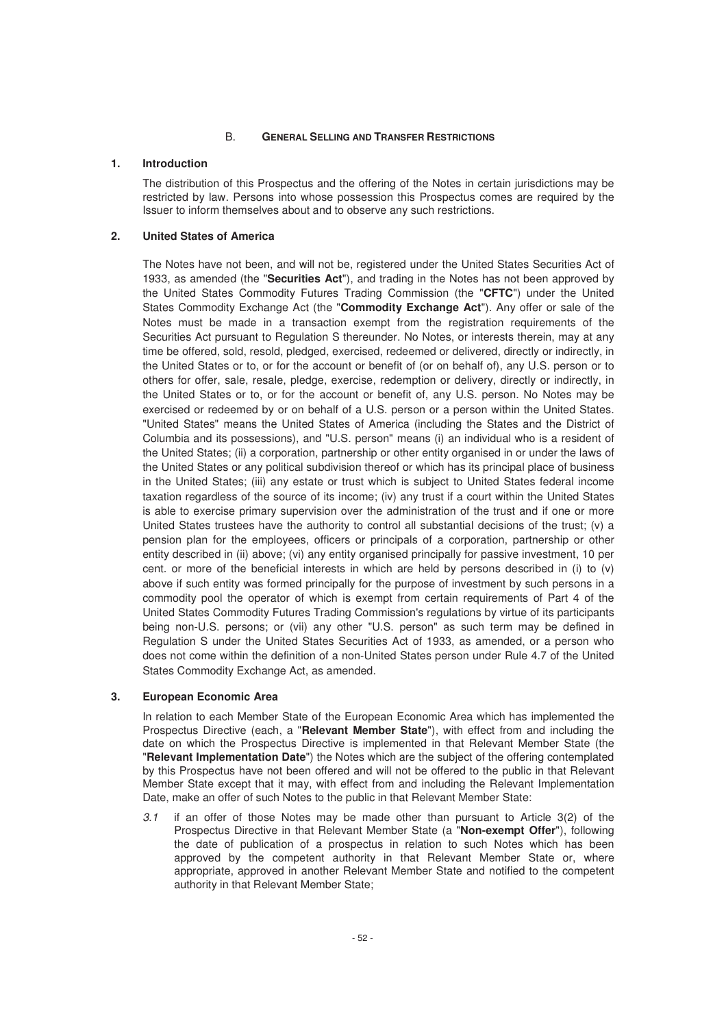## B. General Selling and Transfer Restrictions

### 1. Introduction

The distribution of this Prospectus and the offering of the Notes in certain jurisdictions may be restricted by law. Persons into whose possession this Prospectus comes are required by the Issuer to inform themselves about and to observe any such restrictions.

### 2. United States of America

The Notes have not been, and will not be, registered under the United States Securities Act of 1933, as amended (the "**Securities Act**"), and trading in the Notes has not been approved by the United States Commodity Futures Trading Commission (the "**CFTC**") under the United States Commodity Exchange Act (the "**Commodity Exchange Act**"). Any offer or sale of the Notes must be made in a transaction exempt from the registration requirements of the Securities Act pursuant to Regulation S thereunder. No Notes, or interests therein, may at any time be offered, sold, resold, pledged, exercised, redeemed or delivered, directly or indirectly, in the United States or to, or for the account or benefit of (or on behalf of), any U.S. person or to others for offer, sale, resale, pledge, exercise, redemption or delivery, directly or indirectly, in the United States or to, or for the account or benefit of, any U.S. person. No Notes may be exercised or redeemed by or on behalf of a U.S. person or a person within the United States. "United States" means the United States of America (including the States and the District of Columbia and its possessions), and "U.S. person" means (i) an individual who is a resident of the United States; (ii) a corporation, partnership or other entity organised in or under the laws of the United States or any political subdivision thereof or which has its principal place of business in the United States; (iii) any estate or trust which is subject to United States federal income taxation regardless of the source of its income; (iv) any trust if a court within the United States is able to exercise primary supervision over the administration of the trust and if one or more United States trustees have the authority to control all substantial decisions of the trust; (v) a pension plan for the employees, officers or principals of a corporation, partnership or other entity described in (ii) above; (vi) any entity organised principally for passive investment, 10 per cent. or more of the beneficial interests in which are held by persons described in (i) to (v) above if such entity was formed principally for the purpose of investment by such persons in a commodity pool the operator of which is exempt from certain requirements of Part 4 of the United States Commodity Futures Trading Commission's regulations by virtue of its participants being non-U.S. persons; or (vii) any other "U.S. person" as such term may be defined in Regulation S under the United States Securities Act of 1933, as amended, or a person who does not come within the definition of a non-United States person under Rule 4.7 of the United States Commodity Exchange Act, as amended.

### 3. European Economic Area

In relation to each Member State of the European Economic Area which has implemented the Prospectus Directive (each, a "**Relevant Member State**"), with effect from and including the date on which the Prospectus Directive is implemented in that Relevant Member State (the "**Relevant Implementation Date**") the Notes which are the subject of the offering contemplated by this Prospectus have not been offered and will not be offered to the public in that Relevant Member State except that it may, with effect from and including the Relevant Implementation Date, make an offer of such Notes to the public in that Relevant Member State:

*3.1* if an offer of those Notes may be made other than pursuant to Article 3(2) of the Prospectus Directive in that Relevant Member State (a "**Non-exempt Offer**"), following the date of publication of a prospectus in relation to such Notes which has been approved by the competent authority in that Relevant Member State or, where appropriate, approved in another Relevant Member State and notified to the competent authority in that Relevant Member State;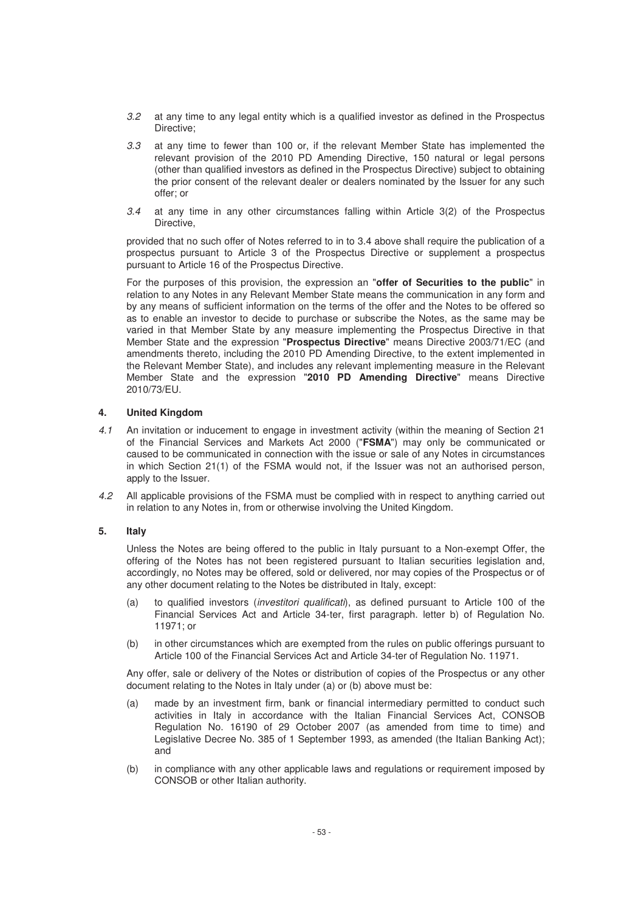*3.2* at any time to any legal entity which is a qualified investor as defined in the Prospectus Directive;

*3.3* at any time to fewer than 100 or, if the relevant Member State has implemented the relevant provision of the 2010 PD Amending Directive, 150 natural or legal persons (other than qualified investors as defined in the Prospectus Directive) subject to obtaining the prior consent of the relevant dealer or dealers nominated by the Issuer for any such offer; or

*3.4* at any time in any other circumstances falling within Article 3(2) of the Prospectus Directive,

provided that no such offer of Notes referred to in to 3.4 above shall require the publication of a prospectus pursuant to Article 3 of the Prospectus Directive or supplement a prospectus pursuant to Article 16 of the Prospectus Directive.

For the purposes of this provision, the expression an "**offer of Securities to the public**" in relation to any Notes in any Relevant Member State means the communication in any form and by any means of sufficient information on the terms of the offer and the Notes to be offered so as to enable an investor to decide to purchase or subscribe the Notes, as the same may be varied in that Member State by any measure implementing the Prospectus Directive in that Member State and the expression "**Prospectus Directive**" means Directive 2003/71/EC (and amendments thereto, including the 2010 PD Amending Directive, to the extent implemented in the Relevant Member State), and includes any relevant implementing measure in the Relevant Member State and the expression "**2010 PD Amending Directive**" means Directive 2010/73/EU.

## 4. United Kingdom

*4.1* An invitation or inducement to engage in investment activity (within the meaning of Section 21 of the Financial Services and Markets Act 2000 ("**FSMA**") may only be communicated or caused to be communicated in connection with the issue or sale of any Notes in circumstances in which Section 21(1) of the FSMA would not, if the Issuer was not an authorised person, apply to the Issuer.

*4.2* All applicable provisions of the FSMA must be complied with in respect to anything carried out in relation to any Notes in, from or otherwise involving the United Kingdom.

## 5. Italy

Unless the Notes are being offered to the public in Italy pursuant to a Non-exempt Offer, the offering of the Notes has not been registered pursuant to Italian securities legislation and, accordingly, no Notes may be offered, sold or delivered, nor may copies of the Prospectus or of any other document relating to the Notes be distributed in Italy, except:

(a) to qualified investors (*investitori qualificati*), as defined pursuant to Article 100 of the Financial Services Act and Article 34-ter, first paragraph. letter b) of Regulation No. 11971; or

(b) in other circumstances which are exempted from the rules on public offerings pursuant to Article 100 of the Financial Services Act and Article 34-ter of Regulation No. 11971.

Any offer, sale or delivery of the Notes or distribution of copies of the Prospectus or any other document relating to the Notes in Italy under (a) or (b) above must be:

(a) made by an investment firm, bank or financial intermediary permitted to conduct such activities in Italy in accordance with the Italian Financial Services Act, CONSOB Regulation No. 16190 of 29 October 2007 (as amended from time to time) and Legislative Decree No. 385 of 1 September 1993, as amended (the Italian Banking Act); and

(b) in compliance with any other applicable laws and regulations or requirement imposed by CONSOB or other Italian authority.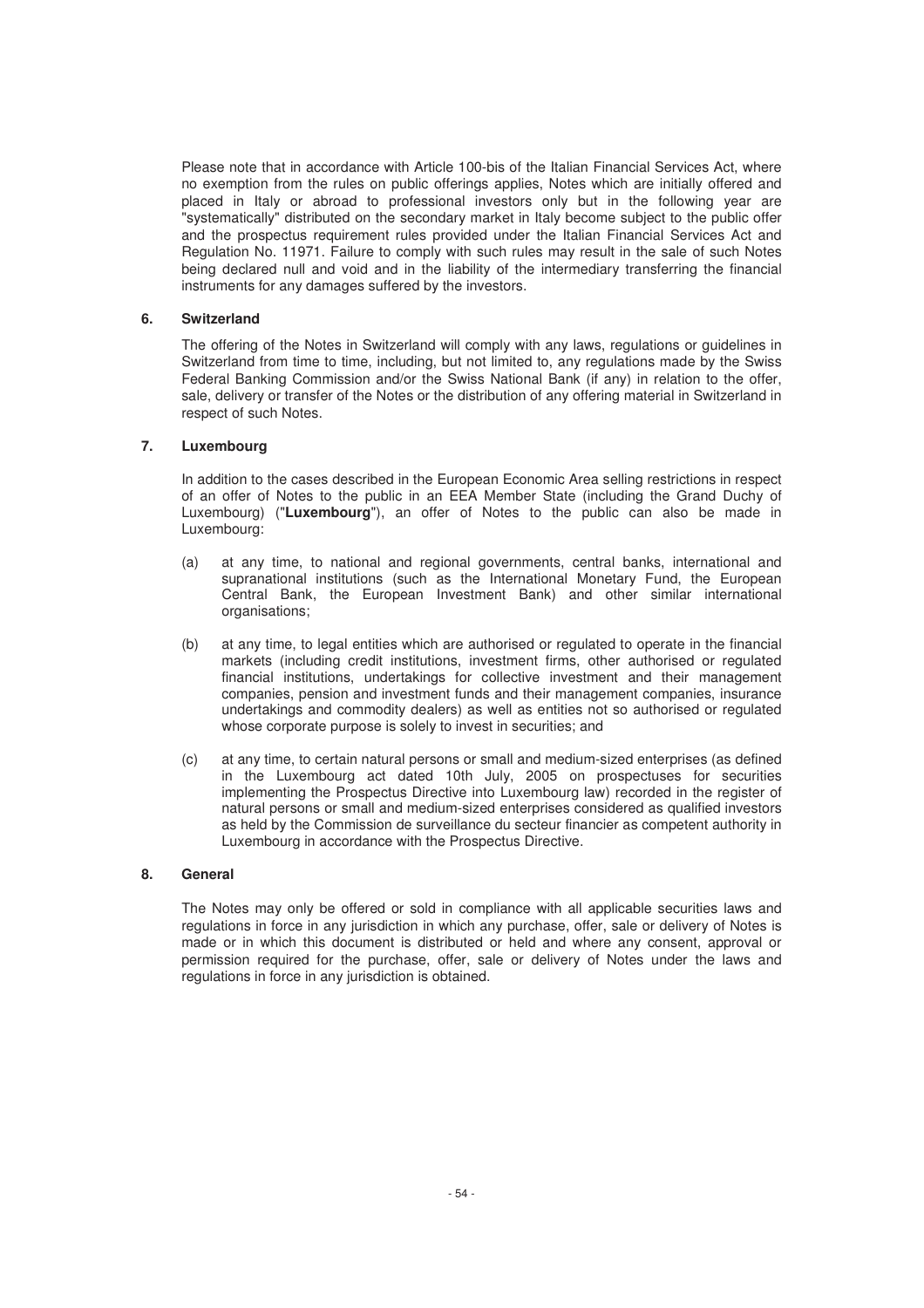Please note that in accordance with Article 100-bis of the Italian Financial Services Act, where no exemption from the rules on public offerings applies, Notes which are initially offered and placed in Italy or abroad to professional investors only but in the following year are "systematically" distributed on the secondary market in Italy become subject to the public offer and the prospectus requirement rules provided under the Italian Financial Services Act and Regulation No. 11971. Failure to comply with such rules may result in the sale of such Notes being declared null and void and in the liability of the intermediary transferring the financial instruments for any damages suffered by the investors.

### 6. Switzerland

The offering of the Notes in Switzerland will comply with any laws, regulations or guidelines in Switzerland from time to time, including, but not limited to, any regulations made by the Swiss Federal Banking Commission and/or the Swiss National Bank (if any) in relation to the offer, sale, delivery or transfer of the Notes or the distribution of any offering material in Switzerland in respect of such Notes.

### 7. Luxembourg

In addition to the cases described in the European Economic Area selling restrictions in respect of an offer of Notes to the public in an EEA Member State (including the Grand Duchy of Luxembourg) ("**Luxembourg**"), an offer of Notes to the public can also be made in Luxembourg:

(a) at any time, to national and regional governments, central banks, international and supranational institutions (such as the International Monetary Fund, the European Central Bank, the European Investment Bank) and other similar international organisations;

(b) at any time, to legal entities which are authorised or regulated to operate in the financial markets (including credit institutions, investment firms, other authorised or regulated financial institutions, undertakings for collective investment and their management companies, pension and investment funds and their management companies, insurance undertakings and commodity dealers) as well as entities not so authorised or regulated whose corporate purpose is solely to invest in securities; and

(c) at any time, to certain natural persons or small and medium-sized enterprises (as defined in the Luxembourg act dated 10th July, 2005 on prospectuses for securities implementing the Prospectus Directive into Luxembourg law) recorded in the register of natural persons or small and medium-sized enterprises considered as qualified investors as held by the Commission de surveillance du secteur financier as competent authority in Luxembourg in accordance with the Prospectus Directive.

### 8. General

The Notes may only be offered or sold in compliance with all applicable securities laws and regulations in force in any jurisdiction in which any purchase, offer, sale or delivery of Notes is made or in which this document is distributed or held and where any consent, approval or permission required for the purchase, offer, sale or delivery of Notes under the laws and regulations in force in any jurisdiction is obtained.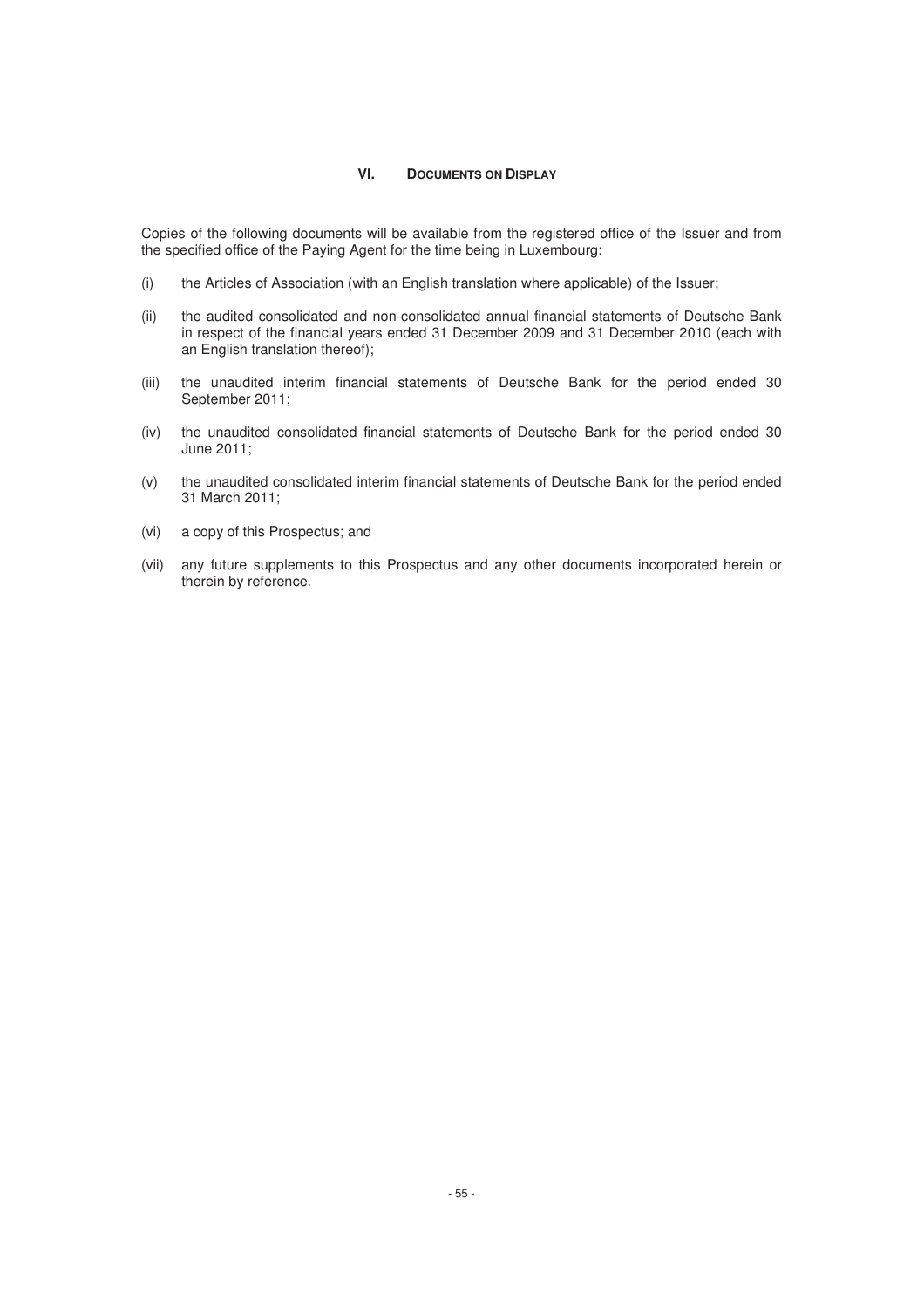## VI. DOCUMENTS ON DISPLAY

Copies of the following documents will be available from the registered office of the Issuer and from the specified office of the Paying Agent for the time being in Luxembourg:

(i) the Articles of Association (with an English translation where applicable) of the Issuer;

(ii) the audited consolidated and non-consolidated annual financial statements of Deutsche Bank in respect of the financial years ended 31 December 2009 and 31 December 2010 (each with an English translation thereof);

(iii) the unaudited interim financial statements of Deutsche Bank for the period ended 30 September 2011;

(iv) the unaudited consolidated financial statements of Deutsche Bank for the period ended 30 June 2011;

(v) the unaudited consolidated interim financial statements of Deutsche Bank for the period ended 31 March 2011;

(vi) a copy of this Prospectus; and

(vii) any future supplements to this Prospectus and any other documents incorporated herein or therein by reference.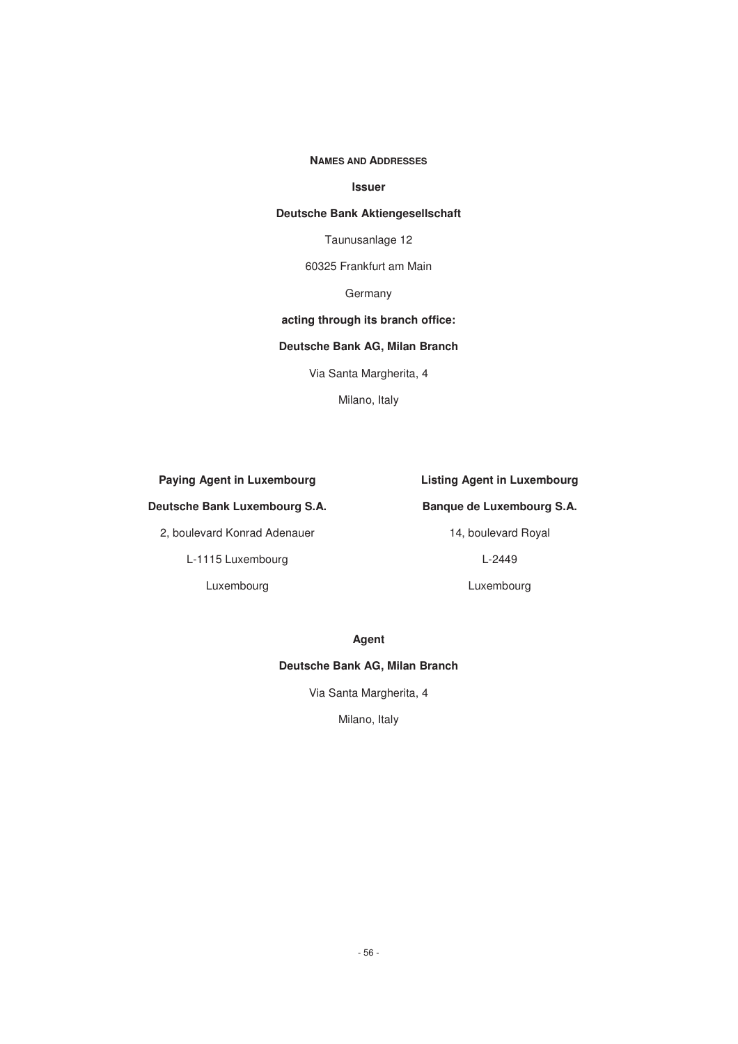## NAMES AND ADDRESSES

**Issuer**

**Deutsche Bank Aktiengesellschaft**

Taunusanlage 12

60325 Frankfurt am Main

Germany

**acting through its branch office:**

**Deutsche Bank AG, Milan Branch**

Via Santa Margherita, 4

Milano, Italy

**Paying Agent in Luxembourg**

**Deutsche Bank Luxembourg S.A.**

2, boulevard Konrad Adenauer

L-1115 Luxembourg

Luxembourg

**Listing Agent in Luxembourg**

**Banque de Luxembourg S.A.**

14, boulevard Royal

L-2449

Luxembourg

**Agent**

**Deutsche Bank AG, Milan Branch**

Via Santa Margherita, 4

Milano, Italy